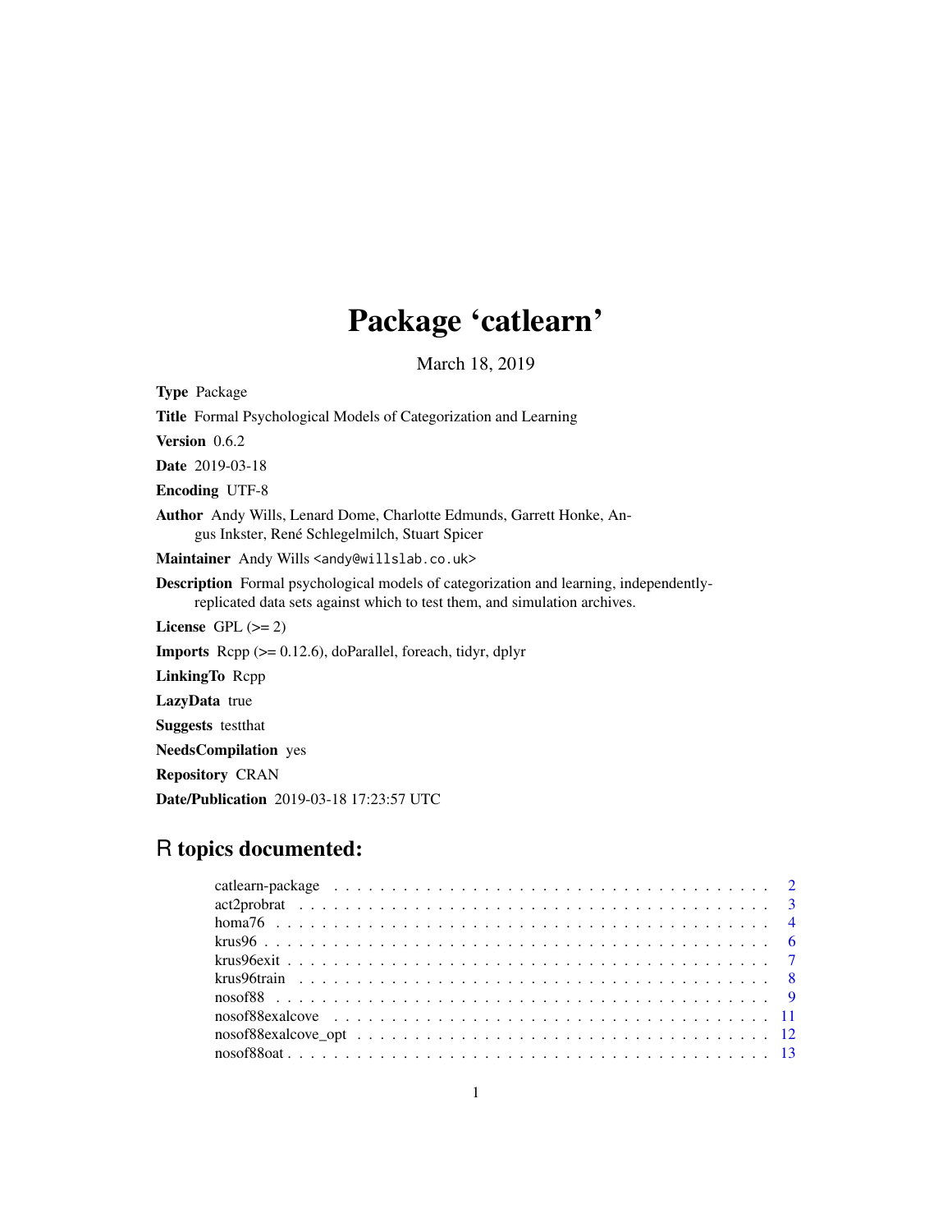# Package 'catlearn'

March 18, 2019

**Type** Package

**Title** Formal Psychological Models of Categorization and Learning

**Version** 0.6.2

**Date** 2019-03-18

**Encoding** UTF-8

**Author** Andy Wills, Lenard Dome, Charlotte Edmunds, Garrett Honke, Angus Inkster, René Schlegelmilch, Stuart Spicer

**Maintainer** Andy Wills <andy@willslab.co.uk>

**Description** Formal psychological models of categorization and learning, independently-replicated data sets against which to test them, and simulation archives.

**License** GPL (>= 2)

**Imports** Rcpp (>= 0.12.6), doParallel, foreach, tidyr, dplyr

**LinkingTo** Rcpp

**LazyData** true

**Suggests** testthat

**NeedsCompilation** yes

**Repository** CRAN

**Date/Publication** 2019-03-18 17:23:57 UTC

## R topics documented:

- catlearn-package . . . . . . . . . . . . . . . . . . . . . . . . . . . . . . . . . . . . . . . 2
- act2probrat . . . . . . . . . . . . . . . . . . . . . . . . . . . . . . . . . . . . . . . . . . 3
- homa76 . . . . . . . . . . . . . . . . . . . . . . . . . . . . . . . . . . . . . . . . . . . . 4
- krus96 . . . . . . . . . . . . . . . . . . . . . . . . . . . . . . . . . . . . . . . . . . . . . 6
- krus96exit . . . . . . . . . . . . . . . . . . . . . . . . . . . . . . . . . . . . . . . . . . . 7
- krus96train . . . . . . . . . . . . . . . . . . . . . . . . . . . . . . . . . . . . . . . . . . 8
- nosof88 . . . . . . . . . . . . . . . . . . . . . . . . . . . . . . . . . . . . . . . . . . . . 9
- nosof88exalcove . . . . . . . . . . . . . . . . . . . . . . . . . . . . . . . . . . . . . . . 11
- nosof88exalcove_opt . . . . . . . . . . . . . . . . . . . . . . . . . . . . . . . . . . . . 12
- nosof88oat . . . . . . . . . . . . . . . . . . . . . . . . . . . . . . . . . . . . . . . . . . . 13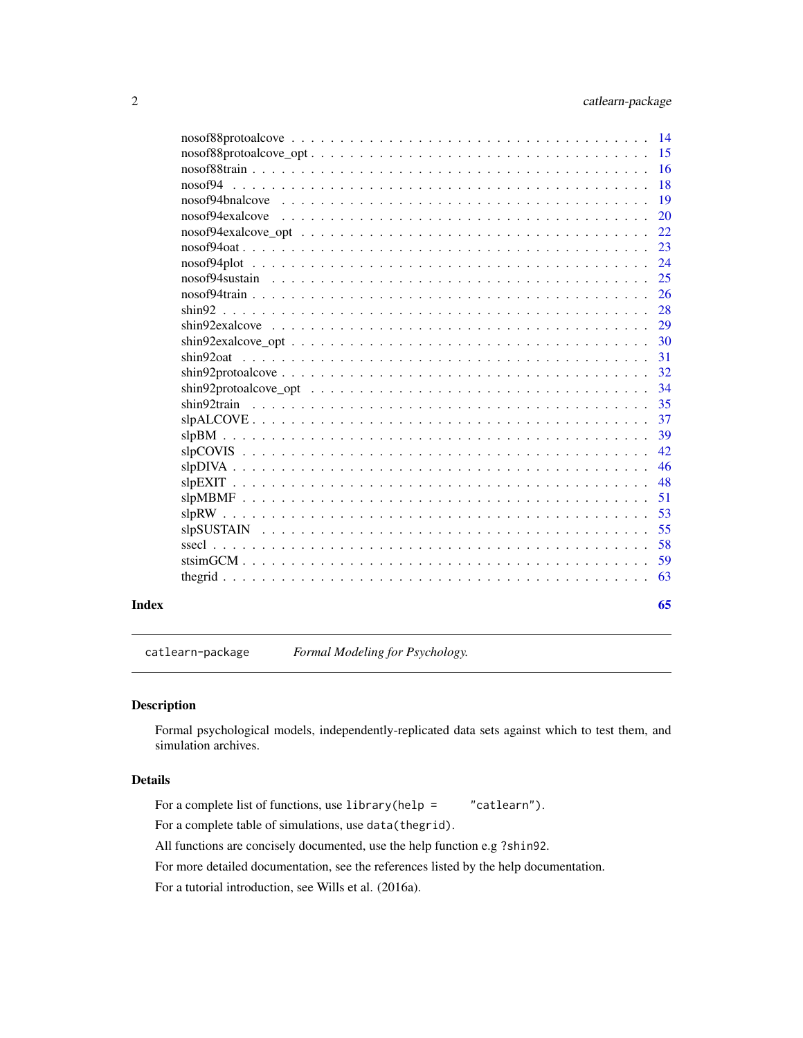nosof88protoalcove . . . . . . . . . . . . . . . . . . . . . . . . . . . . . . . . . . 14
nosof88protoalcove_opt . . . . . . . . . . . . . . . . . . . . . . . . . . . . . . . . 15
nosof88train . . . . . . . . . . . . . . . . . . . . . . . . . . . . . . . . . . . . . 16
nosof94 . . . . . . . . . . . . . . . . . . . . . . . . . . . . . . . . . . . . . . . 18
nosof94bnalcove . . . . . . . . . . . . . . . . . . . . . . . . . . . . . . . . . . . 19
nosof94exalcove . . . . . . . . . . . . . . . . . . . . . . . . . . . . . . . . . . . 20
nosof94exalcove_opt . . . . . . . . . . . . . . . . . . . . . . . . . . . . . . . . . 22
nosof94oat . . . . . . . . . . . . . . . . . . . . . . . . . . . . . . . . . . . . . . 23
nosof94plot . . . . . . . . . . . . . . . . . . . . . . . . . . . . . . . . . . . . . 24
nosof94sustain . . . . . . . . . . . . . . . . . . . . . . . . . . . . . . . . . . . . 25
nosof94train . . . . . . . . . . . . . . . . . . . . . . . . . . . . . . . . . . . . . 26
shin92 . . . . . . . . . . . . . . . . . . . . . . . . . . . . . . . . . . . . . . . . 28
shin92exalcove . . . . . . . . . . . . . . . . . . . . . . . . . . . . . . . . . . . . 29
shin92exalcove_opt . . . . . . . . . . . . . . . . . . . . . . . . . . . . . . . . . . 30
shin92oat . . . . . . . . . . . . . . . . . . . . . . . . . . . . . . . . . . . . . . 31
shin92protoalcove . . . . . . . . . . . . . . . . . . . . . . . . . . . . . . . . . . 32
shin92protoalcove_opt . . . . . . . . . . . . . . . . . . . . . . . . . . . . . . . . 34
shin92train . . . . . . . . . . . . . . . . . . . . . . . . . . . . . . . . . . . . . 35
slpALCOVE . . . . . . . . . . . . . . . . . . . . . . . . . . . . . . . . . . . . . . 37
slpBM . . . . . . . . . . . . . . . . . . . . . . . . . . . . . . . . . . . . . . . . 39
slpCOVIS . . . . . . . . . . . . . . . . . . . . . . . . . . . . . . . . . . . . . . 42
slpDIVA . . . . . . . . . . . . . . . . . . . . . . . . . . . . . . . . . . . . . . . 46
slpEXIT . . . . . . . . . . . . . . . . . . . . . . . . . . . . . . . . . . . . . . . 48
slpMBMF . . . . . . . . . . . . . . . . . . . . . . . . . . . . . . . . . . . . . . . 51
slpRW . . . . . . . . . . . . . . . . . . . . . . . . . . . . . . . . . . . . . . . . 53
slpSUSTAIN . . . . . . . . . . . . . . . . . . . . . . . . . . . . . . . . . . . . . 55
ssecl . . . . . . . . . . . . . . . . . . . . . . . . . . . . . . . . . . . . . . . . 58
stsimGCM . . . . . . . . . . . . . . . . . . . . . . . . . . . . . . . . . . . . . . 59
thegrid . . . . . . . . . . . . . . . . . . . . . . . . . . . . . . . . . . . . . . . 63

**Index** **65**

---

`catlearn-package` *Formal Modeling for Psychology.*

---

## Description

Formal psychological models, independently-replicated data sets against which to test them, and simulation archives.

## Details

For a complete list of functions, use `library(help = "catlearn")`.

For a complete table of simulations, use `data(thegrid)`.

All functions are concisely documented, use the help function e.g `?shin92`.

For more detailed documentation, see the references listed by the help documentation.

For a tutorial introduction, see Wills et al. (2016a).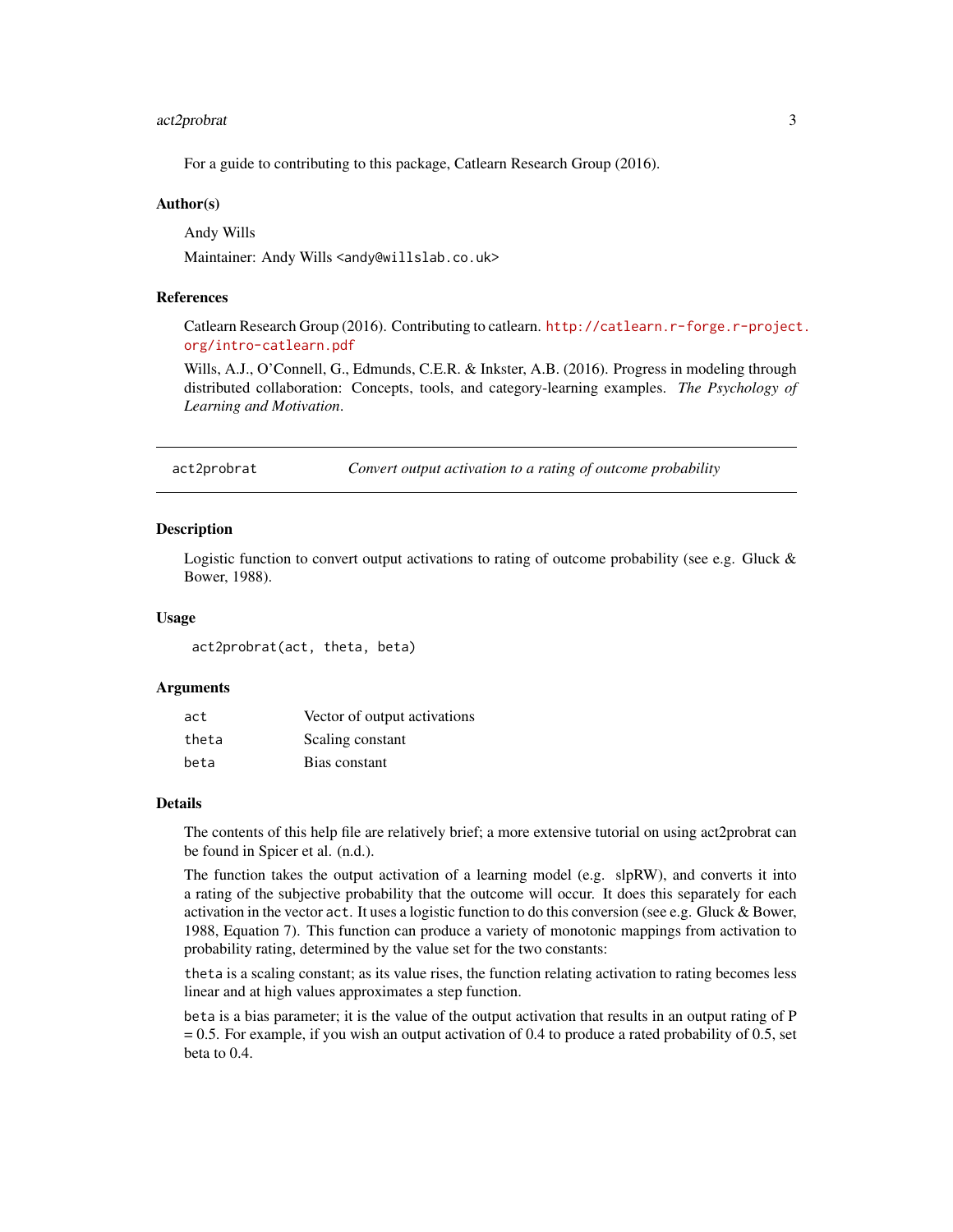For a guide to contributing to this package, Catlearn Research Group (2016).

### Author(s)

Andy Wills

Maintainer: Andy Wills <andy@willslab.co.uk>

### References

Catlearn Research Group (2016). Contributing to catlearn. http://catlearn.r-forge.r-project.org/intro-catlearn.pdf

Wills, A.J., O'Connell, G., Edmunds, C.E.R. & Inkster, A.B. (2016). Progress in modeling through distributed collaboration: Concepts, tools, and category-learning examples. *The Psychology of Learning and Motivation*.

---

## act2probrat — *Convert output activation to a rating of outcome probability*

---

### Description

Logistic function to convert output activations to rating of outcome probability (see e.g. Gluck & Bower, 1988).

### Usage

```
act2probrat(act, theta, beta)
```

### Arguments

| | |
|---|---|
| `act` | Vector of output activations |
| `theta` | Scaling constant |
| `beta` | Bias constant |

### Details

The contents of this help file are relatively brief; a more extensive tutorial on using act2probrat can be found in Spicer et al. (n.d.).

The function takes the output activation of a learning model (e.g. slpRW), and converts it into a rating of the subjective probability that the outcome will occur. It does this separately for each activation in the vector `act`. It uses a logistic function to do this conversion (see e.g. Gluck & Bower, 1988, Equation 7). This function can produce a variety of monotonic mappings from activation to probability rating, determined by the value set for the two constants:

`theta` is a scaling constant; as its value rises, the function relating activation to rating becomes less linear and at high values approximates a step function.

`beta` is a bias parameter; it is the value of the output activation that results in an output rating of P = 0.5. For example, if you wish an output activation of 0.4 to produce a rated probability of 0.5, set beta to 0.4.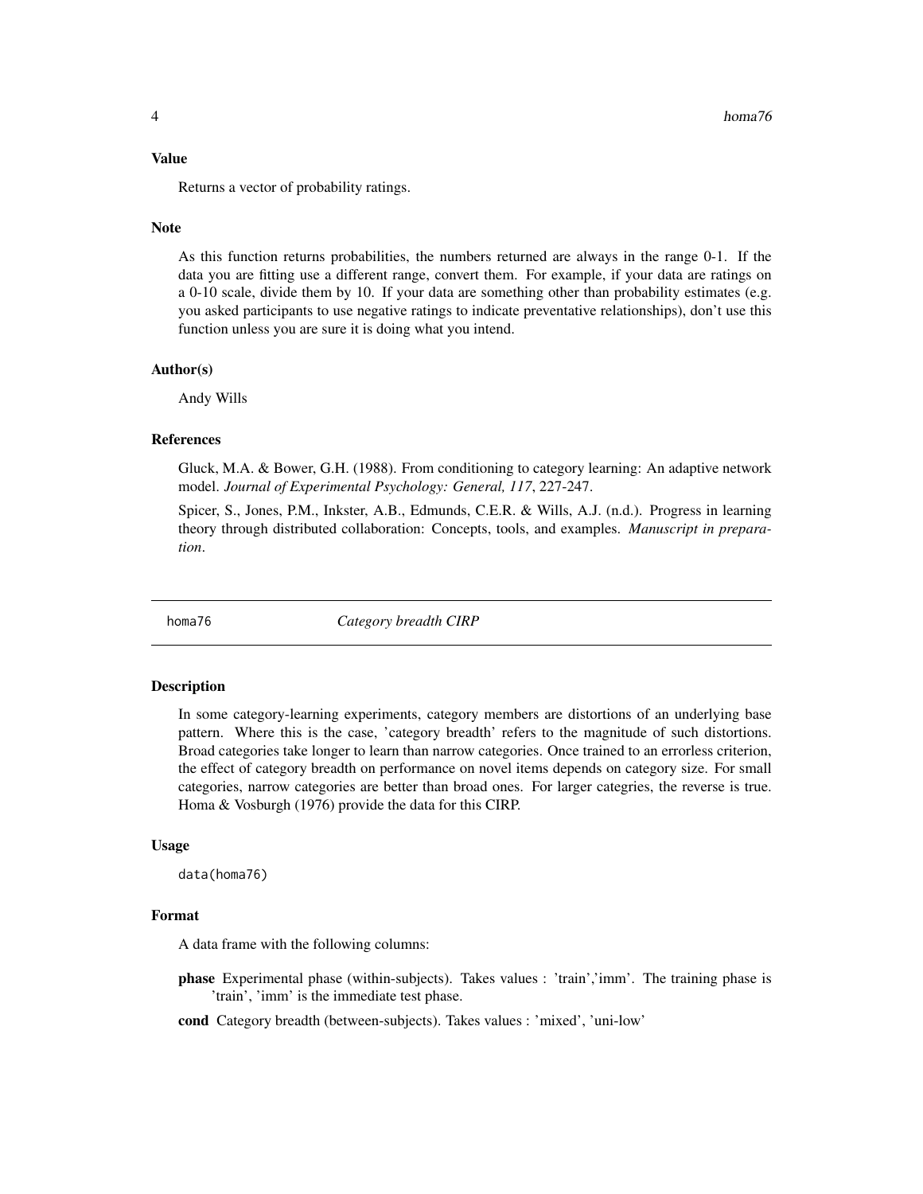### Value

Returns a vector of probability ratings.

### Note

As this function returns probabilities, the numbers returned are always in the range 0-1. If the data you are fitting use a different range, convert them. For example, if your data are ratings on a 0-10 scale, divide them by 10. If your data are something other than probability estimates (e.g. you asked participants to use negative ratings to indicate preventative relationships), don't use this function unless you are sure it is doing what you intend.

### Author(s)

Andy Wills

### References

Gluck, M.A. & Bower, G.H. (1988). From conditioning to category learning: An adaptive network model. *Journal of Experimental Psychology: General, 117*, 227-247.

Spicer, S., Jones, P.M., Inkster, A.B., Edmunds, C.E.R. & Wills, A.J. (n.d.). Progress in learning theory through distributed collaboration: Concepts, tools, and examples. *Manuscript in preparation*.

---

## homa76 *Category breadth CIRP*

---

### Description

In some category-learning experiments, category members are distortions of an underlying base pattern. Where this is the case, 'category breadth' refers to the magnitude of such distortions. Broad categories take longer to learn than narrow categories. Once trained to an errorless criterion, the effect of category breadth on performance on novel items depends on category size. For small categories, narrow categories are better than broad ones. For larger categries, the reverse is true. Homa & Vosburgh (1976) provide the data for this CIRP.

### Usage

```
data(homa76)
```

### Format

A data frame with the following columns:

**phase** Experimental phase (within-subjects). Takes values : 'train','imm'. The training phase is 'train', 'imm' is the immediate test phase.

**cond** Category breadth (between-subjects). Takes values : 'mixed', 'uni-low'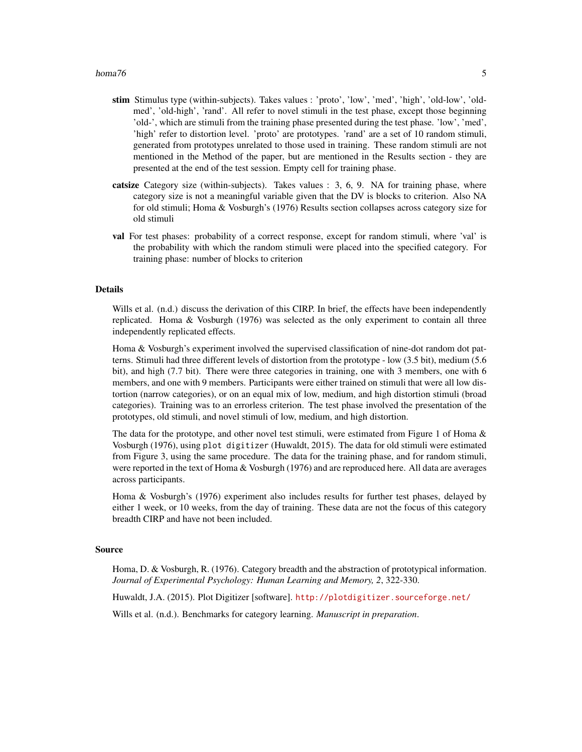**stim** Stimulus type (within-subjects). Takes values : 'proto', 'low', 'med', 'high', 'old-low', 'old-med', 'old-high', 'rand'. All refer to novel stimuli in the test phase, except those beginning 'old-', which are stimuli from the training phase presented during the test phase. 'low', 'med', 'high' refer to distortion level. 'proto' are prototypes. 'rand' are a set of 10 random stimuli, generated from prototypes unrelated to those used in training. These random stimuli are not mentioned in the Method of the paper, but are mentioned in the Results section - they are presented at the end of the test session. Empty cell for training phase.

**catsize** Category size (within-subjects). Takes values : 3, 6, 9. NA for training phase, where category size is not a meaningful variable given that the DV is blocks to criterion. Also NA for old stimuli; Homa & Vosburgh's (1976) Results section collapses across category size for old stimuli

**val** For test phases: probability of a correct response, except for random stimuli, where 'val' is the probability with which the random stimuli were placed into the specified category. For training phase: number of blocks to criterion

## Details

Wills et al. (n.d.) discuss the derivation of this CIRP. In brief, the effects have been independently replicated. Homa & Vosburgh (1976) was selected as the only experiment to contain all three independently replicated effects.

Homa & Vosburgh's experiment involved the supervised classification of nine-dot random dot patterns. Stimuli had three different levels of distortion from the prototype - low (3.5 bit), medium (5.6 bit), and high (7.7 bit). There were three categories in training, one with 3 members, one with 6 members, and one with 9 members. Participants were either trained on stimuli that were all low distortion (narrow categories), or on an equal mix of low, medium, and high distortion stimuli (broad categories). Training was to an errorless criterion. The test phase involved the presentation of the prototypes, old stimuli, and novel stimuli of low, medium, and high distortion.

The data for the prototype, and other novel test stimuli, were estimated from Figure 1 of Homa & Vosburgh (1976), using `plot digitizer` (Huwaldt, 2015). The data for old stimuli were estimated from Figure 3, using the same procedure. The data for the training phase, and for random stimuli, were reported in the text of Homa & Vosburgh (1976) and are reproduced here. All data are averages across participants.

Homa & Vosburgh's (1976) experiment also includes results for further test phases, delayed by either 1 week, or 10 weeks, from the day of training. These data are not the focus of this category breadth CIRP and have not been included.

## Source

Homa, D. & Vosburgh, R. (1976). Category breadth and the abstraction of prototypical information. *Journal of Experimental Psychology: Human Learning and Memory, 2*, 322-330.

Huwaldt, J.A. (2015). Plot Digitizer [software]. http://plotdigitizer.sourceforge.net/

Wills et al. (n.d.). Benchmarks for category learning. *Manuscript in preparation*.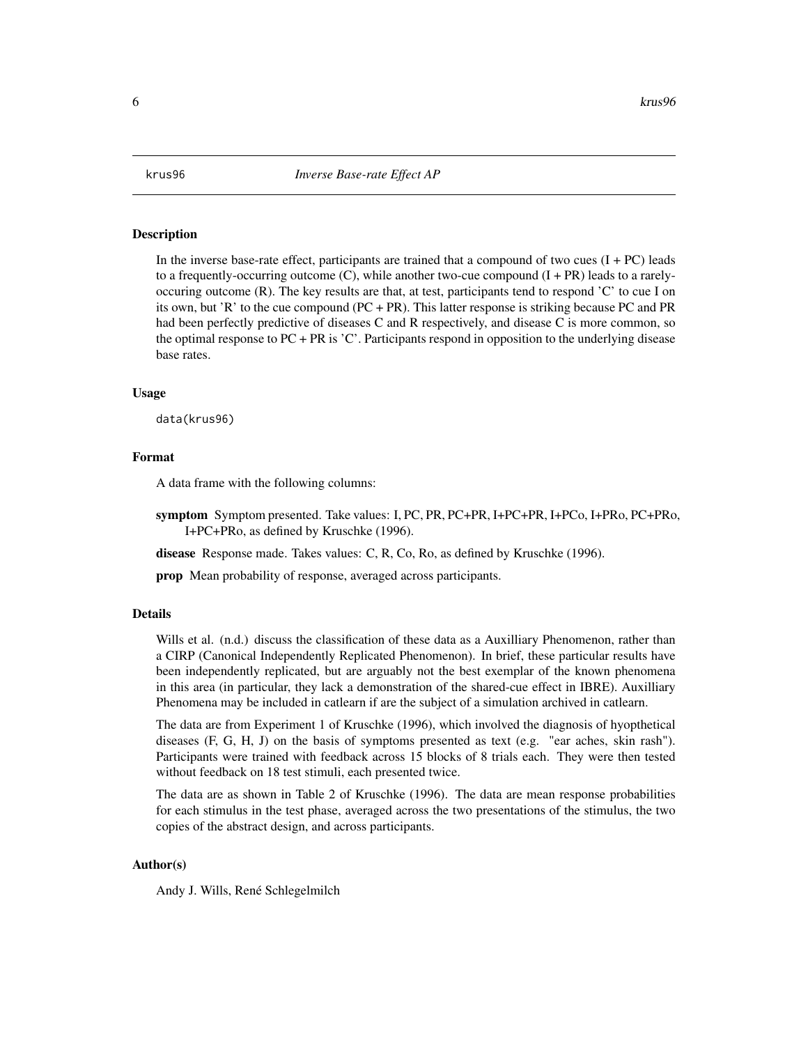krus96 *Inverse Base-rate Effect AP*

## Description

In the inverse base-rate effect, participants are trained that a compound of two cues (I + PC) leads to a frequently-occurring outcome (C), while another two-cue compound (I + PR) leads to a rarely-occuring outcome (R). The key results are that, at test, participants tend to respond 'C' to cue I on its own, but 'R' to the cue compound (PC + PR). This latter response is striking because PC and PR had been perfectly predictive of diseases C and R respectively, and disease C is more common, so the optimal response to PC + PR is 'C'. Participants respond in opposition to the underlying disease base rates.

## Usage

```
data(krus96)
```

## Format

A data frame with the following columns:

**symptom** Symptom presented. Take values: I, PC, PR, PC+PR, I+PC+PR, I+PCo, I+PRo, PC+PRo, I+PC+PRo, as defined by Kruschke (1996).

**disease** Response made. Takes values: C, R, Co, Ro, as defined by Kruschke (1996).

**prop** Mean probability of response, averaged across participants.

## Details

Wills et al. (n.d.) discuss the classification of these data as a Auxilliary Phenomenon, rather than a CIRP (Canonical Independently Replicated Phenomenon). In brief, these particular results have been independently replicated, but are arguably not the best exemplar of the known phenomena in this area (in particular, they lack a demonstration of the shared-cue effect in IBRE). Auxilliary Phenomena may be included in catlearn if are the subject of a simulation archived in catlearn.

The data are from Experiment 1 of Kruschke (1996), which involved the diagnosis of hyopthetical diseases (F, G, H, J) on the basis of symptoms presented as text (e.g. "ear aches, skin rash"). Participants were trained with feedback across 15 blocks of 8 trials each. They were then tested without feedback on 18 test stimuli, each presented twice.

The data are as shown in Table 2 of Kruschke (1996). The data are mean response probabilities for each stimulus in the test phase, averaged across the two presentations of the stimulus, the two copies of the abstract design, and across participants.

## Author(s)

Andy J. Wills, René Schlegelmilch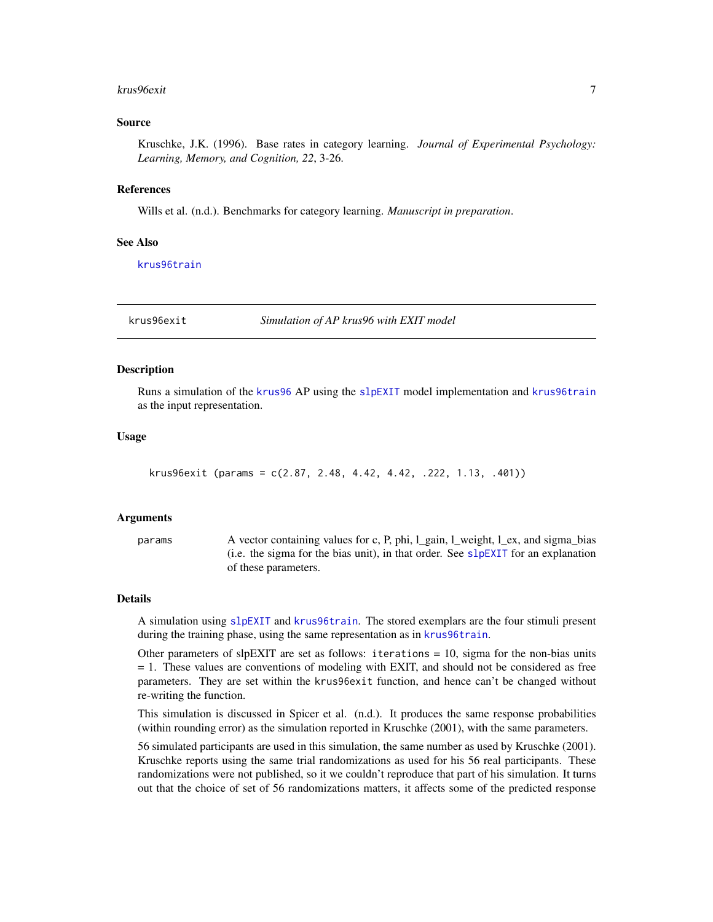### Source

Kruschke, J.K. (1996). Base rates in category learning. *Journal of Experimental Psychology: Learning, Memory, and Cognition, 22*, 3-26.

### References

Wills et al. (n.d.). Benchmarks for category learning. *Manuscript in preparation*.

### See Also

krus96train

---

## krus96exit — *Simulation of AP krus96 with EXIT model*

### Description

Runs a simulation of the krus96 AP using the slpEXIT model implementation and krus96train as the input representation.

### Usage

```
krus96exit (params = c(2.87, 2.48, 4.42, 4.42, .222, 1.13, .401))
```

### Arguments

| | |
|---|---|
| params | A vector containing values for c, P, phi, l_gain, l_weight, l_ex, and sigma_bias (i.e. the sigma for the bias unit), in that order. See slpEXIT for an explanation of these parameters. |

### Details

A simulation using slpEXIT and krus96train. The stored exemplars are the four stimuli present during the training phase, using the same representation as in krus96train.

Other parameters of slpEXIT are set as follows: `iterations` = 10, sigma for the non-bias units = 1. These values are conventions of modeling with EXIT, and should not be considered as free parameters. They are set within the `krus96exit` function, and hence can't be changed without re-writing the function.

This simulation is discussed in Spicer et al. (n.d.). It produces the same response probabilities (within rounding error) as the simulation reported in Kruschke (2001), with the same parameters.

56 simulated participants are used in this simulation, the same number as used by Kruschke (2001). Kruschke reports using the same trial randomizations as used for his 56 real participants. These randomizations were not published, so it we couldn't reproduce that part of his simulation. It turns out that the choice of set of 56 randomizations matters, it affects some of the predicted response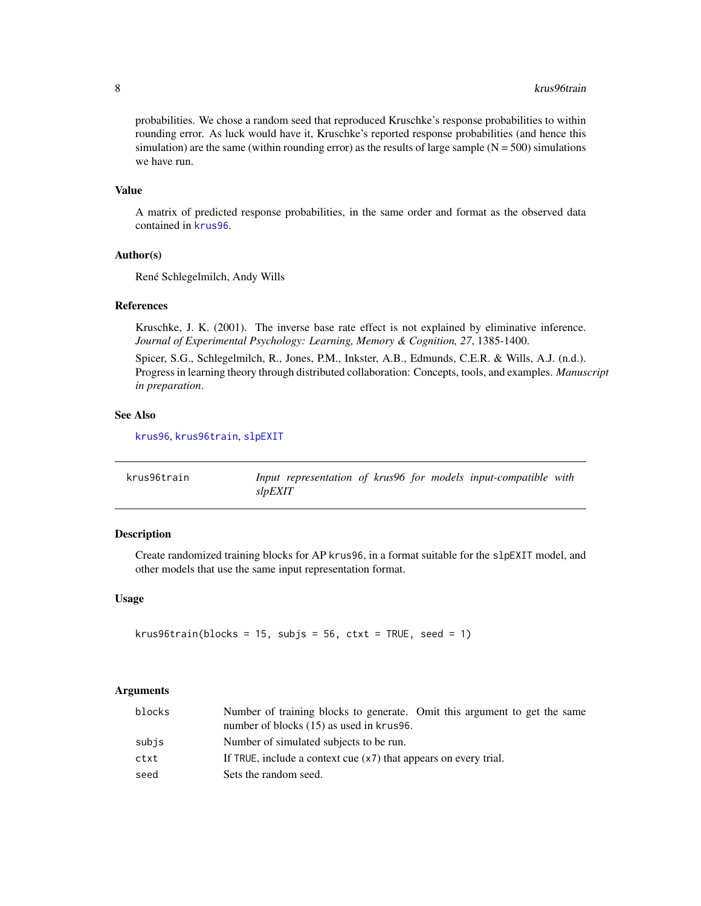probabilities. We chose a random seed that reproduced Kruschke's response probabilities to within rounding error. As luck would have it, Kruschke's reported response probabilities (and hence this simulation) are the same (within rounding error) as the results of large sample (N = 500) simulations we have run.

### Value

A matrix of predicted response probabilities, in the same order and format as the observed data contained in krus96.

### Author(s)

René Schlegelmilch, Andy Wills

### References

Kruschke, J. K. (2001). The inverse base rate effect is not explained by eliminative inference. *Journal of Experimental Psychology: Learning, Memory & Cognition, 27*, 1385-1400.

Spicer, S.G., Schlegelmilch, R., Jones, P.M., Inkster, A.B., Edmunds, C.E.R. & Wills, A.J. (n.d.). Progress in learning theory through distributed collaboration: Concepts, tools, and examples. *Manuscript in preparation*.

### See Also

krus96, krus96train, slpEXIT

---

## krus96train — *Input representation of krus96 for models input-compatible with slpEXIT*

### Description

Create randomized training blocks for AP `krus96`, in a format suitable for the `slpEXIT` model, and other models that use the same input representation format.

### Usage

```
krus96train(blocks = 15, subjs = 56, ctxt = TRUE, seed = 1)
```

### Arguments

| | |
|---|---|
| `blocks` | Number of training blocks to generate. Omit this argument to get the same number of blocks (15) as used in `krus96`. |
| `subjs` | Number of simulated subjects to be run. |
| `ctxt` | If `TRUE`, include a context cue (`x7`) that appears on every trial. |
| `seed` | Sets the random seed. |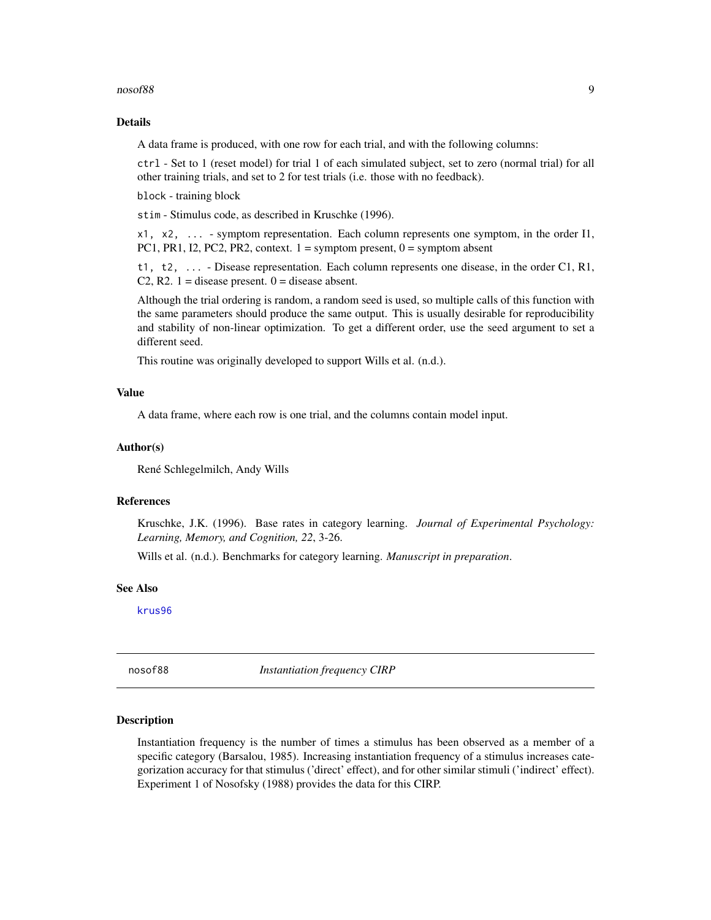### Details

A data frame is produced, with one row for each trial, and with the following columns:

`ctrl` - Set to 1 (reset model) for trial 1 of each simulated subject, set to zero (normal trial) for all other training trials, and set to 2 for test trials (i.e. those with no feedback).

`block` - training block

`stim` - Stimulus code, as described in Kruschke (1996).

`x1, x2, ...` - symptom representation. Each column represents one symptom, in the order I1, PC1, PR1, I2, PC2, PR2, context. 1 = symptom present, 0 = symptom absent

`t1, t2, ...` - Disease representation. Each column represents one disease, in the order C1, R1, C2, R2. 1 = disease present. 0 = disease absent.

Although the trial ordering is random, a random seed is used, so multiple calls of this function with the same parameters should produce the same output. This is usually desirable for reproducibility and stability of non-linear optimization. To get a different order, use the seed argument to set a different seed.

This routine was originally developed to support Wills et al. (n.d.).

### Value

A data frame, where each row is one trial, and the columns contain model input.

### Author(s)

René Schlegelmilch, Andy Wills

### References

Kruschke, J.K. (1996). Base rates in category learning. *Journal of Experimental Psychology: Learning, Memory, and Cognition, 22*, 3-26.

Wills et al. (n.d.). Benchmarks for category learning. *Manuscript in preparation*.

### See Also

`krus96`

---

## nosof88 — *Instantiation frequency CIRP*

### Description

Instantiation frequency is the number of times a stimulus has been observed as a member of a specific category (Barsalou, 1985). Increasing instantiation frequency of a stimulus increases categorization accuracy for that stimulus ('direct' effect), and for other similar stimuli ('indirect' effect). Experiment 1 of Nosofsky (1988) provides the data for this CIRP.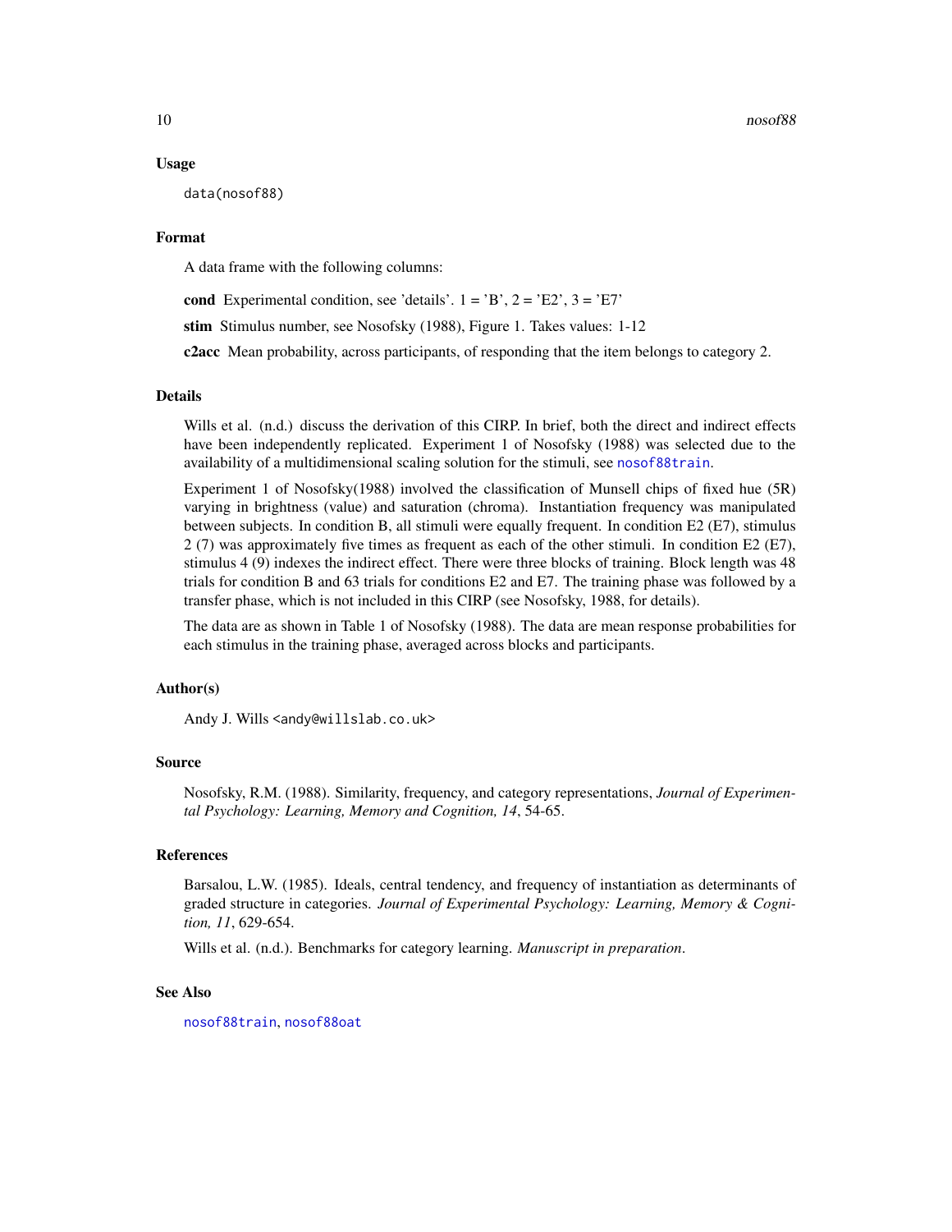## Usage

```
data(nosof88)
```

## Format

A data frame with the following columns:

**cond** Experimental condition, see 'details'. 1 = 'B', 2 = 'E2', 3 = 'E7'

**stim** Stimulus number, see Nosofsky (1988), Figure 1. Takes values: 1-12

**c2acc** Mean probability, across participants, of responding that the item belongs to category 2.

## Details

Wills et al. (n.d.) discuss the derivation of this CIRP. In brief, both the direct and indirect effects have been independently replicated. Experiment 1 of Nosofsky (1988) was selected due to the availability of a multidimensional scaling solution for the stimuli, see `nosof88train`.

Experiment 1 of Nosofsky(1988) involved the classification of Munsell chips of fixed hue (5R) varying in brightness (value) and saturation (chroma). Instantiation frequency was manipulated between subjects. In condition B, all stimuli were equally frequent. In condition E2 (E7), stimulus 2 (7) was approximately five times as frequent as each of the other stimuli. In condition E2 (E7), stimulus 4 (9) indexes the indirect effect. There were three blocks of training. Block length was 48 trials for condition B and 63 trials for conditions E2 and E7. The training phase was followed by a transfer phase, which is not included in this CIRP (see Nosofsky, 1988, for details).

The data are as shown in Table 1 of Nosofsky (1988). The data are mean response probabilities for each stimulus in the training phase, averaged across blocks and participants.

## Author(s)

Andy J. Wills <andy@willslab.co.uk>

## Source

Nosofsky, R.M. (1988). Similarity, frequency, and category representations, *Journal of Experimental Psychology: Learning, Memory and Cognition, 14*, 54-65.

## References

Barsalou, L.W. (1985). Ideals, central tendency, and frequency of instantiation as determinants of graded structure in categories. *Journal of Experimental Psychology: Learning, Memory & Cognition, 11*, 629-654.

Wills et al. (n.d.). Benchmarks for category learning. *Manuscript in preparation*.

## See Also

`nosof88train`, `nosof88oat`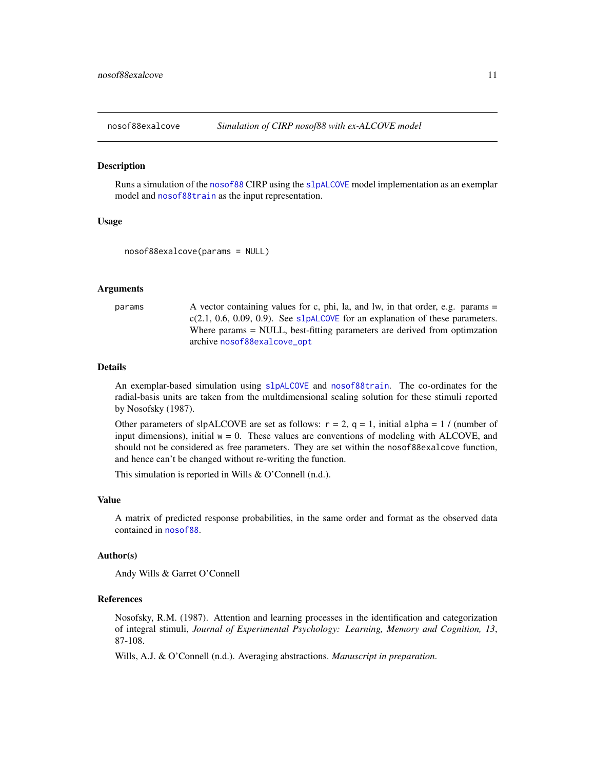## nosof88exalcove — *Simulation of CIRP nosof88 with ex-ALCOVE model*

### Description

Runs a simulation of the nosof88 CIRP using the slpALCOVE model implementation as an exemplar model and nosof88train as the input representation.

### Usage

```
nosof88exalcove(params = NULL)
```

### Arguments

| | |
|---|---|
| params | A vector containing values for c, phi, la, and lw, in that order, e.g. params = c(2.1, 0.6, 0.09, 0.9). See slpALCOVE for an explanation of these parameters. Where params = NULL, best-fitting parameters are derived from optimzation archive nosof88exalcove_opt |

### Details

An exemplar-based simulation using slpALCOVE and nosof88train. The co-ordinates for the radial-basis units are taken from the multdimensional scaling solution for these stimuli reported by Nosofsky (1987).

Other parameters of slpALCOVE are set as follows: `r` = 2, `q` = 1, initial `alpha` = 1 / (number of input dimensions), initial `w` = 0. These values are conventions of modeling with ALCOVE, and should not be considered as free parameters. They are set within the `nosof88exalcove` function, and hence can't be changed without re-writing the function.

This simulation is reported in Wills & O'Connell (n.d.).

### Value

A matrix of predicted response probabilities, in the same order and format as the observed data contained in nosof88.

### Author(s)

Andy Wills & Garret O'Connell

### References

Nosofsky, R.M. (1987). Attention and learning processes in the identification and categorization of integral stimuli, *Journal of Experimental Psychology: Learning, Memory and Cognition, 13*, 87-108.

Wills, A.J. & O'Connell (n.d.). Averaging abstractions. *Manuscript in preparation*.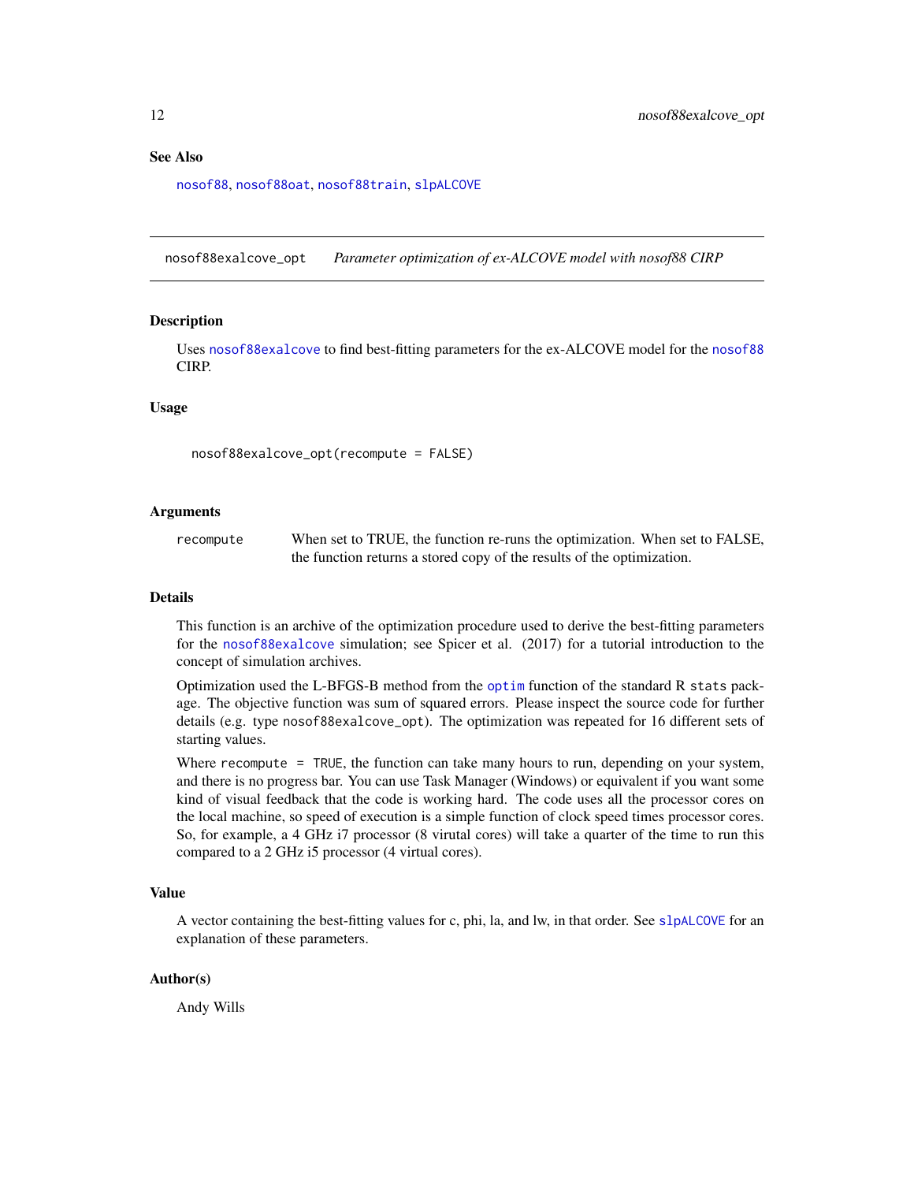## See Also

nosof88, nosof88oat, nosof88train, slpALCOVE

---

## nosof88exalcove_opt — *Parameter optimization of ex-ALCOVE model with nosof88 CIRP*

### Description

Uses nosof88exalcove to find best-fitting parameters for the ex-ALCOVE model for the nosof88 CIRP.

### Usage

```
nosof88exalcove_opt(recompute = FALSE)
```

### Arguments

| | |
|---|---|
| recompute | When set to TRUE, the function re-runs the optimization. When set to FALSE, the function returns a stored copy of the results of the optimization. |

### Details

This function is an archive of the optimization procedure used to derive the best-fitting parameters for the nosof88exalcove simulation; see Spicer et al. (2017) for a tutorial introduction to the concept of simulation archives.

Optimization used the L-BFGS-B method from the optim function of the standard R `stats` package. The objective function was sum of squared errors. Please inspect the source code for further details (e.g. type `nosof88exalcove_opt`). The optimization was repeated for 16 different sets of starting values.

Where `recompute = TRUE`, the function can take many hours to run, depending on your system, and there is no progress bar. You can use Task Manager (Windows) or equivalent if you want some kind of visual feedback that the code is working hard. The code uses all the processor cores on the local machine, so speed of execution is a simple function of clock speed times processor cores. So, for example, a 4 GHz i7 processor (8 virutal cores) will take a quarter of the time to run this compared to a 2 GHz i5 processor (4 virtual cores).

### Value

A vector containing the best-fitting values for c, phi, la, and lw, in that order. See slpALCOVE for an explanation of these parameters.

### Author(s)

Andy Wills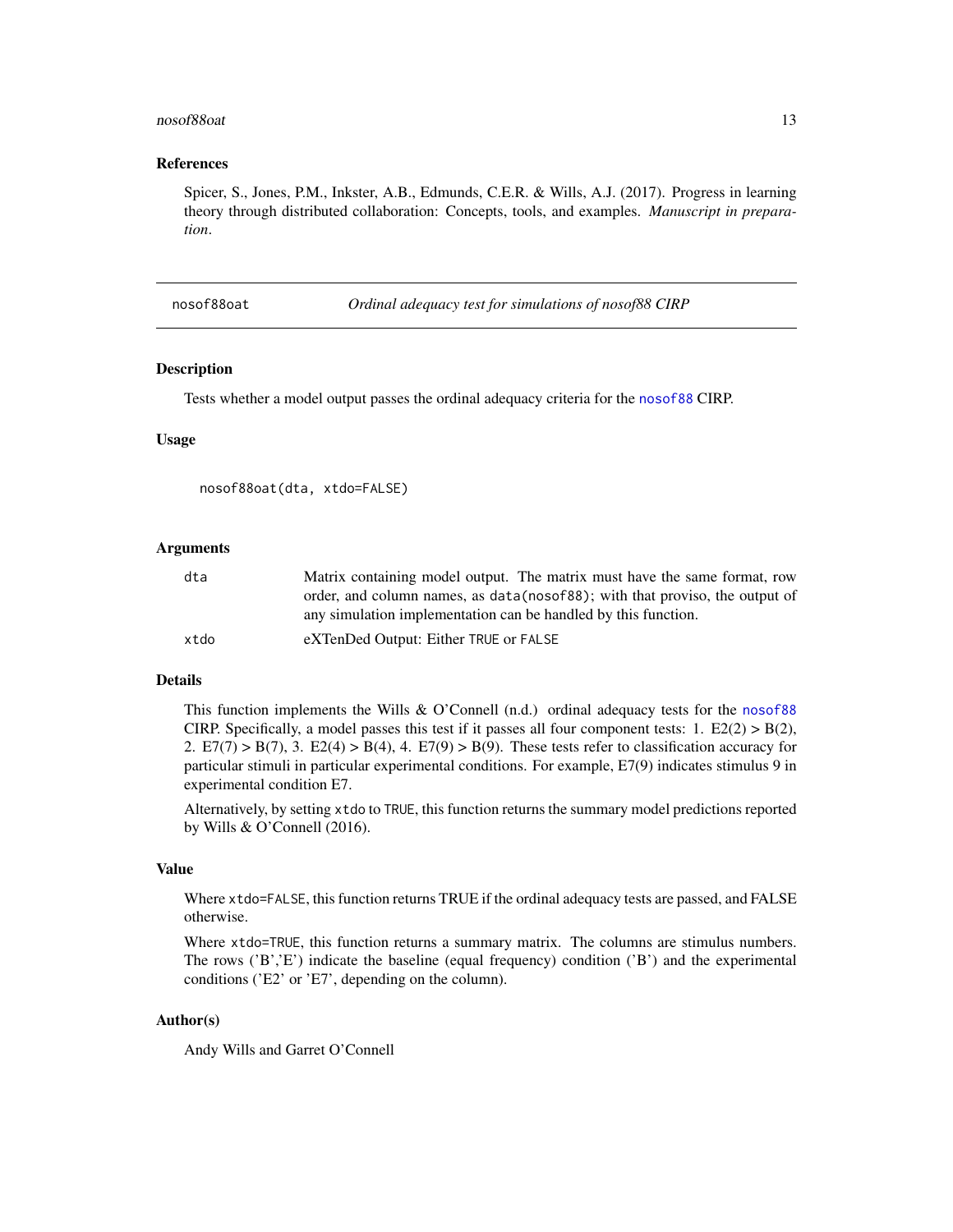### References

Spicer, S., Jones, P.M., Inkster, A.B., Edmunds, C.E.R. & Wills, A.J. (2017). Progress in learning theory through distributed collaboration: Concepts, tools, and examples. *Manuscript in preparation*.

---

## nosof88oat — *Ordinal adequacy test for simulations of nosof88 CIRP*

### Description

Tests whether a model output passes the ordinal adequacy criteria for the nosof88 CIRP.

### Usage

```
nosof88oat(dta, xtdo=FALSE)
```

### Arguments

| | |
|---|---|
| dta | Matrix containing model output. The matrix must have the same format, row order, and column names, as `data(nosof88)`; with that proviso, the output of any simulation implementation can be handled by this function. |
| xtdo | eXTenDed Output: Either `TRUE` or `FALSE` |

### Details

This function implements the Wills & O'Connell (n.d.) ordinal adequacy tests for the nosof88 CIRP. Specifically, a model passes this test if it passes all four component tests: 1. E2(2) > B(2), 2. E7(7) > B(7), 3. E2(4) > B(4), 4. E7(9) > B(9). These tests refer to classification accuracy for particular stimuli in particular experimental conditions. For example, E7(9) indicates stimulus 9 in experimental condition E7.

Alternatively, by setting `xtdo` to `TRUE`, this function returns the summary model predictions reported by Wills & O'Connell (2016).

### Value

Where `xtdo=FALSE`, this function returns TRUE if the ordinal adequacy tests are passed, and FALSE otherwise.

Where `xtdo=TRUE`, this function returns a summary matrix. The columns are stimulus numbers. The rows ('B','E') indicate the baseline (equal frequency) condition ('B') and the experimental conditions ('E2' or 'E7', depending on the column).

### Author(s)

Andy Wills and Garret O'Connell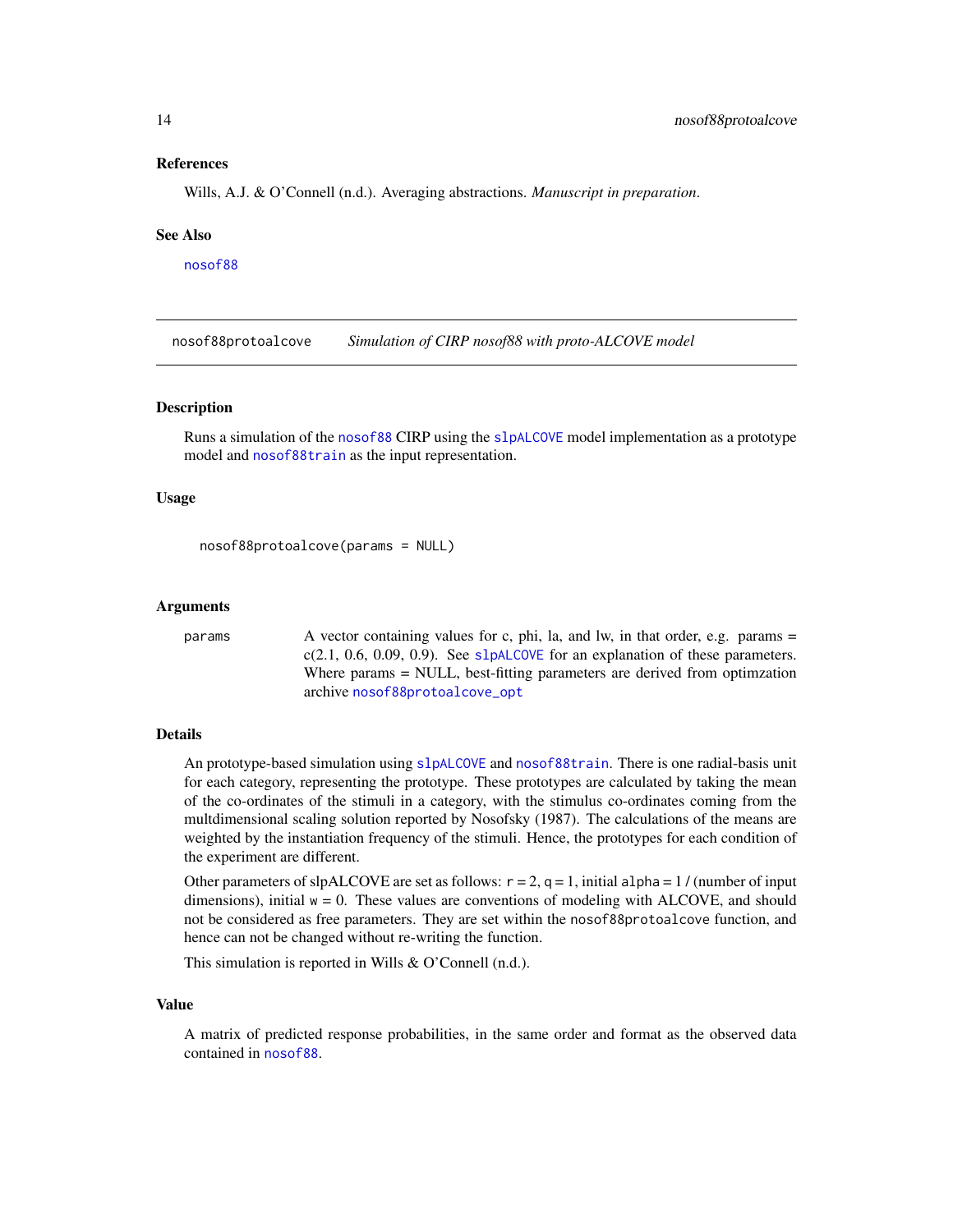### References

Wills, A.J. & O'Connell (n.d.). Averaging abstractions. *Manuscript in preparation*.

### See Also

nosof88

---

## nosof88protoalcove — *Simulation of CIRP nosof88 with proto-ALCOVE model*

### Description

Runs a simulation of the nosof88 CIRP using the slpALCOVE model implementation as a prototype model and nosof88train as the input representation.

### Usage

```
nosof88protoalcove(params = NULL)
```

### Arguments

| | |
|---|---|
| params | A vector containing values for c, phi, la, and lw, in that order, e.g. params = c(2.1, 0.6, 0.09, 0.9). See slpALCOVE for an explanation of these parameters. Where params = NULL, best-fitting parameters are derived from optimzation archive nosof88protoalcove_opt |

### Details

An prototype-based simulation using slpALCOVE and nosof88train. There is one radial-basis unit for each category, representing the prototype. These prototypes are calculated by taking the mean of the co-ordinates of the stimuli in a category, with the stimulus co-ordinates coming from the multdimensional scaling solution reported by Nosofsky (1987). The calculations of the means are weighted by the instantiation frequency of the stimuli. Hence, the prototypes for each condition of the experiment are different.

Other parameters of slpALCOVE are set as follows: `r` = 2, `q` = 1, initial `alpha` = 1 / (number of input dimensions), initial `w` = 0. These values are conventions of modeling with ALCOVE, and should not be considered as free parameters. They are set within the `nosof88protoalcove` function, and hence can not be changed without re-writing the function.

This simulation is reported in Wills & O'Connell (n.d.).

### Value

A matrix of predicted response probabilities, in the same order and format as the observed data contained in nosof88.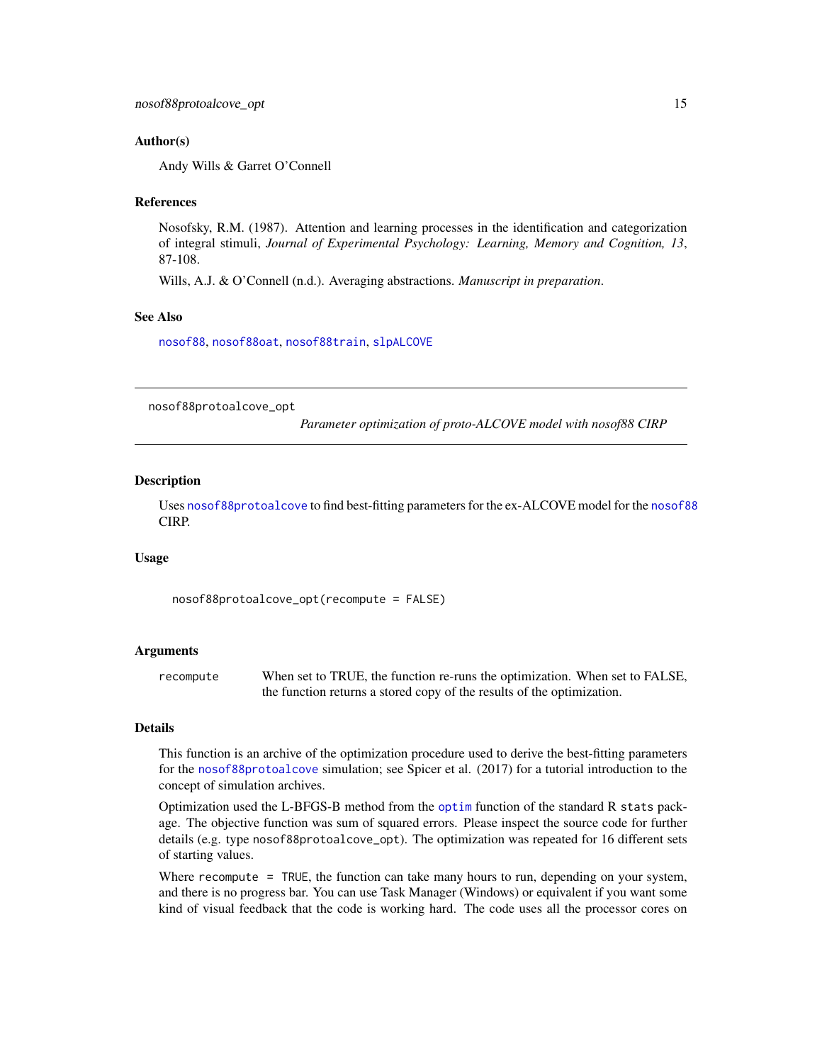### Author(s)

Andy Wills & Garret O'Connell

### References

Nosofsky, R.M. (1987). Attention and learning processes in the identification and categorization of integral stimuli, *Journal of Experimental Psychology: Learning, Memory and Cognition, 13*, 87-108.

Wills, A.J. & O'Connell (n.d.). Averaging abstractions. *Manuscript in preparation*.

### See Also

nosof88, nosof88oat, nosof88train, slpALCOVE

---

## nosof88protoalcove_opt — *Parameter optimization of proto-ALCOVE model with nosof88 CIRP*

---

### Description

Uses nosof88protoalcove to find best-fitting parameters for the ex-ALCOVE model for the nosof88 CIRP.

### Usage

```
nosof88protoalcove_opt(recompute = FALSE)
```

### Arguments

| | |
|---|---|
| recompute | When set to TRUE, the function re-runs the optimization. When set to FALSE, the function returns a stored copy of the results of the optimization. |

### Details

This function is an archive of the optimization procedure used to derive the best-fitting parameters for the nosof88protoalcove simulation; see Spicer et al. (2017) for a tutorial introduction to the concept of simulation archives.

Optimization used the L-BFGS-B method from the optim function of the standard R stats package. The objective function was sum of squared errors. Please inspect the source code for further details (e.g. type nosof88protoalcove_opt). The optimization was repeated for 16 different sets of starting values.

Where recompute = TRUE, the function can take many hours to run, depending on your system, and there is no progress bar. You can use Task Manager (Windows) or equivalent if you want some kind of visual feedback that the code is working hard. The code uses all the processor cores on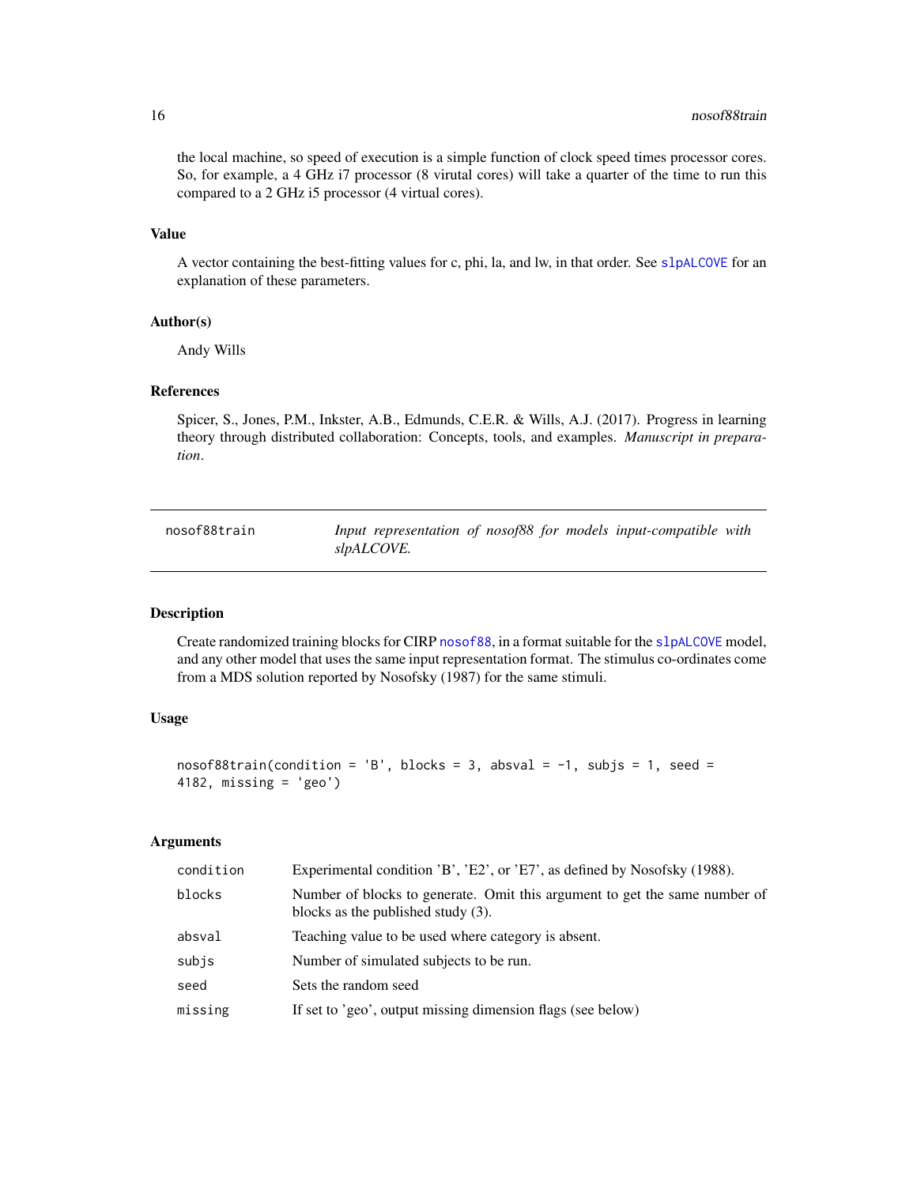the local machine, so speed of execution is a simple function of clock speed times processor cores. So, for example, a 4 GHz i7 processor (8 virutal cores) will take a quarter of the time to run this compared to a 2 GHz i5 processor (4 virtual cores).

### Value

A vector containing the best-fitting values for c, phi, la, and lw, in that order. See `slpALCOVE` for an explanation of these parameters.

### Author(s)

Andy Wills

### References

Spicer, S., Jones, P.M., Inkster, A.B., Edmunds, C.E.R. & Wills, A.J. (2017). Progress in learning theory through distributed collaboration: Concepts, tools, and examples. *Manuscript in preparation*.

---

## nosof88train — *Input representation of nosof88 for models input-compatible with slpALCOVE.*

---

### Description

Create randomized training blocks for CIRP `nosof88`, in a format suitable for the `slpALCOVE` model, and any other model that uses the same input representation format. The stimulus co-ordinates come from a MDS solution reported by Nosofsky (1987) for the same stimuli.

### Usage

```
nosof88train(condition = 'B', blocks = 3, absval = -1, subjs = 1, seed =
4182, missing = 'geo')
```

### Arguments

| | |
|---|---|
| `condition` | Experimental condition 'B', 'E2', or 'E7', as defined by Nosofsky (1988). |
| `blocks` | Number of blocks to generate. Omit this argument to get the same number of blocks as the published study (3). |
| `absval` | Teaching value to be used where category is absent. |
| `subjs` | Number of simulated subjects to be run. |
| `seed` | Sets the random seed |
| `missing` | If set to 'geo', output missing dimension flags (see below) |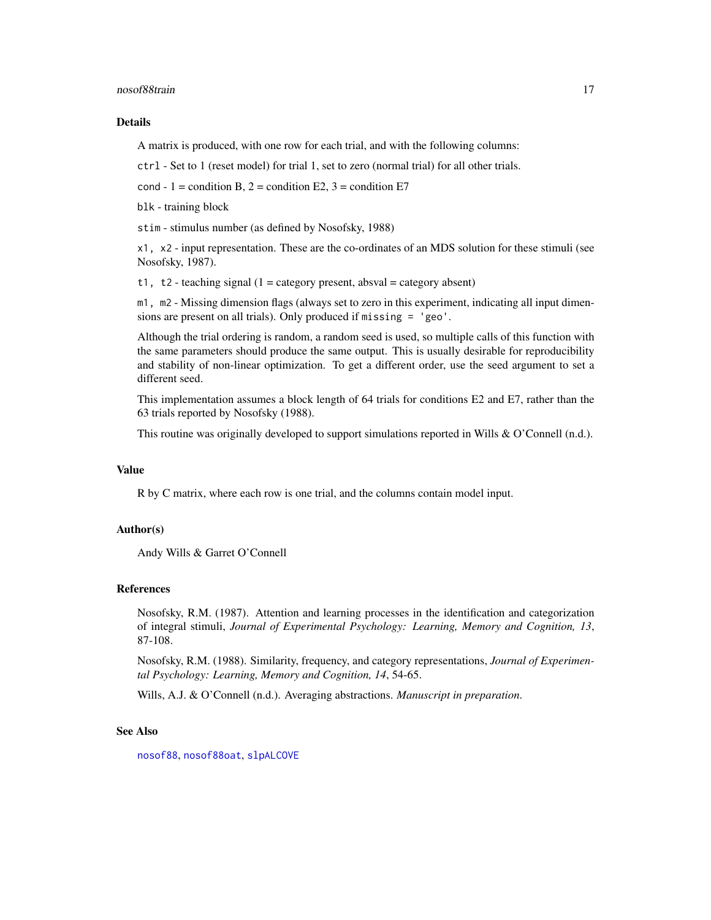### Details

A matrix is produced, with one row for each trial, and with the following columns:

`ctrl` - Set to 1 (reset model) for trial 1, set to zero (normal trial) for all other trials.

`cond` - 1 = condition B, 2 = condition E2, 3 = condition E7

`blk` - training block

`stim` - stimulus number (as defined by Nosofsky, 1988)

`x1, x2` - input representation. These are the co-ordinates of an MDS solution for these stimuli (see Nosofsky, 1987).

`t1, t2` - teaching signal (1 = category present, absval = category absent)

`m1, m2` - Missing dimension flags (always set to zero in this experiment, indicating all input dimensions are present on all trials). Only produced if `missing = 'geo'`.

Although the trial ordering is random, a random seed is used, so multiple calls of this function with the same parameters should produce the same output. This is usually desirable for reproducibility and stability of non-linear optimization. To get a different order, use the seed argument to set a different seed.

This implementation assumes a block length of 64 trials for conditions E2 and E7, rather than the 63 trials reported by Nosofsky (1988).

This routine was originally developed to support simulations reported in Wills & O'Connell (n.d.).

### Value

R by C matrix, where each row is one trial, and the columns contain model input.

### Author(s)

Andy Wills & Garret O'Connell

### References

Nosofsky, R.M. (1987). Attention and learning processes in the identification and categorization of integral stimuli, *Journal of Experimental Psychology: Learning, Memory and Cognition, 13*, 87-108.

Nosofsky, R.M. (1988). Similarity, frequency, and category representations, *Journal of Experimental Psychology: Learning, Memory and Cognition, 14*, 54-65.

Wills, A.J. & O'Connell (n.d.). Averaging abstractions. *Manuscript in preparation*.

### See Also

`nosof88`, `nosof88oat`, `slpALCOVE`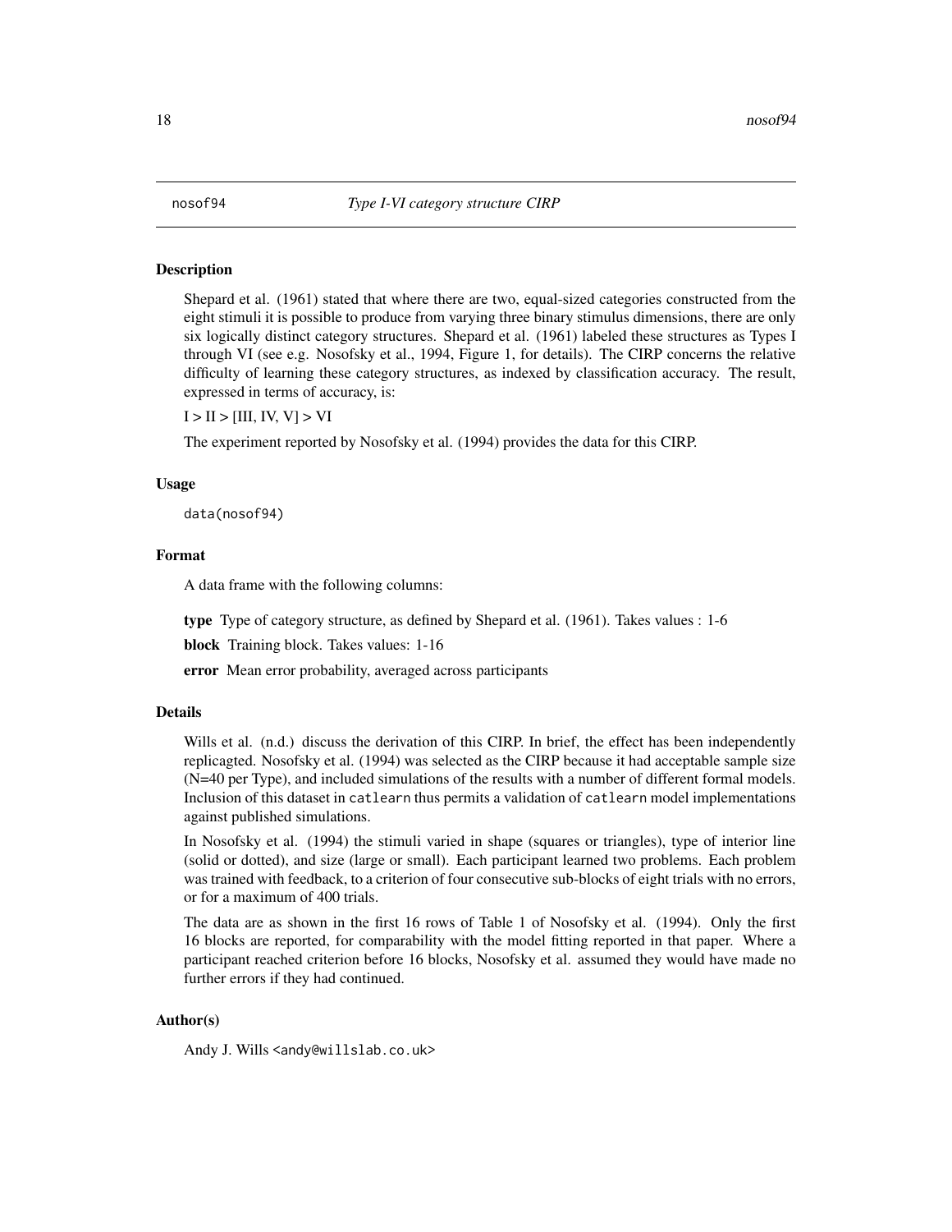nosof94 *Type I-VI category structure CIRP*

### Description

Shepard et al. (1961) stated that where there are two, equal-sized categories constructed from the eight stimuli it is possible to produce from varying three binary stimulus dimensions, there are only six logically distinct category structures. Shepard et al. (1961) labeled these structures as Types I through VI (see e.g. Nosofsky et al., 1994, Figure 1, for details). The CIRP concerns the relative difficulty of learning these category structures, as indexed by classification accuracy. The result, expressed in terms of accuracy, is:

I > II > [III, IV, V] > VI

The experiment reported by Nosofsky et al. (1994) provides the data for this CIRP.

### Usage

```
data(nosof94)
```

### Format

A data frame with the following columns:

**type** Type of category structure, as defined by Shepard et al. (1961). Takes values : 1-6

**block** Training block. Takes values: 1-16

**error** Mean error probability, averaged across participants

### Details

Wills et al. (n.d.) discuss the derivation of this CIRP. In brief, the effect has been independently replicagted. Nosofsky et al. (1994) was selected as the CIRP because it had acceptable sample size (N=40 per Type), and included simulations of the results with a number of different formal models. Inclusion of this dataset in `catlearn` thus permits a validation of `catlearn` model implementations against published simulations.

In Nosofsky et al. (1994) the stimuli varied in shape (squares or triangles), type of interior line (solid or dotted), and size (large or small). Each participant learned two problems. Each problem was trained with feedback, to a criterion of four consecutive sub-blocks of eight trials with no errors, or for a maximum of 400 trials.

The data are as shown in the first 16 rows of Table 1 of Nosofsky et al. (1994). Only the first 16 blocks are reported, for comparability with the model fitting reported in that paper. Where a participant reached criterion before 16 blocks, Nosofsky et al. assumed they would have made no further errors if they had continued.

### Author(s)

Andy J. Wills <andy@willslab.co.uk>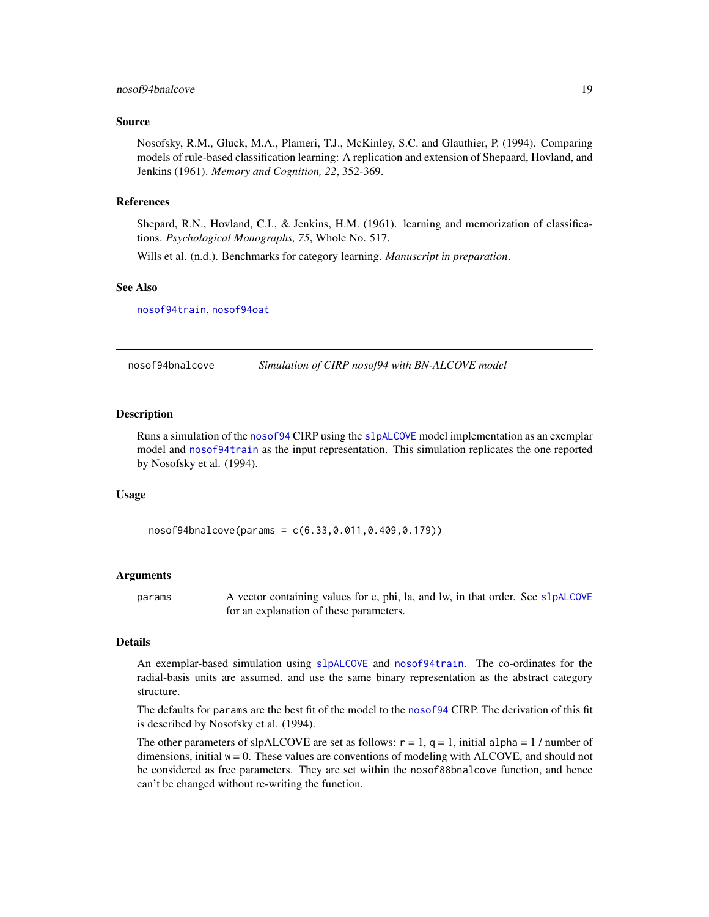## Source

Nosofsky, R.M., Gluck, M.A., Plameri, T.J., McKinley, S.C. and Glauthier, P. (1994). Comparing models of rule-based classification learning: A replication and extension of Shepaard, Hovland, and Jenkins (1961). *Memory and Cognition, 22*, 352-369.

## References

Shepard, R.N., Hovland, C.I., & Jenkins, H.M. (1961). learning and memorization of classifications. *Psychological Monographs, 75*, Whole No. 517.

Wills et al. (n.d.). Benchmarks for category learning. *Manuscript in preparation*.

## See Also

nosof94train, nosof94oat

---

# nosof94bnalcove — *Simulation of CIRP nosof94 with BN-ALCOVE model*

## Description

Runs a simulation of the nosof94 CIRP using the slpALCOVE model implementation as an exemplar model and nosof94train as the input representation. This simulation replicates the one reported by Nosofsky et al. (1994).

## Usage

```
nosof94bnalcove(params = c(6.33,0.011,0.409,0.179))
```

## Arguments

| | |
|---|---|
| params | A vector containing values for c, phi, la, and lw, in that order. See slpALCOVE for an explanation of these parameters. |

## Details

An exemplar-based simulation using slpALCOVE and nosof94train. The co-ordinates for the radial-basis units are assumed, and use the same binary representation as the abstract category structure.

The defaults for `params` are the best fit of the model to the nosof94 CIRP. The derivation of this fit is described by Nosofsky et al. (1994).

The other parameters of slpALCOVE are set as follows: `r` = 1, `q` = 1, initial `alpha` = 1 / number of dimensions, initial `w` = 0. These values are conventions of modeling with ALCOVE, and should not be considered as free parameters. They are set within the `nosof88bnalcove` function, and hence can't be changed without re-writing the function.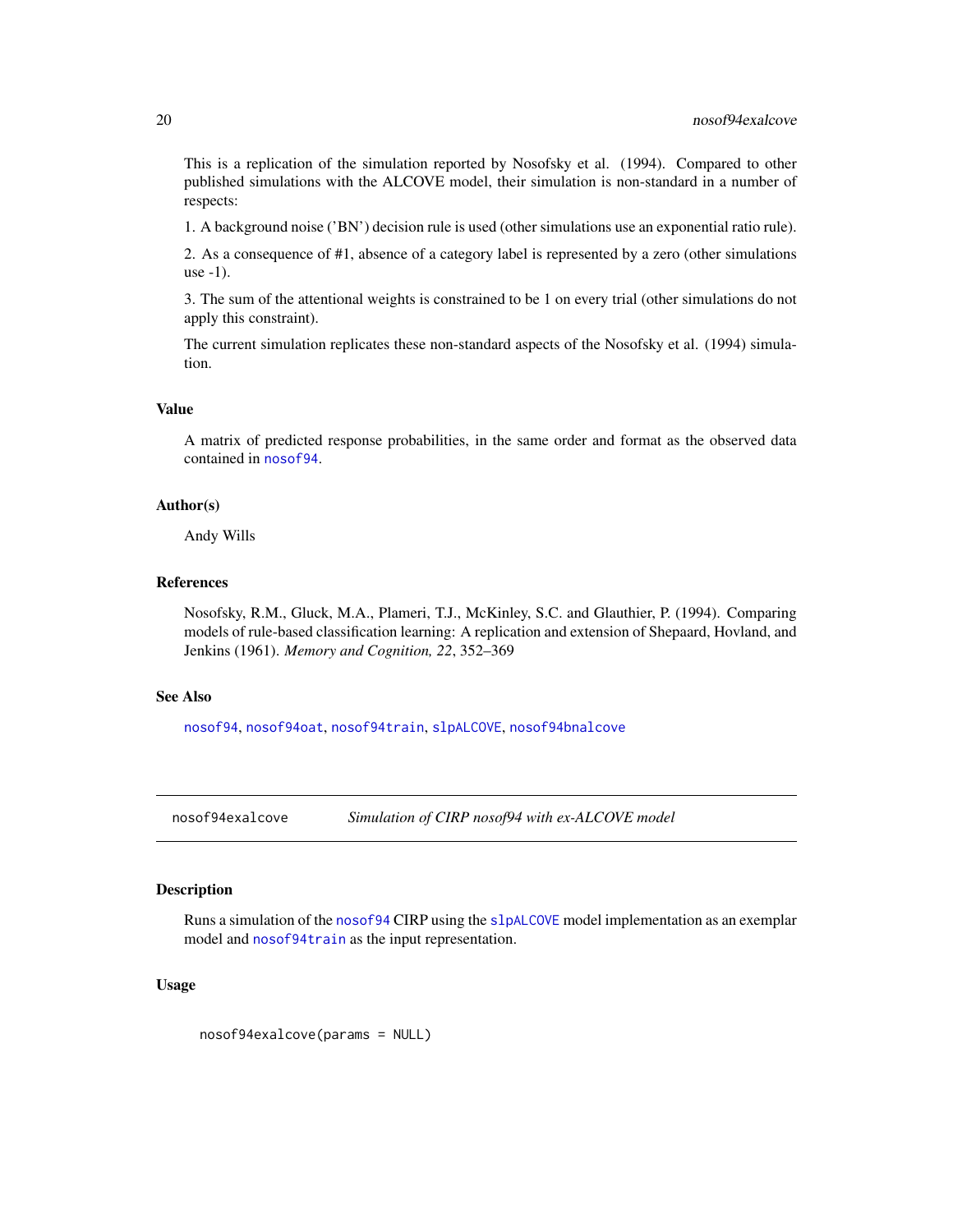This is a replication of the simulation reported by Nosofsky et al. (1994). Compared to other published simulations with the ALCOVE model, their simulation is non-standard in a number of respects:

1. A background noise ('BN') decision rule is used (other simulations use an exponential ratio rule).

2. As a consequence of #1, absence of a category label is represented by a zero (other simulations use -1).

3. The sum of the attentional weights is constrained to be 1 on every trial (other simulations do not apply this constraint).

The current simulation replicates these non-standard aspects of the Nosofsky et al. (1994) simulation.

### Value

A matrix of predicted response probabilities, in the same order and format as the observed data contained in `nosof94`.

### Author(s)

Andy Wills

### References

Nosofsky, R.M., Gluck, M.A., Plameri, T.J., McKinley, S.C. and Glauthier, P. (1994). Comparing models of rule-based classification learning: A replication and extension of Shepaard, Hovland, and Jenkins (1961). *Memory and Cognition, 22*, 352–369

### See Also

`nosof94`, `nosof94oat`, `nosof94train`, `slpALCOVE`, `nosof94bnalcove`

---

## nosof94exalcove — *Simulation of CIRP nosof94 with ex-ALCOVE model*

### Description

Runs a simulation of the `nosof94` CIRP using the `slpALCOVE` model implementation as an exemplar model and `nosof94train` as the input representation.

### Usage

```
nosof94exalcove(params = NULL)
```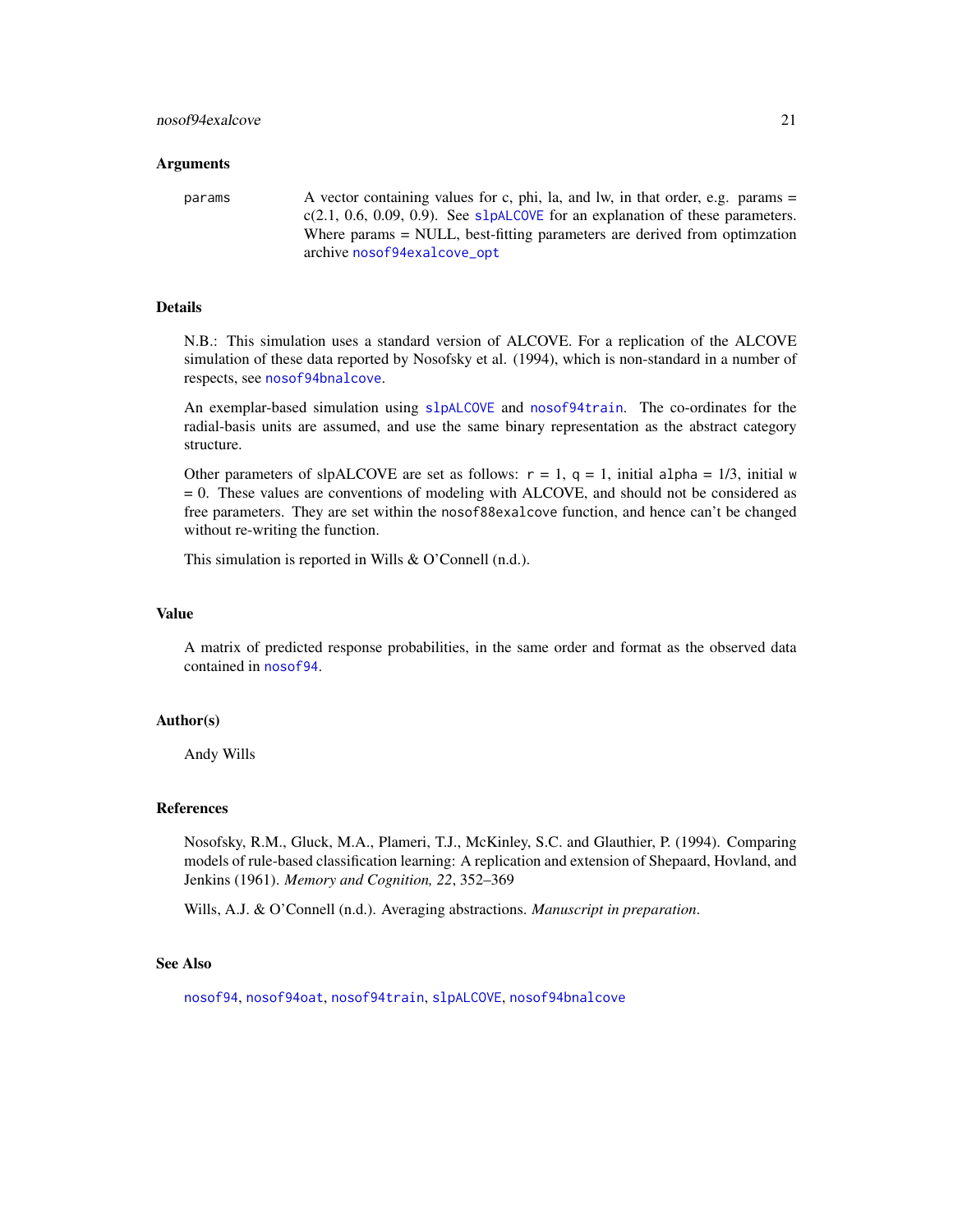### Arguments

`params` A vector containing values for c, phi, la, and lw, in that order, e.g. params = c(2.1, 0.6, 0.09, 0.9). See `slpALCOVE` for an explanation of these parameters. Where params = NULL, best-fitting parameters are derived from optimzation archive `nosof94exalcove_opt`

### Details

N.B.: This simulation uses a standard version of ALCOVE. For a replication of the ALCOVE simulation of these data reported by Nosofsky et al. (1994), which is non-standard in a number of respects, see `nosof94bnalcove`.

An exemplar-based simulation using `slpALCOVE` and `nosof94train`. The co-ordinates for the radial-basis units are assumed, and use the same binary representation as the abstract category structure.

Other parameters of slpALCOVE are set as follows: `r` = 1, `q` = 1, initial `alpha` = 1/3, initial `w` = 0. These values are conventions of modeling with ALCOVE, and should not be considered as free parameters. They are set within the `nosof88exalcove` function, and hence can't be changed without re-writing the function.

This simulation is reported in Wills & O'Connell (n.d.).

### Value

A matrix of predicted response probabilities, in the same order and format as the observed data contained in `nosof94`.

### Author(s)

Andy Wills

### References

Nosofsky, R.M., Gluck, M.A., Plameri, T.J., McKinley, S.C. and Glauthier, P. (1994). Comparing models of rule-based classification learning: A replication and extension of Shepaard, Hovland, and Jenkins (1961). *Memory and Cognition, 22*, 352–369

Wills, A.J. & O'Connell (n.d.). Averaging abstractions. *Manuscript in preparation*.

### See Also

`nosof94`, `nosof94oat`, `nosof94train`, `slpALCOVE`, `nosof94bnalcove`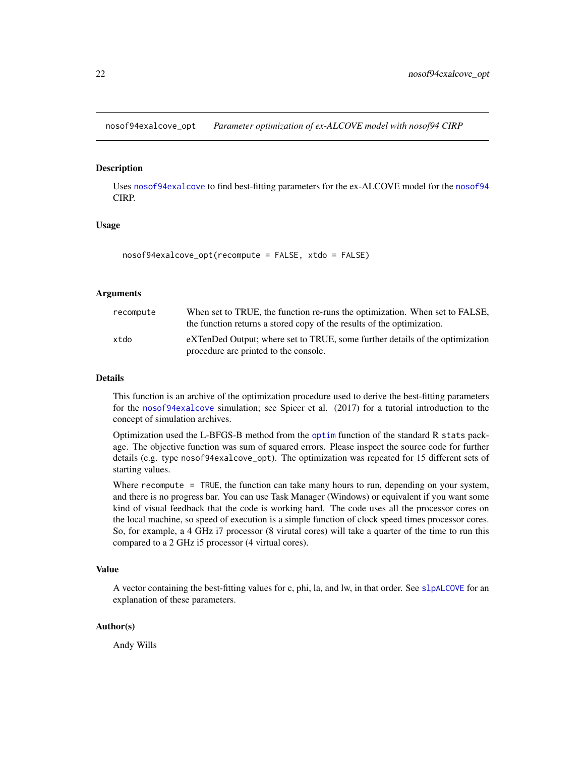nosof94exalcove_opt *Parameter optimization of ex-ALCOVE model with nosof94 CIRP*

## Description

Uses nosof94exalcove to find best-fitting parameters for the ex-ALCOVE model for the nosof94 CIRP.

## Usage

```
nosof94exalcove_opt(recompute = FALSE, xtdo = FALSE)
```

## Arguments

| | |
|---|---|
| recompute | When set to TRUE, the function re-runs the optimization. When set to FALSE, the function returns a stored copy of the results of the optimization. |
| xtdo | eXTenDed Output; where set to TRUE, some further details of the optimization procedure are printed to the console. |

## Details

This function is an archive of the optimization procedure used to derive the best-fitting parameters for the nosof94exalcove simulation; see Spicer et al. (2017) for a tutorial introduction to the concept of simulation archives.

Optimization used the L-BFGS-B method from the optim function of the standard R stats package. The objective function was sum of squared errors. Please inspect the source code for further details (e.g. type nosof94exalcove_opt). The optimization was repeated for 15 different sets of starting values.

Where recompute = TRUE, the function can take many hours to run, depending on your system, and there is no progress bar. You can use Task Manager (Windows) or equivalent if you want some kind of visual feedback that the code is working hard. The code uses all the processor cores on the local machine, so speed of execution is a simple function of clock speed times processor cores. So, for example, a 4 GHz i7 processor (8 virutal cores) will take a quarter of the time to run this compared to a 2 GHz i5 processor (4 virtual cores).

## Value

A vector containing the best-fitting values for c, phi, la, and lw, in that order. See slpALCOVE for an explanation of these parameters.

## Author(s)

Andy Wills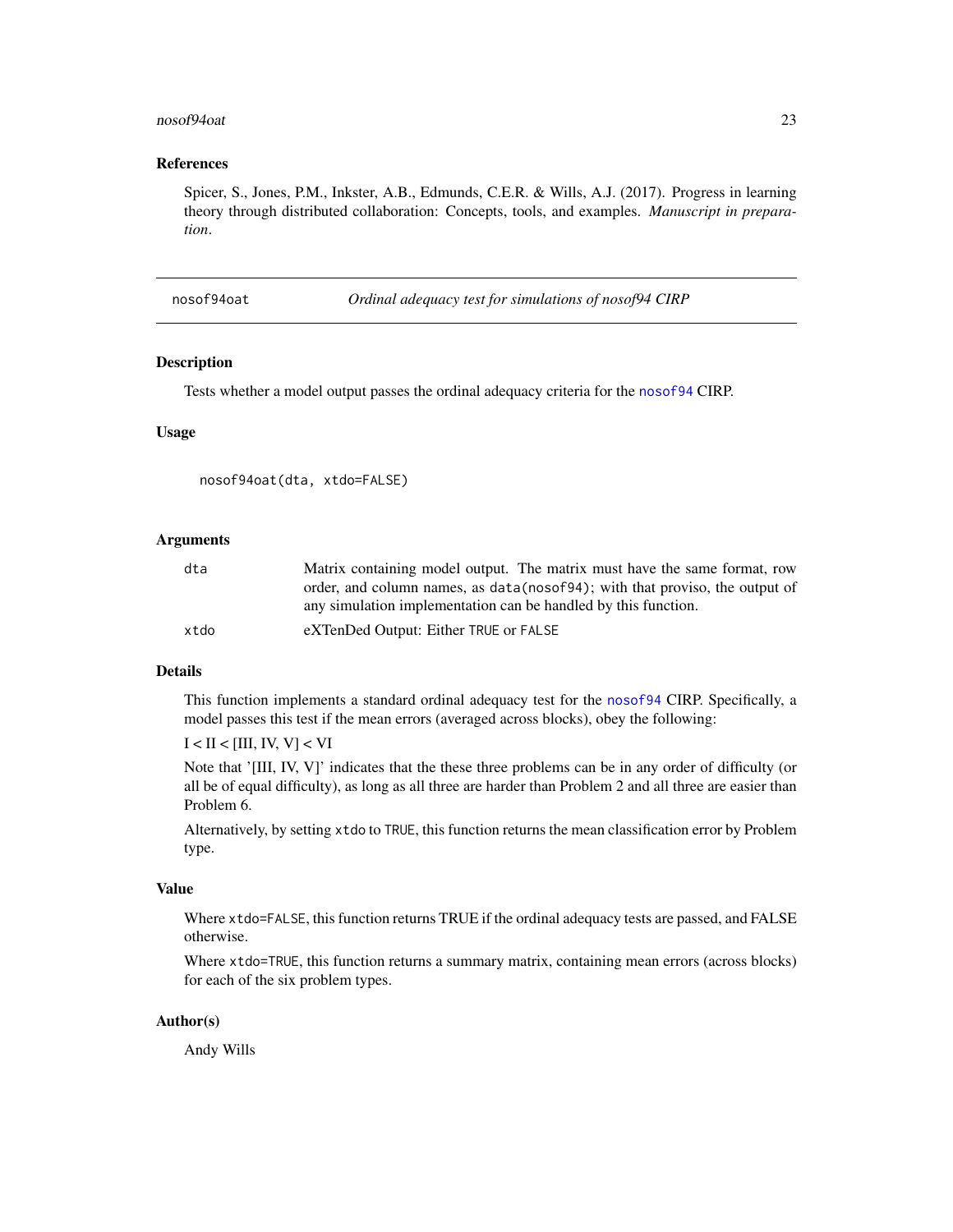### References

Spicer, S., Jones, P.M., Inkster, A.B., Edmunds, C.E.R. & Wills, A.J. (2017). Progress in learning theory through distributed collaboration: Concepts, tools, and examples. *Manuscript in preparation*.

---

## nosof94oat — *Ordinal adequacy test for simulations of nosof94 CIRP*

### Description

Tests whether a model output passes the ordinal adequacy criteria for the nosof94 CIRP.

### Usage

```
nosof94oat(dta, xtdo=FALSE)
```

### Arguments

| | |
|---|---|
| dta | Matrix containing model output. The matrix must have the same format, row order, and column names, as `data(nosof94)`; with that proviso, the output of any simulation implementation can be handled by this function. |
| xtdo | eXTenDed Output: Either `TRUE` or `FALSE` |

### Details

This function implements a standard ordinal adequacy test for the nosof94 CIRP. Specifically, a model passes this test if the mean errors (averaged across blocks), obey the following:

I < II < [III, IV, V] < VI

Note that '[III, IV, V]' indicates that the these three problems can be in any order of difficulty (or all be of equal difficulty), as long as all three are harder than Problem 2 and all three are easier than Problem 6.

Alternatively, by setting `xtdo` to `TRUE`, this function returns the mean classification error by Problem type.

### Value

Where `xtdo=FALSE`, this function returns TRUE if the ordinal adequacy tests are passed, and FALSE otherwise.

Where `xtdo=TRUE`, this function returns a summary matrix, containing mean errors (across blocks) for each of the six problem types.

### Author(s)

Andy Wills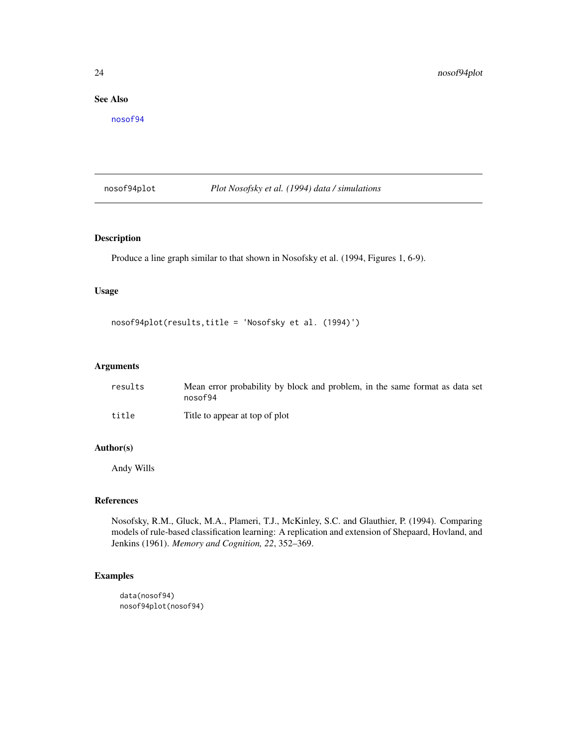## See Also

nosof94

---

# nosof94plot *Plot Nosofsky et al. (1994) data / simulations*

## Description

Produce a line graph similar to that shown in Nosofsky et al. (1994, Figures 1, 6-9).

## Usage

```
nosof94plot(results,title = 'Nosofsky et al. (1994)')
```

## Arguments

| | |
|---|---|
| results | Mean error probability by block and problem, in the same format as data set nosof94 |
| title | Title to appear at top of plot |

## Author(s)

Andy Wills

## References

Nosofsky, R.M., Gluck, M.A., Plameri, T.J., McKinley, S.C. and Glauthier, P. (1994). Comparing models of rule-based classification learning: A replication and extension of Shepaard, Hovland, and Jenkins (1961). *Memory and Cognition, 22*, 352–369.

## Examples

```
data(nosof94)
nosof94plot(nosof94)
```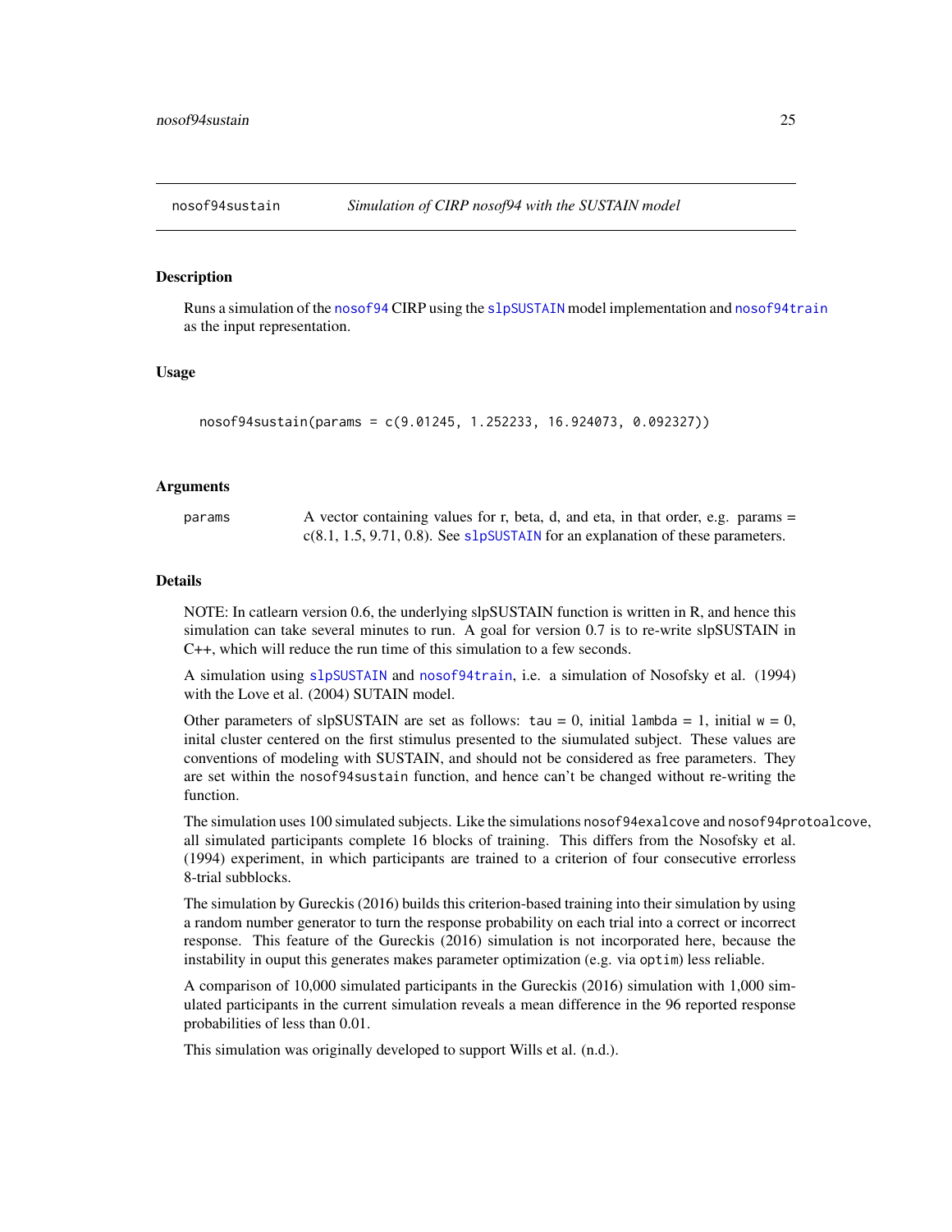## nosof94sustain — *Simulation of CIRP nosof94 with the SUSTAIN model*

### Description

Runs a simulation of the nosof94 CIRP using the slpSUSTAIN model implementation and nosof94train as the input representation.

### Usage

```
nosof94sustain(params = c(9.01245, 1.252233, 16.924073, 0.092327))
```

### Arguments

| | |
|---|---|
| params | A vector containing values for r, beta, d, and eta, in that order, e.g. params = c(8.1, 1.5, 9.71, 0.8). See slpSUSTAIN for an explanation of these parameters. |

### Details

NOTE: In catlearn version 0.6, the underlying slpSUSTAIN function is written in R, and hence this simulation can take several minutes to run. A goal for version 0.7 is to re-write slpSUSTAIN in C++, which will reduce the run time of this simulation to a few seconds.

A simulation using slpSUSTAIN and nosof94train, i.e. a simulation of Nosofsky et al. (1994) with the Love et al. (2004) SUTAIN model.

Other parameters of slpSUSTAIN are set as follows: `tau = 0`, initial `lambda = 1`, initial `w = 0`, inital cluster centered on the first stimulus presented to the siumulated subject. These values are conventions of modeling with SUSTAIN, and should not be considered as free parameters. They are set within the `nosof94sustain` function, and hence can't be changed without re-writing the function.

The simulation uses 100 simulated subjects. Like the simulations `nosof94exalcove` and `nosof94protoalcove`, all simulated participants complete 16 blocks of training. This differs from the Nosofsky et al. (1994) experiment, in which participants are trained to a criterion of four consecutive errorless 8-trial subblocks.

The simulation by Gureckis (2016) builds this criterion-based training into their simulation by using a random number generator to turn the response probability on each trial into a correct or incorrect response. This feature of the Gureckis (2016) simulation is not incorporated here, because the instability in ouput this generates makes parameter optimization (e.g. via `optim`) less reliable.

A comparison of 10,000 simulated participants in the Gureckis (2016) simulation with 1,000 simulated participants in the current simulation reveals a mean difference in the 96 reported response probabilities of less than 0.01.

This simulation was originally developed to support Wills et al. (n.d.).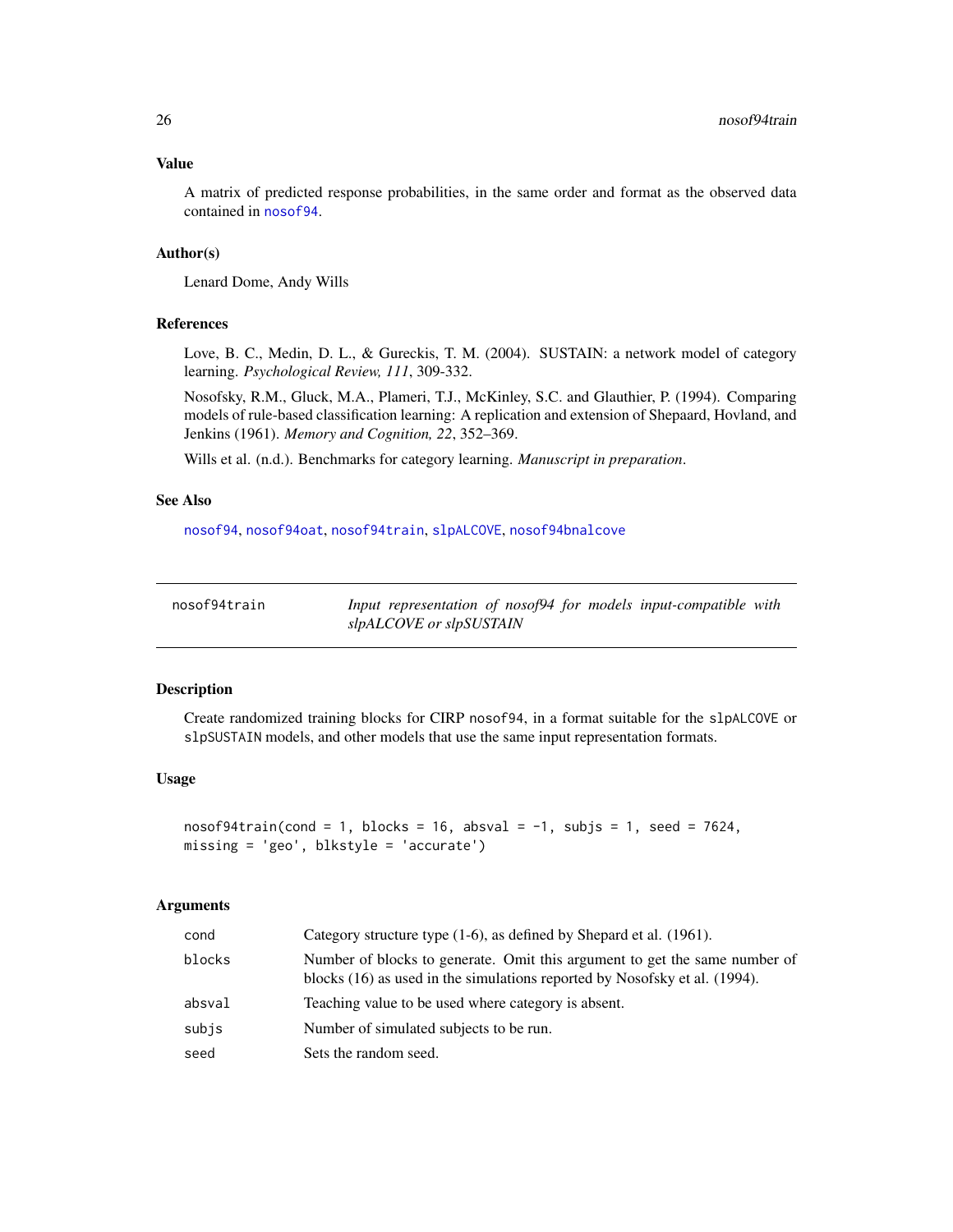### Value

A matrix of predicted response probabilities, in the same order and format as the observed data contained in nosof94.

### Author(s)

Lenard Dome, Andy Wills

### References

Love, B. C., Medin, D. L., & Gureckis, T. M. (2004). SUSTAIN: a network model of category learning. *Psychological Review, 111*, 309-332.

Nosofsky, R.M., Gluck, M.A., Plameri, T.J., McKinley, S.C. and Glauthier, P. (1994). Comparing models of rule-based classification learning: A replication and extension of Shepaard, Hovland, and Jenkins (1961). *Memory and Cognition, 22*, 352–369.

Wills et al. (n.d.). Benchmarks for category learning. *Manuscript in preparation*.

### See Also

nosof94, nosof94oat, nosof94train, slpALCOVE, nosof94bnalcove

---

## nosof94train — *Input representation of nosof94 for models input-compatible with slpALCOVE or slpSUSTAIN*

### Description

Create randomized training blocks for CIRP nosof94, in a format suitable for the slpALCOVE or slpSUSTAIN models, and other models that use the same input representation formats.

### Usage

```
nosof94train(cond = 1, blocks = 16, absval = -1, subjs = 1, seed = 7624,
missing = 'geo', blkstyle = 'accurate')
```

### Arguments

| | |
|---|---|
| cond | Category structure type (1-6), as defined by Shepard et al. (1961). |
| blocks | Number of blocks to generate. Omit this argument to get the same number of blocks (16) as used in the simulations reported by Nosofsky et al. (1994). |
| absval | Teaching value to be used where category is absent. |
| subjs | Number of simulated subjects to be run. |
| seed | Sets the random seed. |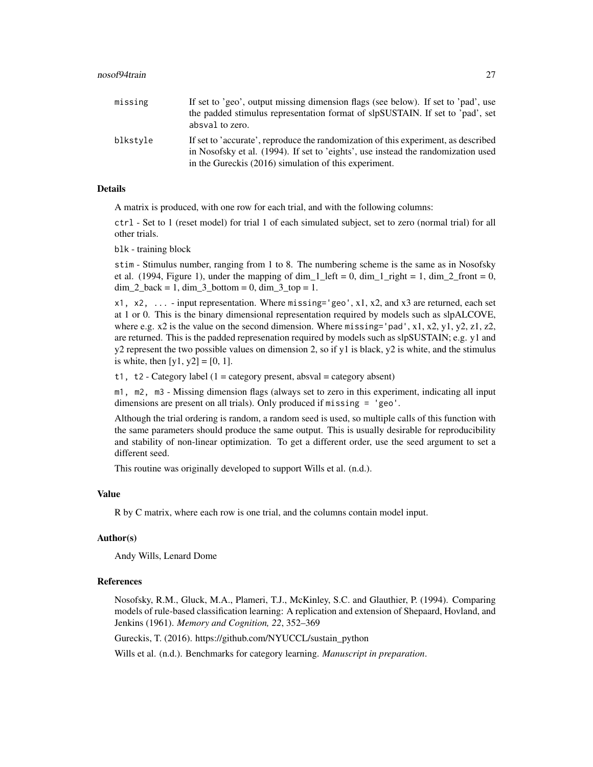| | |
|---|---|
| `missing` | If set to 'geo', output missing dimension flags (see below). If set to 'pad', use the padded stimulus representation format of slpSUSTAIN. If set to 'pad', set `absval` to zero. |
| `blkstyle` | If set to 'accurate', reproduce the randomization of this experiment, as described in Nosofsky et al. (1994). If set to 'eights', use instead the randomization used in the Gureckis (2016) simulation of this experiment. |

## Details

A matrix is produced, with one row for each trial, and with the following columns:

`ctrl` - Set to 1 (reset model) for trial 1 of each simulated subject, set to zero (normal trial) for all other trials.

`blk` - training block

`stim` - Stimulus number, ranging from 1 to 8. The numbering scheme is the same as in Nosofsky et al. (1994, Figure 1), under the mapping of dim_1_left = 0, dim_1_right = 1, dim_2_front = 0, dim_2_back = 1, dim_3_bottom = 0, dim_3_top = 1.

`x1, x2, ...` - input representation. Where `missing='geo'`, x1, x2, and x3 are returned, each set at 1 or 0. This is the binary dimensional representation required by models such as slpALCOVE, where e.g. x2 is the value on the second dimension. Where `missing='pad'`, x1, x2, y1, y2, z1, z2, are returned. This is the padded represenation required by models such as slpSUSTAIN; e.g. y1 and y2 represent the two possible values on dimension 2, so if y1 is black, y2 is white, and the stimulus is white, then [y1, y2] = [0, 1].

`t1, t2` - Category label (1 = category present, absval = category absent)

`m1, m2, m3` - Missing dimension flags (always set to zero in this experiment, indicating all input dimensions are present on all trials). Only produced if `missing = 'geo'`.

Although the trial ordering is random, a random seed is used, so multiple calls of this function with the same parameters should produce the same output. This is usually desirable for reproducibility and stability of non-linear optimization. To get a different order, use the seed argument to set a different seed.

This routine was originally developed to support Wills et al. (n.d.).

## Value

R by C matrix, where each row is one trial, and the columns contain model input.

## Author(s)

Andy Wills, Lenard Dome

## References

Nosofsky, R.M., Gluck, M.A., Plameri, T.J., McKinley, S.C. and Glauthier, P. (1994). Comparing models of rule-based classification learning: A replication and extension of Shepaard, Hovland, and Jenkins (1961). *Memory and Cognition, 22*, 352–369

Gureckis, T. (2016). https://github.com/NYUCCL/sustain_python

Wills et al. (n.d.). Benchmarks for category learning. *Manuscript in preparation*.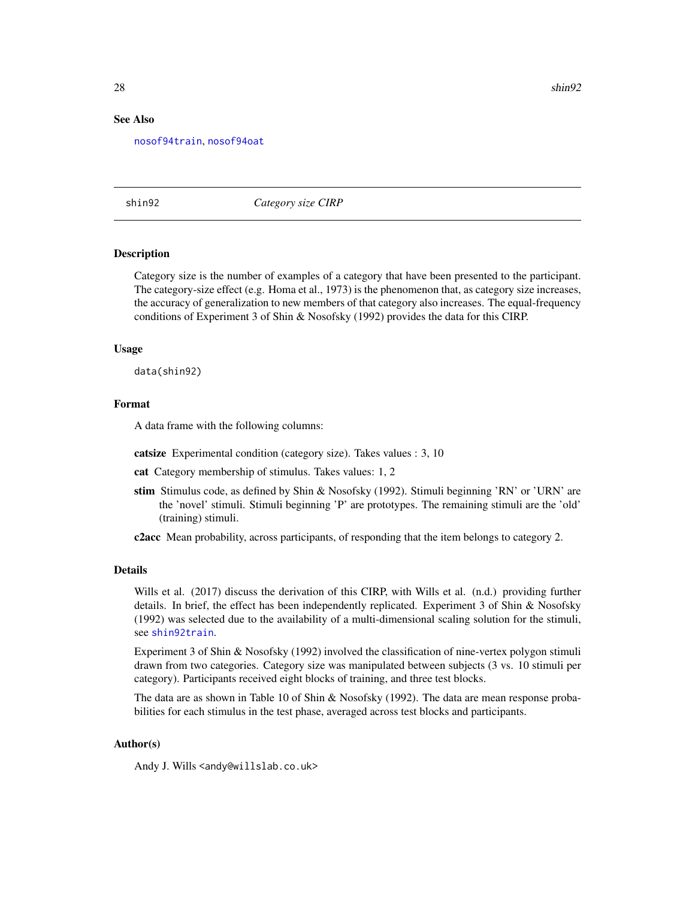## See Also

nosof94train, nosof94oat

---

shin92 *Category size CIRP*

---

## Description

Category size is the number of examples of a category that have been presented to the participant. The category-size effect (e.g. Homa et al., 1973) is the phenomenon that, as category size increases, the accuracy of generalization to new members of that category also increases. The equal-frequency conditions of Experiment 3 of Shin & Nosofsky (1992) provides the data for this CIRP.

## Usage

```
data(shin92)
```

## Format

A data frame with the following columns:

**catsize** Experimental condition (category size). Takes values : 3, 10

**cat** Category membership of stimulus. Takes values: 1, 2

**stim** Stimulus code, as defined by Shin & Nosofsky (1992). Stimuli beginning 'RN' or 'URN' are the 'novel' stimuli. Stimuli beginning 'P' are prototypes. The remaining stimuli are the 'old' (training) stimuli.

**c2acc** Mean probability, across participants, of responding that the item belongs to category 2.

## Details

Wills et al. (2017) discuss the derivation of this CIRP, with Wills et al. (n.d.) providing further details. In brief, the effect has been independently replicated. Experiment 3 of Shin & Nosofsky (1992) was selected due to the availability of a multi-dimensional scaling solution for the stimuli, see shin92train.

Experiment 3 of Shin & Nosofsky (1992) involved the classification of nine-vertex polygon stimuli drawn from two categories. Category size was manipulated between subjects (3 vs. 10 stimuli per category). Participants received eight blocks of training, and three test blocks.

The data are as shown in Table 10 of Shin & Nosofsky (1992). The data are mean response probabilities for each stimulus in the test phase, averaged across test blocks and participants.

## Author(s)

Andy J. Wills <andy@willslab.co.uk>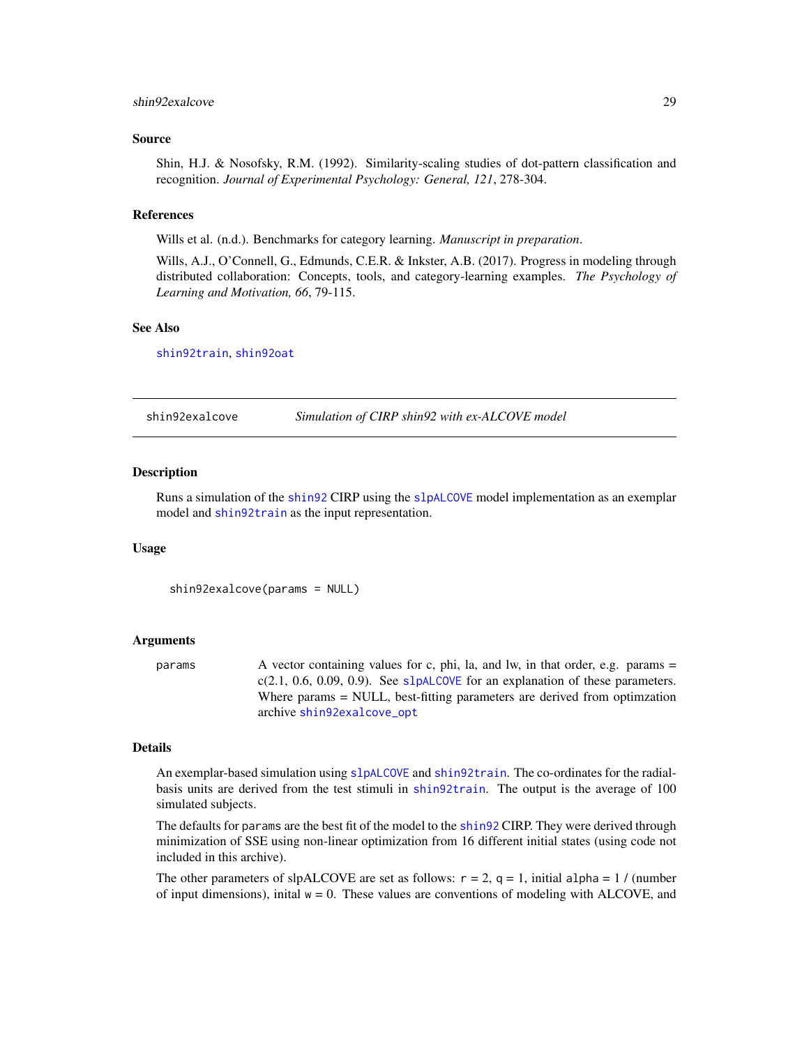### Source

Shin, H.J. & Nosofsky, R.M. (1992). Similarity-scaling studies of dot-pattern classification and recognition. *Journal of Experimental Psychology: General, 121*, 278-304.

### References

Wills et al. (n.d.). Benchmarks for category learning. *Manuscript in preparation*.

Wills, A.J., O'Connell, G., Edmunds, C.E.R. & Inkster, A.B. (2017). Progress in modeling through distributed collaboration: Concepts, tools, and category-learning examples. *The Psychology of Learning and Motivation, 66*, 79-115.

### See Also

shin92train, shin92oat

---

## shin92exalcove — *Simulation of CIRP shin92 with ex-ALCOVE model*

### Description

Runs a simulation of the shin92 CIRP using the slpALCOVE model implementation as an exemplar model and shin92train as the input representation.

### Usage

```
shin92exalcove(params = NULL)
```

### Arguments

| | |
|---|---|
| params | A vector containing values for c, phi, la, and lw, in that order, e.g. params = c(2.1, 0.6, 0.09, 0.9). See slpALCOVE for an explanation of these parameters. Where params = NULL, best-fitting parameters are derived from optimzation archive shin92exalcove_opt |

### Details

An exemplar-based simulation using slpALCOVE and shin92train. The co-ordinates for the radial-basis units are derived from the test stimuli in shin92train. The output is the average of 100 simulated subjects.

The defaults for params are the best fit of the model to the shin92 CIRP. They were derived through minimization of SSE using non-linear optimization from 16 different initial states (using code not included in this archive).

The other parameters of slpALCOVE are set as follows: r = 2, q = 1, initial alpha = 1 / (number of input dimensions), inital w = 0. These values are conventions of modeling with ALCOVE, and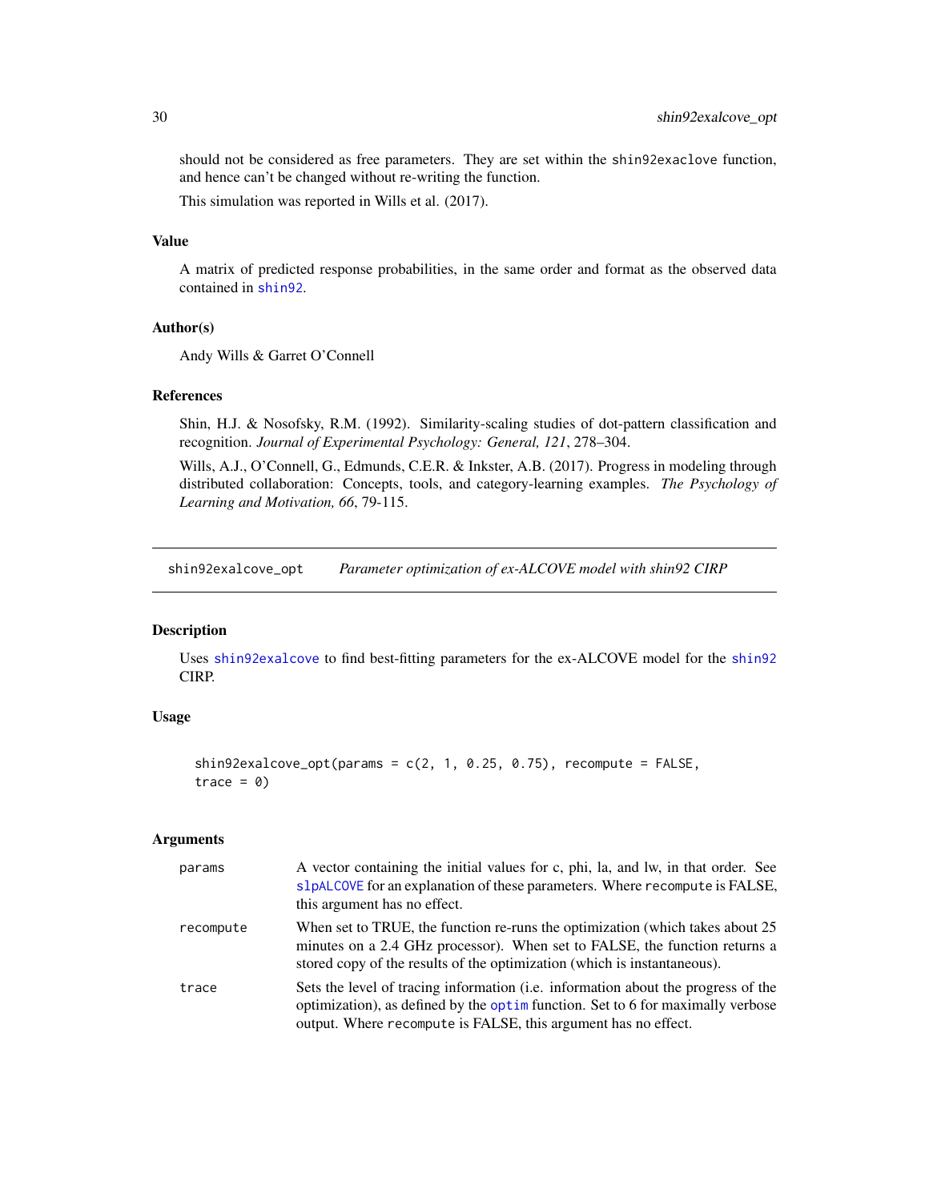should not be considered as free parameters. They are set within the `shin92exaclove` function, and hence can't be changed without re-writing the function.

This simulation was reported in Wills et al. (2017).

### Value

A matrix of predicted response probabilities, in the same order and format as the observed data contained in `shin92`.

### Author(s)

Andy Wills & Garret O'Connell

### References

Shin, H.J. & Nosofsky, R.M. (1992). Similarity-scaling studies of dot-pattern classification and recognition. *Journal of Experimental Psychology: General, 121*, 278–304.

Wills, A.J., O'Connell, G., Edmunds, C.E.R. & Inkster, A.B. (2017). Progress in modeling through distributed collaboration: Concepts, tools, and category-learning examples. *The Psychology of Learning and Motivation, 66*, 79-115.

---

## shin92exalcove_opt — *Parameter optimization of ex-ALCOVE model with shin92 CIRP*

### Description

Uses `shin92exalcove` to find best-fitting parameters for the ex-ALCOVE model for the `shin92` CIRP.

### Usage

```
shin92exalcove_opt(params = c(2, 1, 0.25, 0.75), recompute = FALSE,
trace = 0)
```

### Arguments

| | |
|---|---|
| `params` | A vector containing the initial values for c, phi, la, and lw, in that order. See `slpALCOVE` for an explanation of these parameters. Where `recompute` is FALSE, this argument has no effect. |
| `recompute` | When set to TRUE, the function re-runs the optimization (which takes about 25 minutes on a 2.4 GHz processor). When set to FALSE, the function returns a stored copy of the results of the optimization (which is instantaneous). |
| `trace` | Sets the level of tracing information (i.e. information about the progress of the optimization), as defined by the `optim` function. Set to 6 for maximally verbose output. Where `recompute` is FALSE, this argument has no effect. |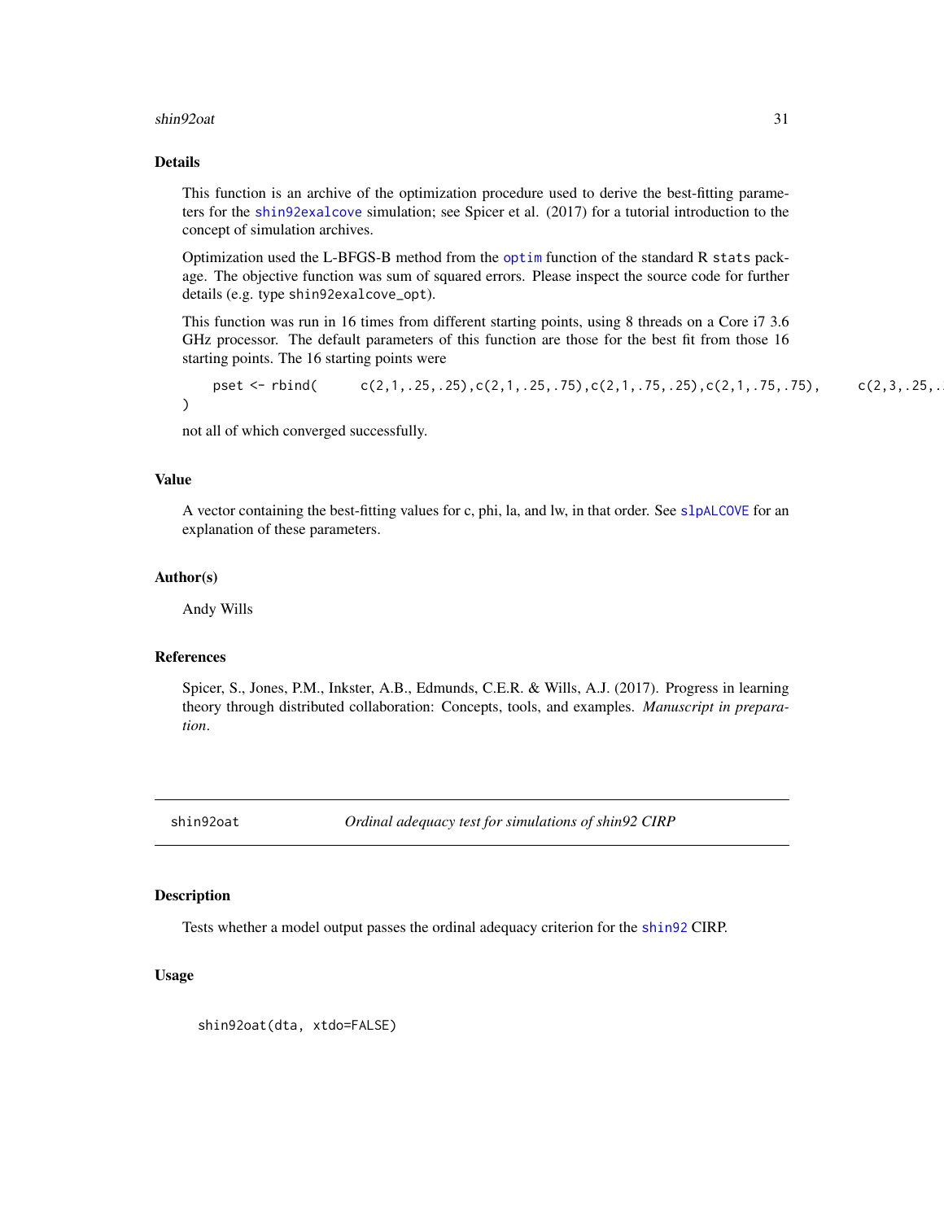## Details

This function is an archive of the optimization procedure used to derive the best-fitting parameters for the shin92exalcove simulation; see Spicer et al. (2017) for a tutorial introduction to the concept of simulation archives.

Optimization used the L-BFGS-B method from the optim function of the standard R stats package. The objective function was sum of squared errors. Please inspect the source code for further details (e.g. type shin92exalcove_opt).

This function was run in 16 times from different starting points, using 8 threads on a Core i7 3.6 GHz processor. The default parameters of this function are those for the best fit from those 16 starting points. The 16 starting points were

```
pset <- rbind(      c(2,1,.25,.25),c(2,1,.25,.75),c(2,1,.75,.25),c(2,1,.75,.75),      c(2,3,.25,.
)
```

not all of which converged successfully.

## Value

A vector containing the best-fitting values for c, phi, la, and lw, in that order. See slpALCOVE for an explanation of these parameters.

## Author(s)

Andy Wills

## References

Spicer, S., Jones, P.M., Inkster, A.B., Edmunds, C.E.R. & Wills, A.J. (2017). Progress in learning theory through distributed collaboration: Concepts, tools, and examples. *Manuscript in preparation*.

---

# shin92oat — *Ordinal adequacy test for simulations of shin92 CIRP*

## Description

Tests whether a model output passes the ordinal adequacy criterion for the shin92 CIRP.

## Usage

```
shin92oat(dta, xtdo=FALSE)
```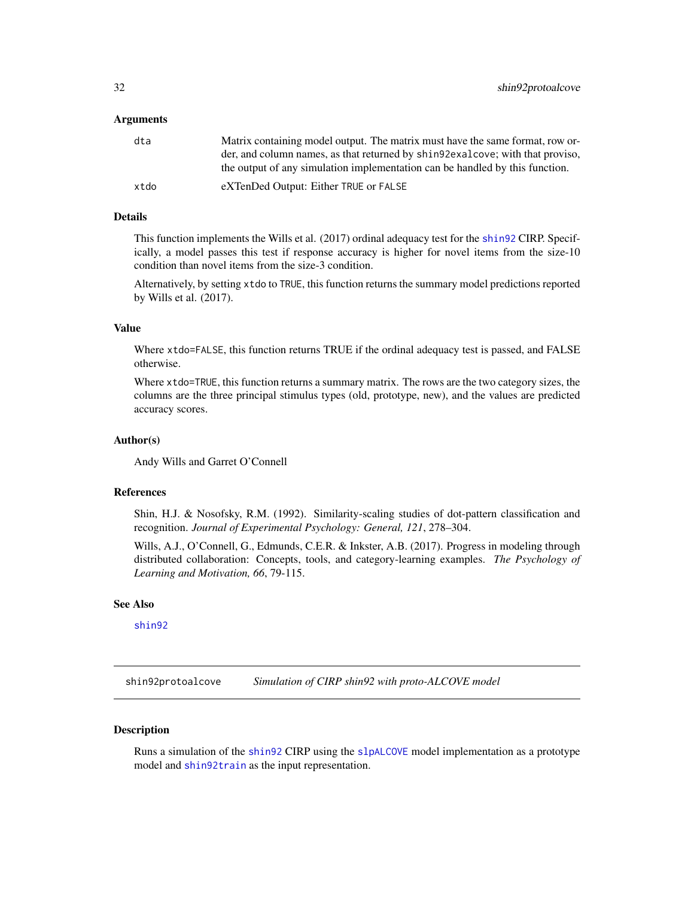### Arguments

| | |
|---|---|
| `dta` | Matrix containing model output. The matrix must have the same format, row order, and column names, as that returned by `shin92exalcove`; with that proviso, the output of any simulation implementation can be handled by this function. |
| `xtdo` | eXTenDed Output: Either `TRUE` or `FALSE` |

### Details

This function implements the Wills et al. (2017) ordinal adequacy test for the `shin92` CIRP. Specifically, a model passes this test if response accuracy is higher for novel items from the size-10 condition than novel items from the size-3 condition.

Alternatively, by setting `xtdo` to `TRUE`, this function returns the summary model predictions reported by Wills et al. (2017).

### Value

Where `xtdo=FALSE`, this function returns TRUE if the ordinal adequacy test is passed, and FALSE otherwise.

Where `xtdo=TRUE`, this function returns a summary matrix. The rows are the two category sizes, the columns are the three principal stimulus types (old, prototype, new), and the values are predicted accuracy scores.

### Author(s)

Andy Wills and Garret O'Connell

### References

Shin, H.J. & Nosofsky, R.M. (1992). Similarity-scaling studies of dot-pattern classification and recognition. *Journal of Experimental Psychology: General, 121*, 278–304.

Wills, A.J., O'Connell, G., Edmunds, C.E.R. & Inkster, A.B. (2017). Progress in modeling through distributed collaboration: Concepts, tools, and category-learning examples. *The Psychology of Learning and Motivation, 66*, 79-115.

### See Also

`shin92`

---

## shin92protoalcove — *Simulation of CIRP shin92 with proto-ALCOVE model*

### Description

Runs a simulation of the `shin92` CIRP using the `slpALCOVE` model implementation as a prototype model and `shin92train` as the input representation.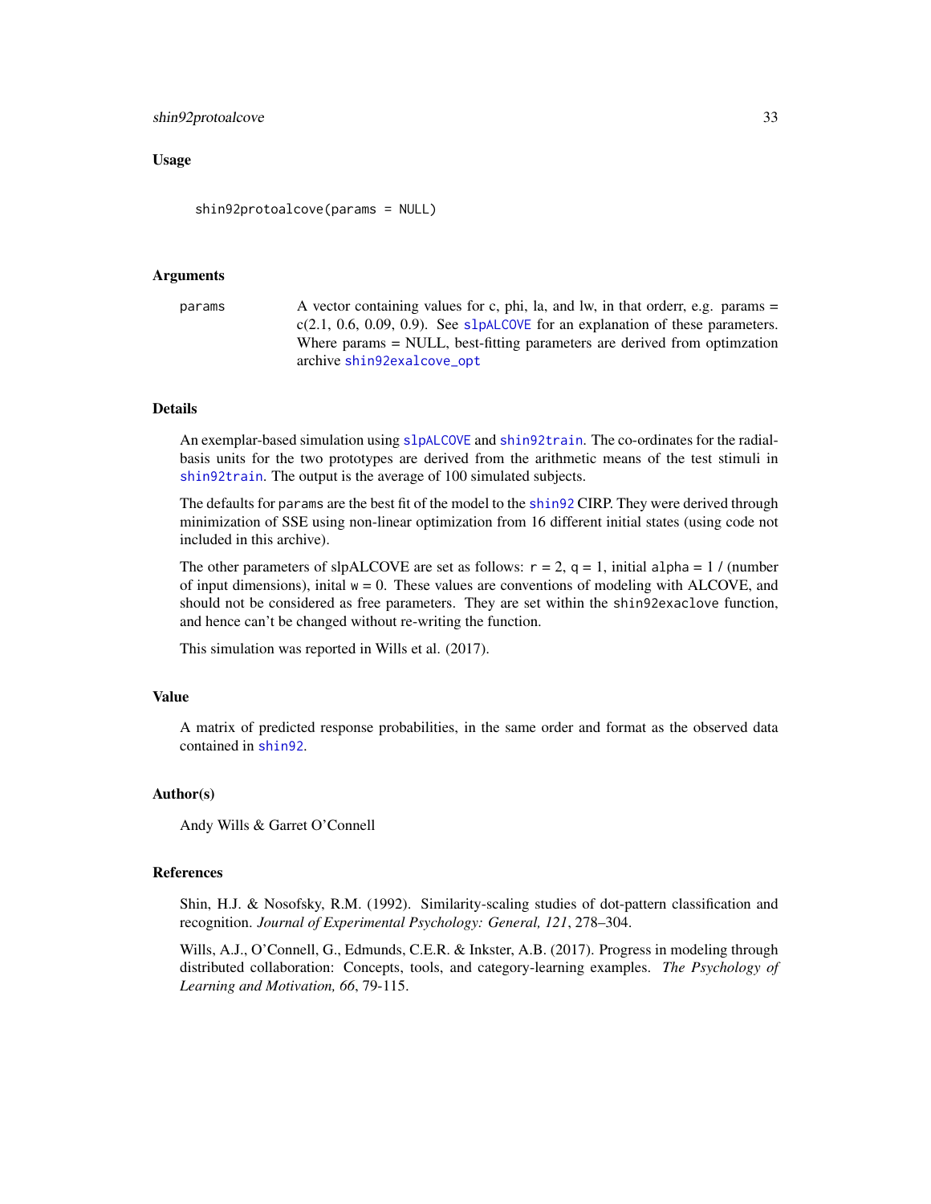### Usage

```
shin92protoalcove(params = NULL)
```

### Arguments

| | |
|---|---|
| `params` | A vector containing values for c, phi, la, and lw, in that orderr, e.g. params = c(2.1, 0.6, 0.09, 0.9). See `slpALCOVE` for an explanation of these parameters. Where params = NULL, best-fitting parameters are derived from optimzation archive `shin92exalcove_opt` |

### Details

An exemplar-based simulation using `slpALCOVE` and `shin92train`. The co-ordinates for the radial-basis units for the two prototypes are derived from the arithmetic means of the test stimuli in `shin92train`. The output is the average of 100 simulated subjects.

The defaults for `params` are the best fit of the model to the `shin92` CIRP. They were derived through minimization of SSE using non-linear optimization from 16 different initial states (using code not included in this archive).

The other parameters of slpALCOVE are set as follows: `r` = 2, `q` = 1, initial `alpha` = 1 / (number of input dimensions), inital `w` = 0. These values are conventions of modeling with ALCOVE, and should not be considered as free parameters. They are set within the `shin92exaclove` function, and hence can't be changed without re-writing the function.

This simulation was reported in Wills et al. (2017).

### Value

A matrix of predicted response probabilities, in the same order and format as the observed data contained in `shin92`.

### Author(s)

Andy Wills & Garret O'Connell

### References

Shin, H.J. & Nosofsky, R.M. (1992). Similarity-scaling studies of dot-pattern classification and recognition. *Journal of Experimental Psychology: General, 121*, 278–304.

Wills, A.J., O'Connell, G., Edmunds, C.E.R. & Inkster, A.B. (2017). Progress in modeling through distributed collaboration: Concepts, tools, and category-learning examples. *The Psychology of Learning and Motivation, 66*, 79-115.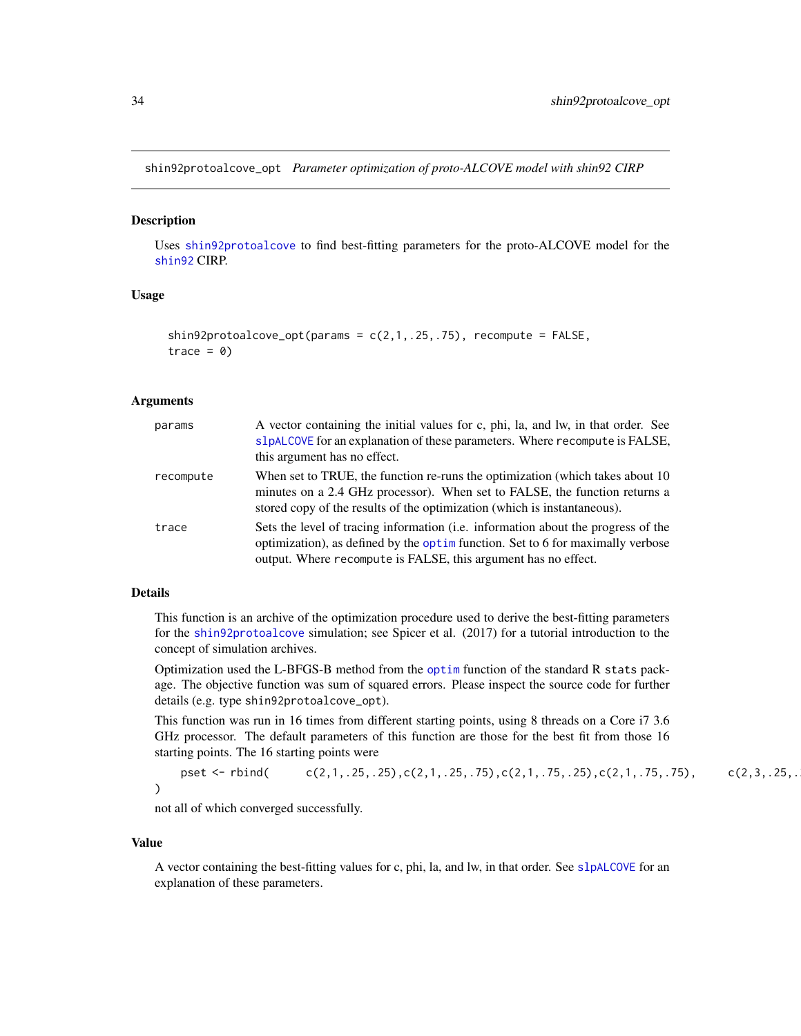# shin92protoalcove_opt *Parameter optimization of proto-ALCOVE model with shin92 CIRP*

## Description

Uses shin92protoalcove to find best-fitting parameters for the proto-ALCOVE model for the shin92 CIRP.

## Usage

```
shin92protoalcove_opt(params = c(2,1,.25,.75), recompute = FALSE,
trace = 0)
```

## Arguments

| | |
|---|---|
| params | A vector containing the initial values for c, phi, la, and lw, in that order. See slpALCOVE for an explanation of these parameters. Where recompute is FALSE, this argument has no effect. |
| recompute | When set to TRUE, the function re-runs the optimization (which takes about 10 minutes on a 2.4 GHz processor). When set to FALSE, the function returns a stored copy of the results of the optimization (which is instantaneous). |
| trace | Sets the level of tracing information (i.e. information about the progress of the optimization), as defined by the optim function. Set to 6 for maximally verbose output. Where recompute is FALSE, this argument has no effect. |

## Details

This function is an archive of the optimization procedure used to derive the best-fitting parameters for the shin92protoalcove simulation; see Spicer et al. (2017) for a tutorial introduction to the concept of simulation archives.

Optimization used the L-BFGS-B method from the optim function of the standard R stats package. The objective function was sum of squared errors. Please inspect the source code for further details (e.g. type shin92protoalcove_opt).

This function was run in 16 times from different starting points, using 8 threads on a Core i7 3.6 GHz processor. The default parameters of this function are those for the best fit from those 16 starting points. The 16 starting points were

```
pset <- rbind(      c(2,1,.25,.25),c(2,1,.25,.75),c(2,1,.75,.25),c(2,1,.75,.75),      c(2,3,.25,.
)
```

not all of which converged successfully.

## Value

A vector containing the best-fitting values for c, phi, la, and lw, in that order. See slpALCOVE for an explanation of these parameters.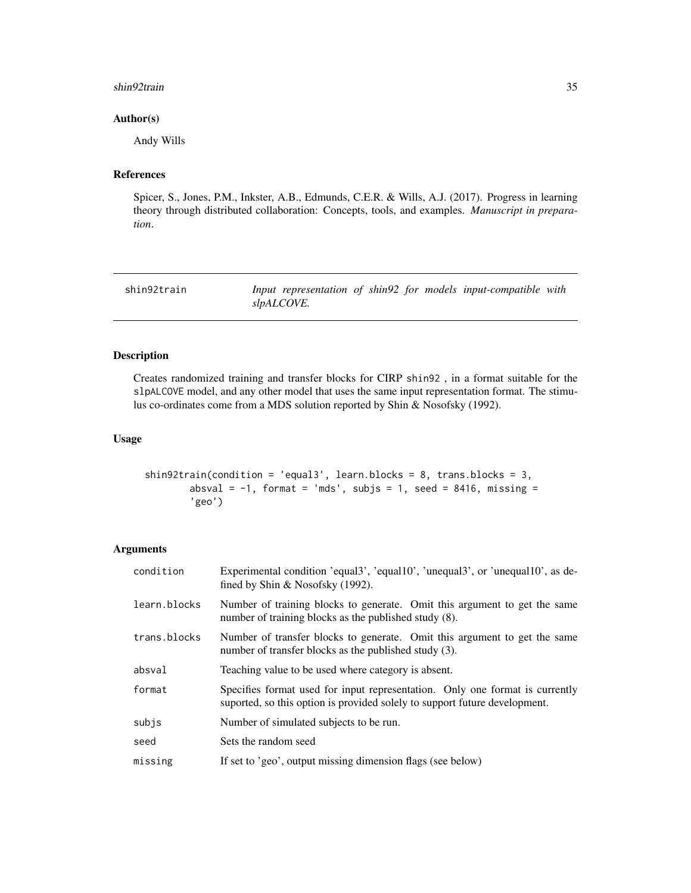### Author(s)

Andy Wills

### References

Spicer, S., Jones, P.M., Inkster, A.B., Edmunds, C.E.R. & Wills, A.J. (2017). Progress in learning theory through distributed collaboration: Concepts, tools, and examples. *Manuscript in preparation*.

---

## shin92train — *Input representation of shin92 for models input-compatible with slpALCOVE.*

### Description

Creates randomized training and transfer blocks for CIRP `shin92` , in a format suitable for the `slpALCOVE` model, and any other model that uses the same input representation format. The stimulus co-ordinates come from a MDS solution reported by Shin & Nosofsky (1992).

### Usage

```
shin92train(condition = 'equal3', learn.blocks = 8, trans.blocks = 3,
        absval = -1, format = 'mds', subjs = 1, seed = 8416, missing =
        'geo')
```

### Arguments

| | |
|---|---|
| condition | Experimental condition 'equal3', 'equal10', 'unequal3', or 'unequal10', as defined by Shin & Nosofsky (1992). |
| learn.blocks | Number of training blocks to generate. Omit this argument to get the same number of training blocks as the published study (8). |
| trans.blocks | Number of transfer blocks to generate. Omit this argument to get the same number of transfer blocks as the published study (3). |
| absval | Teaching value to be used where category is absent. |
| format | Specifies format used for input representation. Only one format is currently suported, so this option is provided solely to support future development. |
| subjs | Number of simulated subjects to be run. |
| seed | Sets the random seed |
| missing | If set to 'geo', output missing dimension flags (see below) |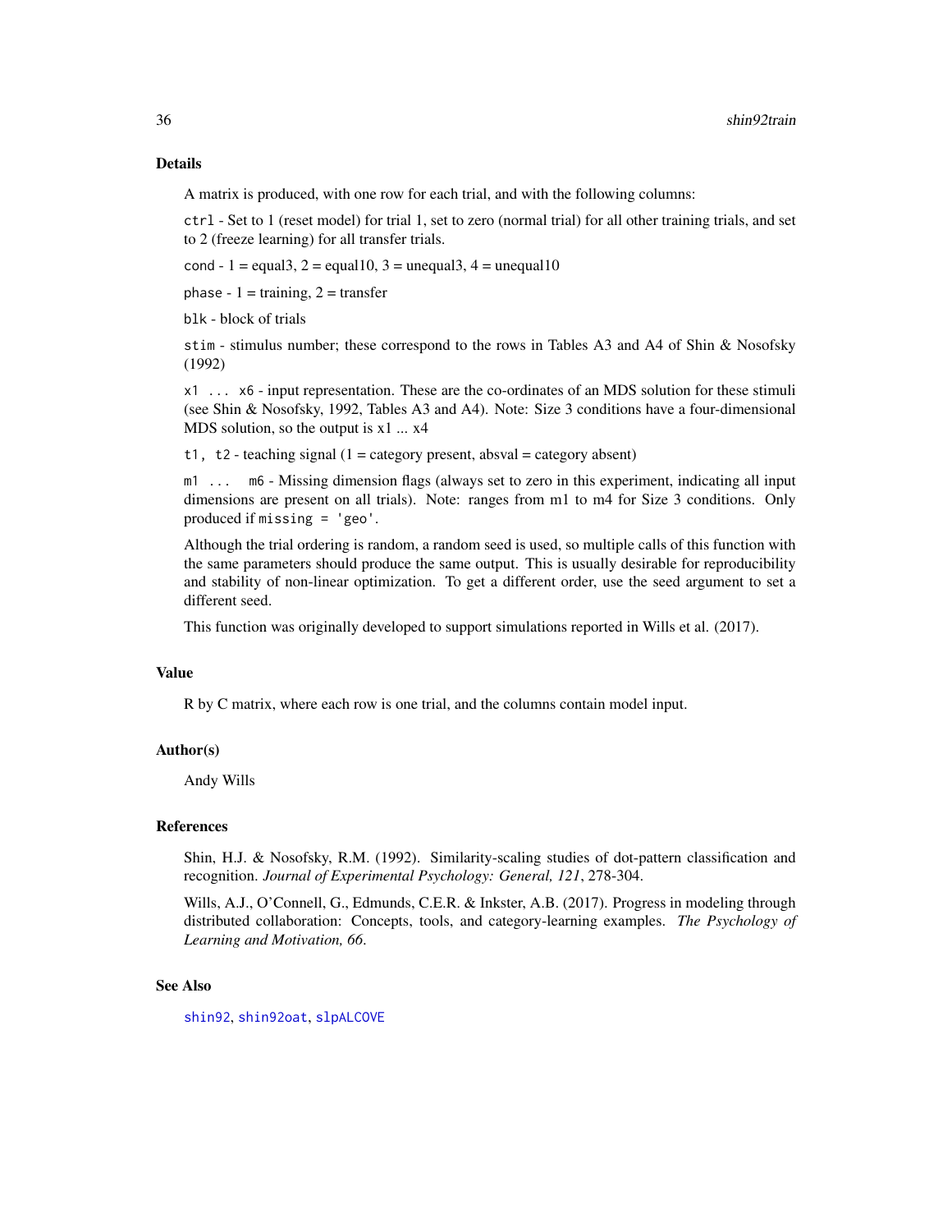## Details

A matrix is produced, with one row for each trial, and with the following columns:

`ctrl` - Set to 1 (reset model) for trial 1, set to zero (normal trial) for all other training trials, and set to 2 (freeze learning) for all transfer trials.

`cond` - 1 = equal3, 2 = equal10, 3 = unequal3, 4 = unequal10

`phase` - 1 = training, 2 = transfer

`blk` - block of trials

`stim` - stimulus number; these correspond to the rows in Tables A3 and A4 of Shin & Nosofsky (1992)

`x1 ... x6` - input representation. These are the co-ordinates of an MDS solution for these stimuli (see Shin & Nosofsky, 1992, Tables A3 and A4). Note: Size 3 conditions have a four-dimensional MDS solution, so the output is x1 ... x4

`t1, t2` - teaching signal (1 = category present, absval = category absent)

`m1 ... m6` - Missing dimension flags (always set to zero in this experiment, indicating all input dimensions are present on all trials). Note: ranges from m1 to m4 for Size 3 conditions. Only produced if `missing = 'geo'`.

Although the trial ordering is random, a random seed is used, so multiple calls of this function with the same parameters should produce the same output. This is usually desirable for reproducibility and stability of non-linear optimization. To get a different order, use the seed argument to set a different seed.

This function was originally developed to support simulations reported in Wills et al. (2017).

## Value

R by C matrix, where each row is one trial, and the columns contain model input.

## Author(s)

Andy Wills

## References

Shin, H.J. & Nosofsky, R.M. (1992). Similarity-scaling studies of dot-pattern classification and recognition. *Journal of Experimental Psychology: General, 121*, 278-304.

Wills, A.J., O'Connell, G., Edmunds, C.E.R. & Inkster, A.B. (2017). Progress in modeling through distributed collaboration: Concepts, tools, and category-learning examples. *The Psychology of Learning and Motivation, 66*.

## See Also

`shin92`, `shin92oat`, `slpALCOVE`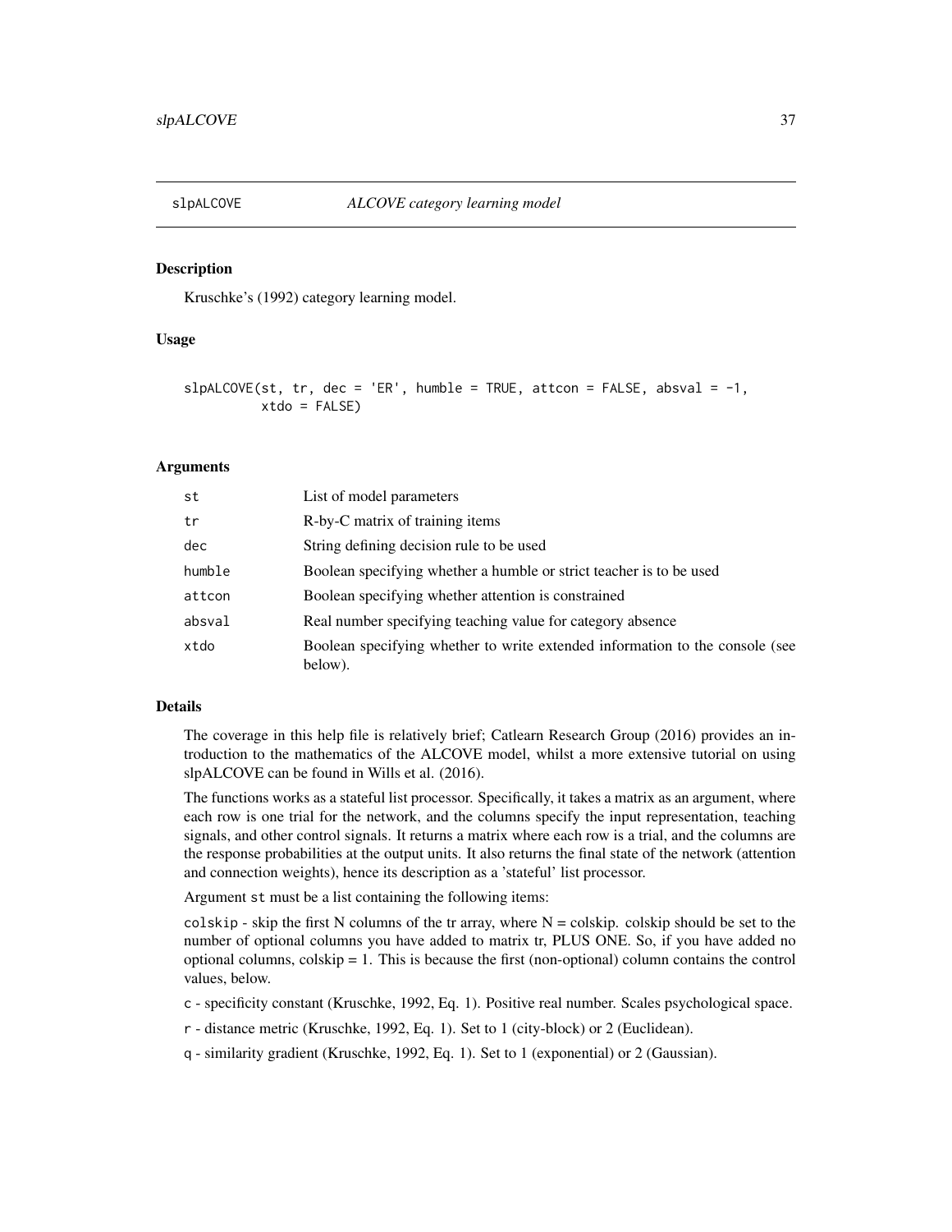## slpALCOVE *ALCOVE category learning model*

### Description

Kruschke's (1992) category learning model.

### Usage

```
slpALCOVE(st, tr, dec = 'ER', humble = TRUE, attcon = FALSE, absval = -1,
          xtdo = FALSE)
```

### Arguments

| | |
|---|---|
| st | List of model parameters |
| tr | R-by-C matrix of training items |
| dec | String defining decision rule to be used |
| humble | Boolean specifying whether a humble or strict teacher is to be used |
| attcon | Boolean specifying whether attention is constrained |
| absval | Real number specifying teaching value for category absence |
| xtdo | Boolean specifying whether to write extended information to the console (see below). |

### Details

The coverage in this help file is relatively brief; Catlearn Research Group (2016) provides an introduction to the mathematics of the ALCOVE model, whilst a more extensive tutorial on using slpALCOVE can be found in Wills et al. (2016).

The functions works as a stateful list processor. Specifically, it takes a matrix as an argument, where each row is one trial for the network, and the columns specify the input representation, teaching signals, and other control signals. It returns a matrix where each row is a trial, and the columns are the response probabilities at the output units. It also returns the final state of the network (attention and connection weights), hence its description as a 'stateful' list processor.

Argument `st` must be a list containing the following items:

`colskip` - skip the first N columns of the tr array, where N = colskip. colskip should be set to the number of optional columns you have added to matrix tr, PLUS ONE. So, if you have added no optional columns, colskip = 1. This is because the first (non-optional) column contains the control values, below.

`c` - specificity constant (Kruschke, 1992, Eq. 1). Positive real number. Scales psychological space.

`r` - distance metric (Kruschke, 1992, Eq. 1). Set to 1 (city-block) or 2 (Euclidean).

`q` - similarity gradient (Kruschke, 1992, Eq. 1). Set to 1 (exponential) or 2 (Gaussian).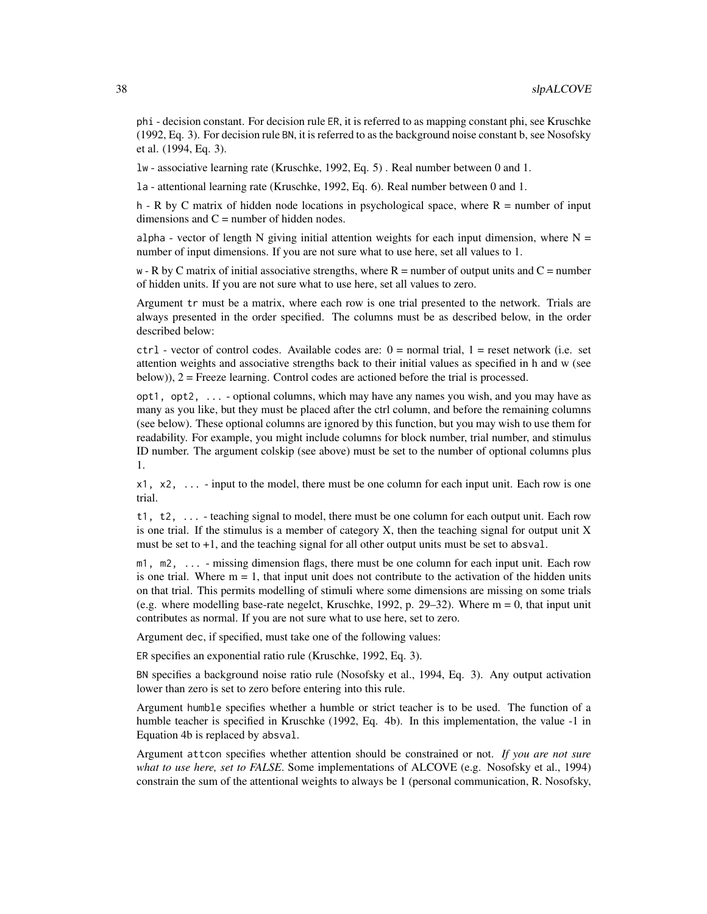`phi` - decision constant. For decision rule `ER`, it is referred to as mapping constant phi, see Kruschke (1992, Eq. 3). For decision rule `BN`, it is referred to as the background noise constant b, see Nosofsky et al. (1994, Eq. 3).

`lw` - associative learning rate (Kruschke, 1992, Eq. 5) . Real number between 0 and 1.

`la` - attentional learning rate (Kruschke, 1992, Eq. 6). Real number between 0 and 1.

`h` - R by C matrix of hidden node locations in psychological space, where R = number of input dimensions and C = number of hidden nodes.

`alpha` - vector of length N giving initial attention weights for each input dimension, where N = number of input dimensions. If you are not sure what to use here, set all values to 1.

`w` - R by C matrix of initial associative strengths, where R = number of output units and C = number of hidden units. If you are not sure what to use here, set all values to zero.

Argument `tr` must be a matrix, where each row is one trial presented to the network. Trials are always presented in the order specified. The columns must be as described below, in the order described below:

`ctrl` - vector of control codes. Available codes are: 0 = normal trial, 1 = reset network (i.e. set attention weights and associative strengths back to their initial values as specified in h and w (see below)), 2 = Freeze learning. Control codes are actioned before the trial is processed.

`opt1, opt2, ...` - optional columns, which may have any names you wish, and you may have as many as you like, but they must be placed after the ctrl column, and before the remaining columns (see below). These optional columns are ignored by this function, but you may wish to use them for readability. For example, you might include columns for block number, trial number, and stimulus ID number. The argument colskip (see above) must be set to the number of optional columns plus 1.

`x1, x2, ...` - input to the model, there must be one column for each input unit. Each row is one trial.

`t1, t2, ...` - teaching signal to model, there must be one column for each output unit. Each row is one trial. If the stimulus is a member of category X, then the teaching signal for output unit X must be set to +1, and the teaching signal for all other output units must be set to `absval`.

`m1, m2, ...` - missing dimension flags, there must be one column for each input unit. Each row is one trial. Where m = 1, that input unit does not contribute to the activation of the hidden units on that trial. This permits modelling of stimuli where some dimensions are missing on some trials (e.g. where modelling base-rate negelct, Kruschke, 1992, p. 29–32). Where m = 0, that input unit contributes as normal. If you are not sure what to use here, set to zero.

Argument `dec`, if specified, must take one of the following values:

`ER` specifies an exponential ratio rule (Kruschke, 1992, Eq. 3).

`BN` specifies a background noise ratio rule (Nosofsky et al., 1994, Eq. 3). Any output activation lower than zero is set to zero before entering into this rule.

Argument `humble` specifies whether a humble or strict teacher is to be used. The function of a humble teacher is specified in Kruschke (1992, Eq. 4b). In this implementation, the value -1 in Equation 4b is replaced by `absval`.

Argument `attcon` specifies whether attention should be constrained or not. *If you are not sure what to use here, set to FALSE*. Some implementations of ALCOVE (e.g. Nosofsky et al., 1994) constrain the sum of the attentional weights to always be 1 (personal communication, R. Nosofsky,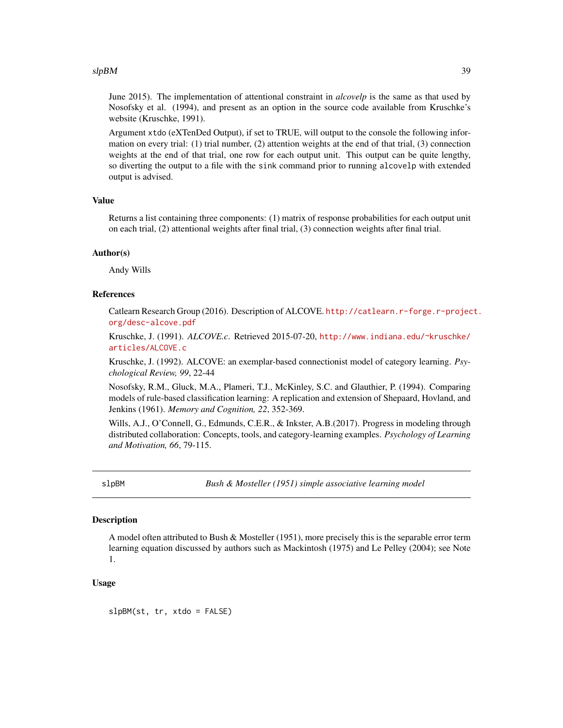June 2015). The implementation of attentional constraint in *alcovelp* is the same as that used by Nosofsky et al. (1994), and present as an option in the source code available from Kruschke's website (Kruschke, 1991).

Argument `xtdo` (eXTenDed Output), if set to TRUE, will output to the console the following information on every trial: (1) trial number, (2) attention weights at the end of that trial, (3) connection weights at the end of that trial, one row for each output unit. This output can be quite lengthy, so diverting the output to a file with the `sink` command prior to running `alcovelp` with extended output is advised.

### Value

Returns a list containing three components: (1) matrix of response probabilities for each output unit on each trial, (2) attentional weights after final trial, (3) connection weights after final trial.

### Author(s)

Andy Wills

### References

Catlearn Research Group (2016). Description of ALCOVE. http://catlearn.r-forge.r-project.org/desc-alcove.pdf

Kruschke, J. (1991). *ALCOVE.c*. Retrieved 2015-07-20, http://www.indiana.edu/~kruschke/articles/ALCOVE.c

Kruschke, J. (1992). ALCOVE: an exemplar-based connectionist model of category learning. *Psychological Review, 99*, 22-44

Nosofsky, R.M., Gluck, M.A., Plameri, T.J., McKinley, S.C. and Glauthier, P. (1994). Comparing models of rule-based classification learning: A replication and extension of Shepaard, Hovland, and Jenkins (1961). *Memory and Cognition, 22*, 352-369.

Wills, A.J., O'Connell, G., Edmunds, C.E.R., & Inkster, A.B.(2017). Progress in modeling through distributed collaboration: Concepts, tools, and category-learning examples. *Psychology of Learning and Motivation, 66*, 79-115.

---

## slpBM — *Bush & Mosteller (1951) simple associative learning model*

### Description

A model often attributed to Bush & Mosteller (1951), more precisely this is the separable error term learning equation discussed by authors such as Mackintosh (1975) and Le Pelley (2004); see Note 1.

### Usage

```
slpBM(st, tr, xtdo = FALSE)
```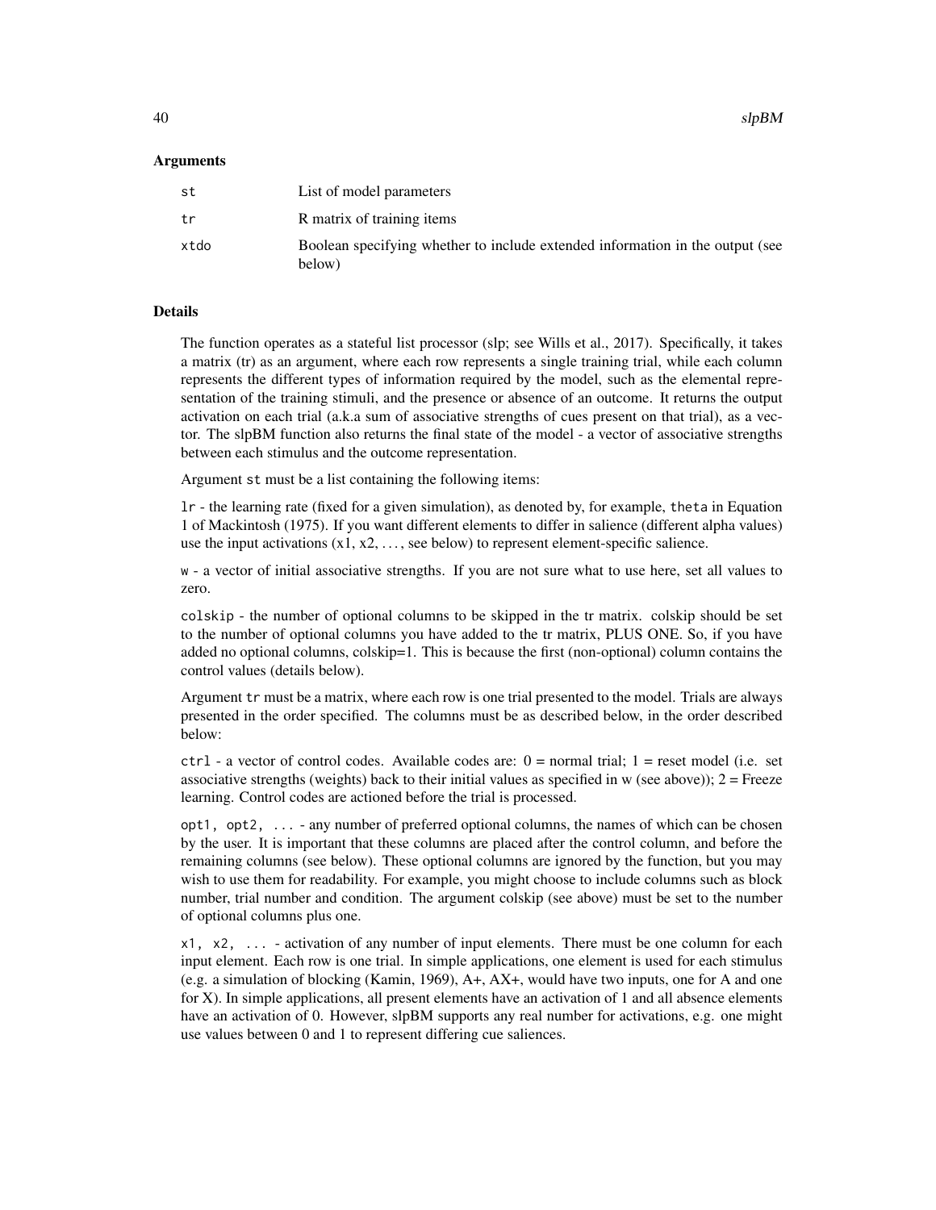### Arguments

| | |
|---|---|
| st | List of model parameters |
| tr | R matrix of training items |
| xtdo | Boolean specifying whether to include extended information in the output (see below) |

### Details

The function operates as a stateful list processor (slp; see Wills et al., 2017). Specifically, it takes a matrix (tr) as an argument, where each row represents a single training trial, while each column represents the different types of information required by the model, such as the elemental representation of the training stimuli, and the presence or absence of an outcome. It returns the output activation on each trial (a.k.a sum of associative strengths of cues present on that trial), as a vector. The slpBM function also returns the final state of the model - a vector of associative strengths between each stimulus and the outcome representation.

Argument `st` must be a list containing the following items:

`lr` - the learning rate (fixed for a given simulation), as denoted by, for example, `theta` in Equation 1 of Mackintosh (1975). If you want different elements to differ in salience (different alpha values) use the input activations (x1, x2, ..., see below) to represent element-specific salience.

`w` - a vector of initial associative strengths. If you are not sure what to use here, set all values to zero.

`colskip` - the number of optional columns to be skipped in the tr matrix. colskip should be set to the number of optional columns you have added to the tr matrix, PLUS ONE. So, if you have added no optional columns, colskip=1. This is because the first (non-optional) column contains the control values (details below).

Argument `tr` must be a matrix, where each row is one trial presented to the model. Trials are always presented in the order specified. The columns must be as described below, in the order described below:

`ctrl` - a vector of control codes. Available codes are: 0 = normal trial; 1 = reset model (i.e. set associative strengths (weights) back to their initial values as specified in w (see above)); 2 = Freeze learning. Control codes are actioned before the trial is processed.

`opt1, opt2, ...` - any number of preferred optional columns, the names of which can be chosen by the user. It is important that these columns are placed after the control column, and before the remaining columns (see below). These optional columns are ignored by the function, but you may wish to use them for readability. For example, you might choose to include columns such as block number, trial number and condition. The argument colskip (see above) must be set to the number of optional columns plus one.

`x1, x2, ...` - activation of any number of input elements. There must be one column for each input element. Each row is one trial. In simple applications, one element is used for each stimulus (e.g. a simulation of blocking (Kamin, 1969), A+, AX+, would have two inputs, one for A and one for X). In simple applications, all present elements have an activation of 1 and all absence elements have an activation of 0. However, slpBM supports any real number for activations, e.g. one might use values between 0 and 1 to represent differing cue saliences.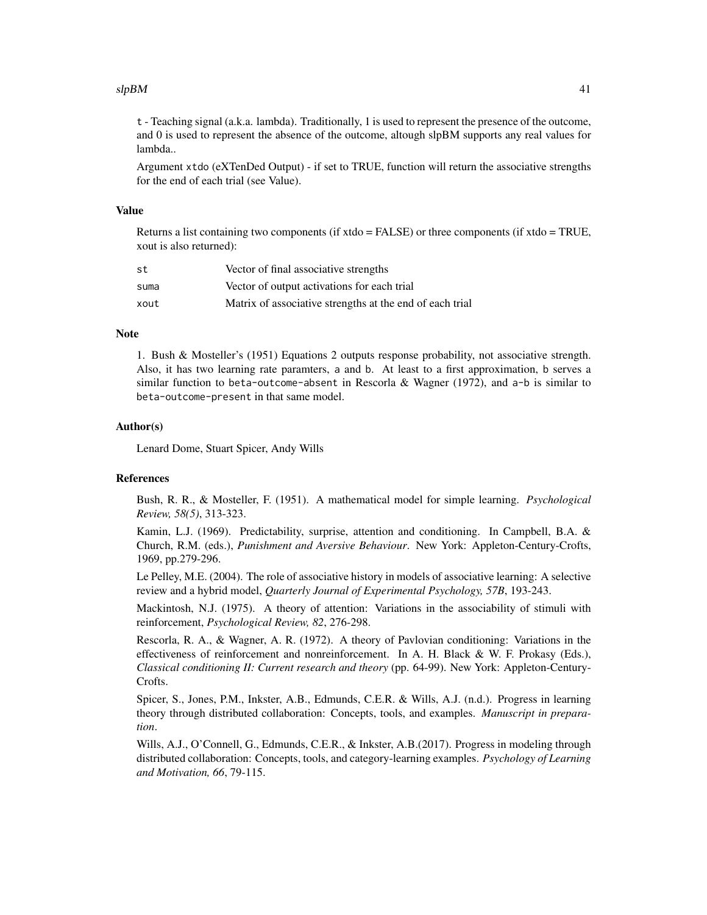t - Teaching signal (a.k.a. lambda). Traditionally, 1 is used to represent the presence of the outcome, and 0 is used to represent the absence of the outcome, altough slpBM supports any real values for lambda..

Argument xtdo (eXTenDed Output) - if set to TRUE, function will return the associative strengths for the end of each trial (see Value).

## Value

Returns a list containing two components (if xtdo = FALSE) or three components (if xtdo = TRUE, xout is also returned):

| | |
|---|---|
| st | Vector of final associative strengths |
| suma | Vector of output activations for each trial |
| xout | Matrix of associative strengths at the end of each trial |

## Note

1. Bush & Mosteller's (1951) Equations 2 outputs response probability, not associative strength. Also, it has two learning rate paramters, a and b. At least to a first approximation, b serves a similar function to beta-outcome-absent in Rescorla & Wagner (1972), and a-b is similar to beta-outcome-present in that same model.

## Author(s)

Lenard Dome, Stuart Spicer, Andy Wills

## References

Bush, R. R., & Mosteller, F. (1951). A mathematical model for simple learning. *Psychological Review, 58(5)*, 313-323.

Kamin, L.J. (1969). Predictability, surprise, attention and conditioning. In Campbell, B.A. & Church, R.M. (eds.), *Punishment and Aversive Behaviour*. New York: Appleton-Century-Crofts, 1969, pp.279-296.

Le Pelley, M.E. (2004). The role of associative history in models of associative learning: A selective review and a hybrid model, *Quarterly Journal of Experimental Psychology, 57B*, 193-243.

Mackintosh, N.J. (1975). A theory of attention: Variations in the associability of stimuli with reinforcement, *Psychological Review, 82*, 276-298.

Rescorla, R. A., & Wagner, A. R. (1972). A theory of Pavlovian conditioning: Variations in the effectiveness of reinforcement and nonreinforcement. In A. H. Black & W. F. Prokasy (Eds.), *Classical conditioning II: Current research and theory* (pp. 64-99). New York: Appleton-Century-Crofts.

Spicer, S., Jones, P.M., Inkster, A.B., Edmunds, C.E.R. & Wills, A.J. (n.d.). Progress in learning theory through distributed collaboration: Concepts, tools, and examples. *Manuscript in preparation*.

Wills, A.J., O'Connell, G., Edmunds, C.E.R., & Inkster, A.B.(2017). Progress in modeling through distributed collaboration: Concepts, tools, and category-learning examples. *Psychology of Learning and Motivation, 66*, 79-115.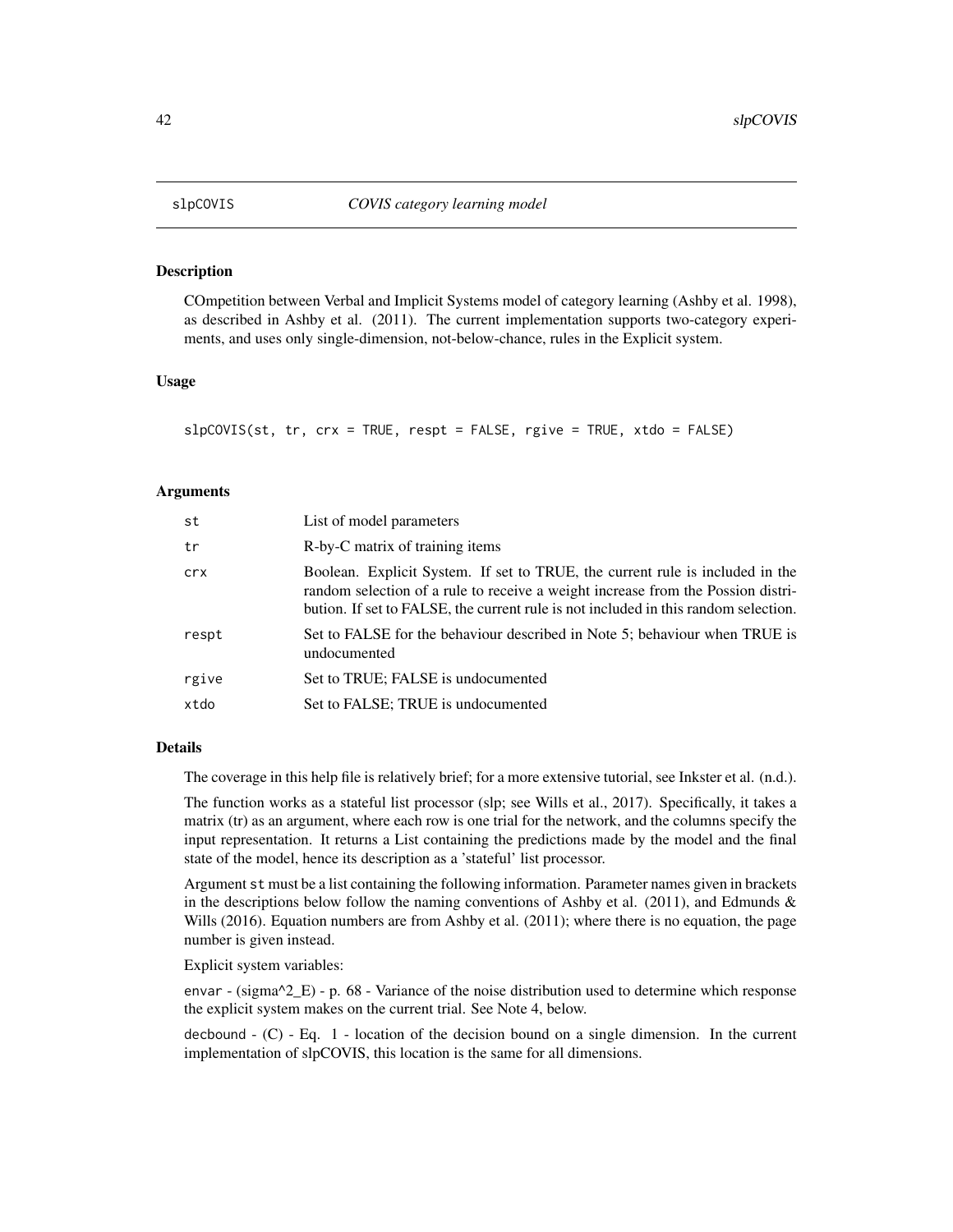## slpCOVIS *COVIS category learning model*

### Description

COmpetition between Verbal and Implicit Systems model of category learning (Ashby et al. 1998), as described in Ashby et al. (2011). The current implementation supports two-category experiments, and uses only single-dimension, not-below-chance, rules in the Explicit system.

### Usage

```
slpCOVIS(st, tr, crx = TRUE, respt = FALSE, rgive = TRUE, xtdo = FALSE)
```

### Arguments

| | |
|---|---|
| st | List of model parameters |
| tr | R-by-C matrix of training items |
| crx | Boolean. Explicit System. If set to TRUE, the current rule is included in the random selection of a rule to receive a weight increase from the Possion distribution. If set to FALSE, the current rule is not included in this random selection. |
| respt | Set to FALSE for the behaviour described in Note 5; behaviour when TRUE is undocumented |
| rgive | Set to TRUE; FALSE is undocumented |
| xtdo | Set to FALSE; TRUE is undocumented |

### Details

The coverage in this help file is relatively brief; for a more extensive tutorial, see Inkster et al. (n.d.).

The function works as a stateful list processor (slp; see Wills et al., 2017). Specifically, it takes a matrix (tr) as an argument, where each row is one trial for the network, and the columns specify the input representation. It returns a List containing the predictions made by the model and the final state of the model, hence its description as a 'stateful' list processor.

Argument st must be a list containing the following information. Parameter names given in brackets in the descriptions below follow the naming conventions of Ashby et al. (2011), and Edmunds & Wills (2016). Equation numbers are from Ashby et al. (2011); where there is no equation, the page number is given instead.

Explicit system variables:

envar - (sigma^2_E) - p. 68 - Variance of the noise distribution used to determine which response the explicit system makes on the current trial. See Note 4, below.

decbound - (C) - Eq. 1 - location of the decision bound on a single dimension. In the current implementation of slpCOVIS, this location is the same for all dimensions.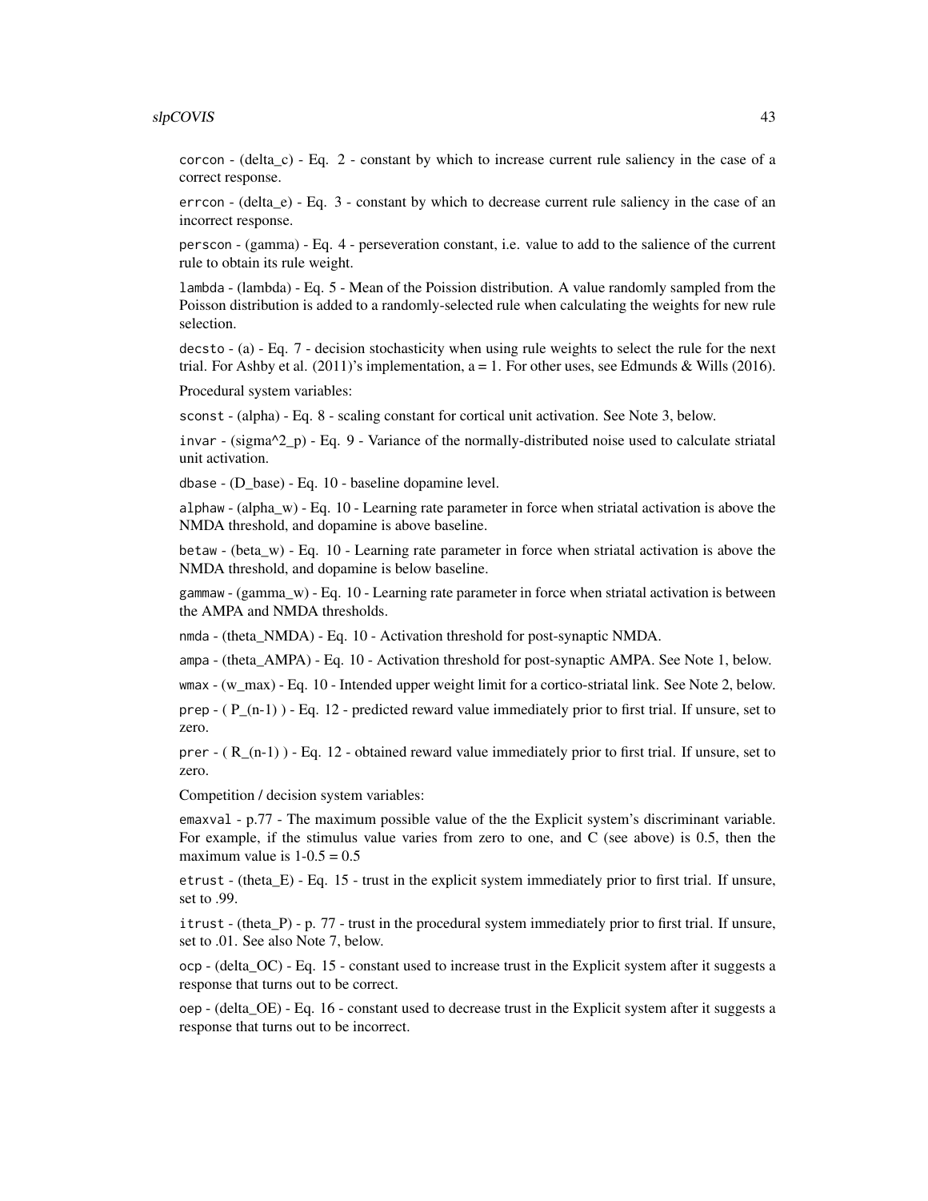corcon - (delta_c) - Eq. 2 - constant by which to increase current rule saliency in the case of a correct response.

errcon - (delta_e) - Eq. 3 - constant by which to decrease current rule saliency in the case of an incorrect response.

perscon - (gamma) - Eq. 4 - perseveration constant, i.e. value to add to the salience of the current rule to obtain its rule weight.

lambda - (lambda) - Eq. 5 - Mean of the Poisson distribution. A value randomly sampled from the Poisson distribution is added to a randomly-selected rule when calculating the weights for new rule selection.

decsto - (a) - Eq. 7 - decision stochasticity when using rule weights to select the rule for the next trial. For Ashby et al. (2011)'s implementation, a = 1. For other uses, see Edmunds & Wills (2016).

Procedural system variables:

sconst - (alpha) - Eq. 8 - scaling constant for cortical unit activation. See Note 3, below.

invar - (sigma^2_p) - Eq. 9 - Variance of the normally-distributed noise used to calculate striatal unit activation.

dbase - (D_base) - Eq. 10 - baseline dopamine level.

alphaw - (alpha_w) - Eq. 10 - Learning rate parameter in force when striatal activation is above the NMDA threshold, and dopamine is above baseline.

betaw - (beta_w) - Eq. 10 - Learning rate parameter in force when striatal activation is above the NMDA threshold, and dopamine is below baseline.

gammaw - (gamma_w) - Eq. 10 - Learning rate parameter in force when striatal activation is between the AMPA and NMDA thresholds.

nmda - (theta_NMDA) - Eq. 10 - Activation threshold for post-synaptic NMDA.

ampa - (theta_AMPA) - Eq. 10 - Activation threshold for post-synaptic AMPA. See Note 1, below.

wmax - (w_max) - Eq. 10 - Intended upper weight limit for a cortico-striatal link. See Note 2, below.

prep - ( P_(n-1) ) - Eq. 12 - predicted reward value immediately prior to first trial. If unsure, set to zero.

prer - ( R_(n-1) ) - Eq. 12 - obtained reward value immediately prior to first trial. If unsure, set to zero.

Competition / decision system variables:

emaxval - p.77 - The maximum possible value of the the Explicit system's discriminant variable. For example, if the stimulus value varies from zero to one, and C (see above) is 0.5, then the maximum value is 1-0.5 = 0.5

etrust - (theta_E) - Eq. 15 - trust in the explicit system immediately prior to first trial. If unsure, set to .99.

itrust - (theta_P) - p. 77 - trust in the procedural system immediately prior to first trial. If unsure, set to .01. See also Note 7, below.

ocp - (delta_OC) - Eq. 15 - constant used to increase trust in the Explicit system after it suggests a response that turns out to be correct.

oep - (delta_OE) - Eq. 16 - constant used to decrease trust in the Explicit system after it suggests a response that turns out to be incorrect.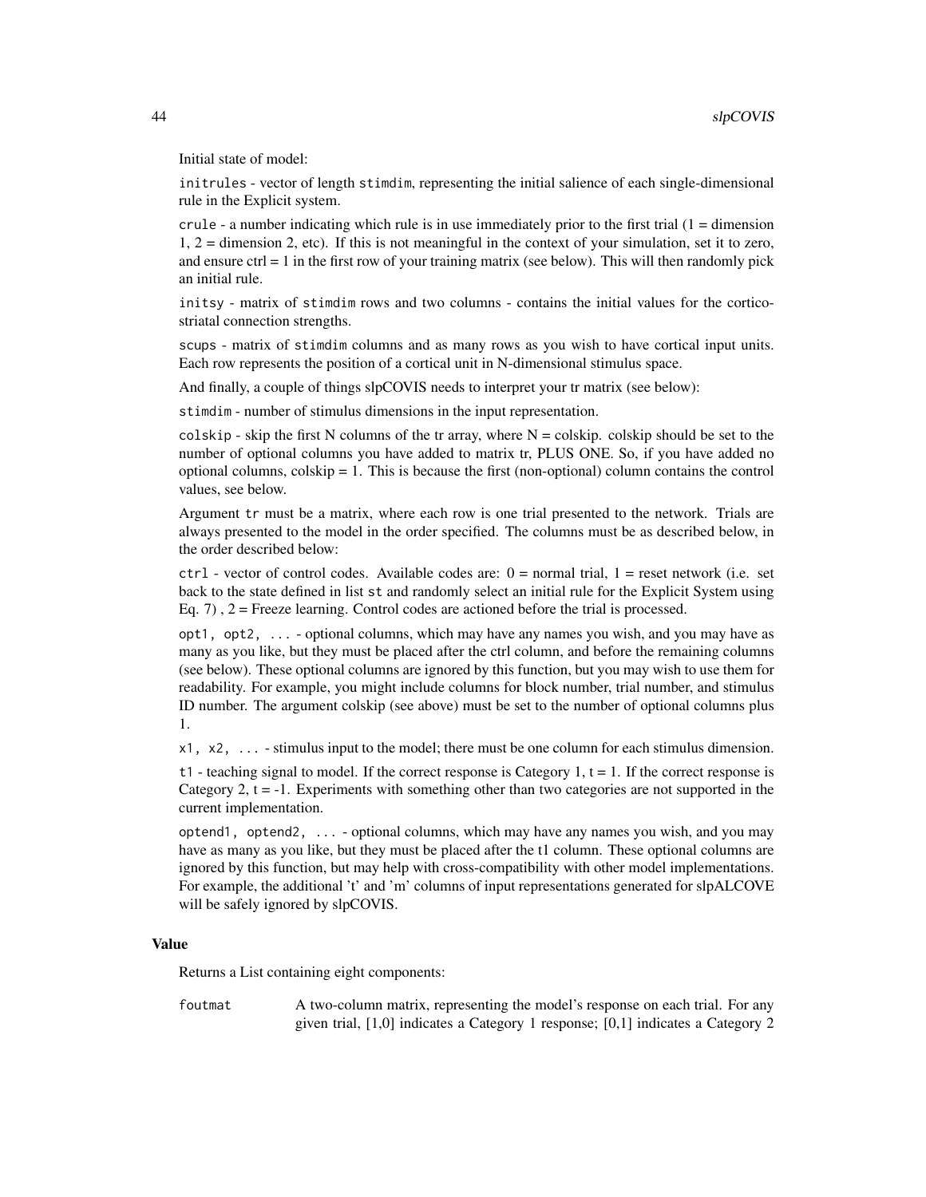Initial state of model:

`initrules` - vector of length `stimdim`, representing the initial salience of each single-dimensional rule in the Explicit system.

`crule` - a number indicating which rule is in use immediately prior to the first trial (1 = dimension 1, 2 = dimension 2, etc). If this is not meaningful in the context of your simulation, set it to zero, and ensure ctrl = 1 in the first row of your training matrix (see below). This will then randomly pick an initial rule.

`initsy` - matrix of `stimdim` rows and two columns - contains the initial values for the cortico-striatal connection strengths.

`scups` - matrix of `stimdim` columns and as many rows as you wish to have cortical input units. Each row represents the position of a cortical unit in N-dimensional stimulus space.

And finally, a couple of things slpCOVIS needs to interpret your tr matrix (see below):

`stimdim` - number of stimulus dimensions in the input representation.

`colskip` - skip the first N columns of the tr array, where N = colskip. colskip should be set to the number of optional columns you have added to matrix tr, PLUS ONE. So, if you have added no optional columns, colskip = 1. This is because the first (non-optional) column contains the control values, see below.

Argument `tr` must be a matrix, where each row is one trial presented to the network. Trials are always presented to the model in the order specified. The columns must be as described below, in the order described below:

`ctrl` - vector of control codes. Available codes are: 0 = normal trial, 1 = reset network (i.e. set back to the state defined in list `st` and randomly select an initial rule for the Explicit System using Eq. 7) , 2 = Freeze learning. Control codes are actioned before the trial is processed.

`opt1, opt2, ...` - optional columns, which may have any names you wish, and you may have as many as you like, but they must be placed after the ctrl column, and before the remaining columns (see below). These optional columns are ignored by this function, but you may wish to use them for readability. For example, you might include columns for block number, trial number, and stimulus ID number. The argument colskip (see above) must be set to the number of optional columns plus 1.

`x1, x2, ...` - stimulus input to the model; there must be one column for each stimulus dimension.

`t1` - teaching signal to model. If the correct response is Category 1, t = 1. If the correct response is Category 2, t = -1. Experiments with something other than two categories are not supported in the current implementation.

`optend1, optend2, ...` - optional columns, which may have any names you wish, and you may have as many as you like, but they must be placed after the t1 column. These optional columns are ignored by this function, but may help with cross-compatibility with other model implementations. For example, the additional 't' and 'm' columns of input representations generated for slpALCOVE will be safely ignored by slpCOVIS.

### Value

Returns a List containing eight components:

`foutmat` A two-column matrix, representing the model's response on each trial. For any given trial, [1,0] indicates a Category 1 response; [0,1] indicates a Category 2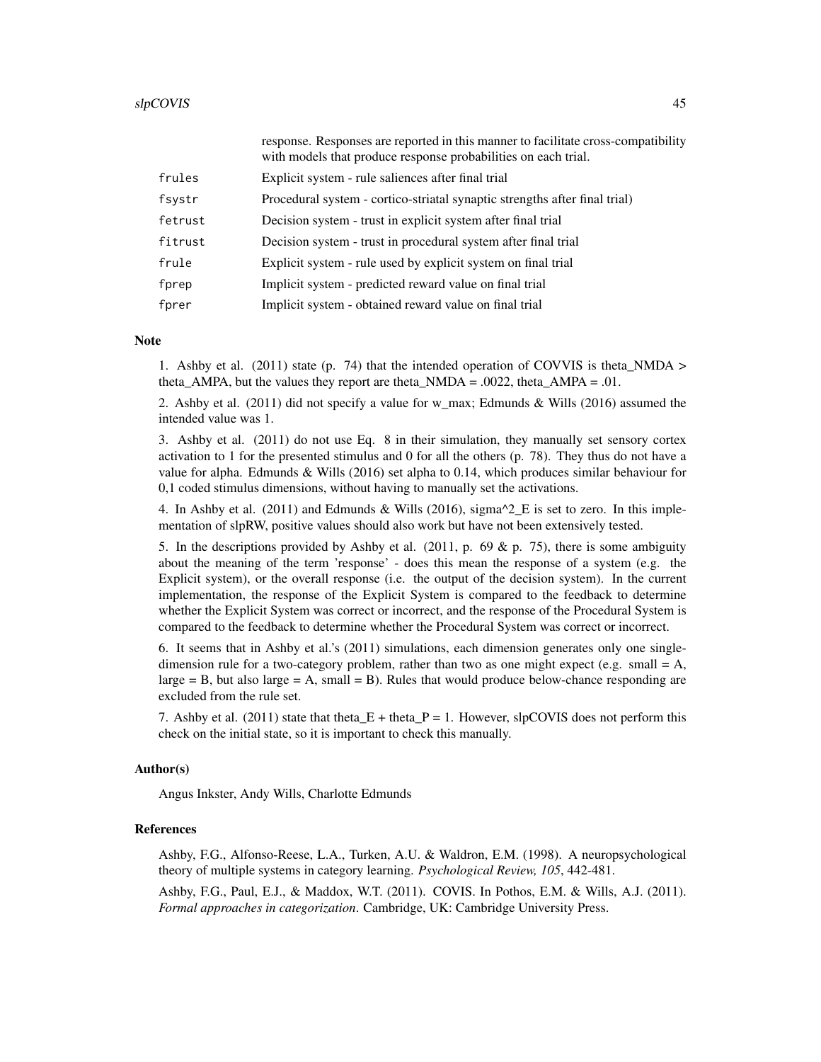response. Responses are reported in this manner to facilitate cross-compatibility with models that produce response probabilities on each trial.

| | |
|---|---|
| frules | Explicit system - rule saliences after final trial |
| fsystr | Procedural system - cortico-striatal synaptic strengths after final trial) |
| fetrust | Decision system - trust in explicit system after final trial |
| fitrust | Decision system - trust in procedural system after final trial |
| frule | Explicit system - rule used by explicit system on final trial |
| fprep | Implicit system - predicted reward value on final trial |
| fprer | Implicit system - obtained reward value on final trial |

### Note

1. Ashby et al. (2011) state (p. 74) that the intended operation of COVVIS is theta_NMDA > theta_AMPA, but the values they report are theta_NMDA = .0022, theta_AMPA = .01.

2. Ashby et al. (2011) did not specify a value for w_max; Edmunds & Wills (2016) assumed the intended value was 1.

3. Ashby et al. (2011) do not use Eq. 8 in their simulation, they manually set sensory cortex activation to 1 for the presented stimulus and 0 for all the others (p. 78). They thus do not have a value for alpha. Edmunds & Wills (2016) set alpha to 0.14, which produces similar behaviour for 0,1 coded stimulus dimensions, without having to manually set the activations.

4. In Ashby et al. (2011) and Edmunds & Wills (2016), sigma^2_E is set to zero. In this implementation of slpRW, positive values should also work but have not been extensively tested.

5. In the descriptions provided by Ashby et al. (2011, p. 69 & p. 75), there is some ambiguity about the meaning of the term 'response' - does this mean the response of a system (e.g. the Explicit system), or the overall response (i.e. the output of the decision system). In the current implementation, the response of the Explicit System is compared to the feedback to determine whether the Explicit System was correct or incorrect, and the response of the Procedural System is compared to the feedback to determine whether the Procedural System was correct or incorrect.

6. It seems that in Ashby et al.'s (2011) simulations, each dimension generates only one single-dimension rule for a two-category problem, rather than two as one might expect (e.g. small = A, large = B, but also large = A, small = B). Rules that would produce below-chance responding are excluded from the rule set.

7. Ashby et al. (2011) state that theta_E + theta_P = 1. However, slpCOVIS does not perform this check on the initial state, so it is important to check this manually.

### Author(s)

Angus Inkster, Andy Wills, Charlotte Edmunds

### References

Ashby, F.G., Alfonso-Reese, L.A., Turken, A.U. & Waldron, E.M. (1998). A neuropsychological theory of multiple systems in category learning. *Psychological Review, 105*, 442-481.

Ashby, F.G., Paul, E.J., & Maddox, W.T. (2011). COVIS. In Pothos, E.M. & Wills, A.J. (2011). *Formal approaches in categorization*. Cambridge, UK: Cambridge University Press.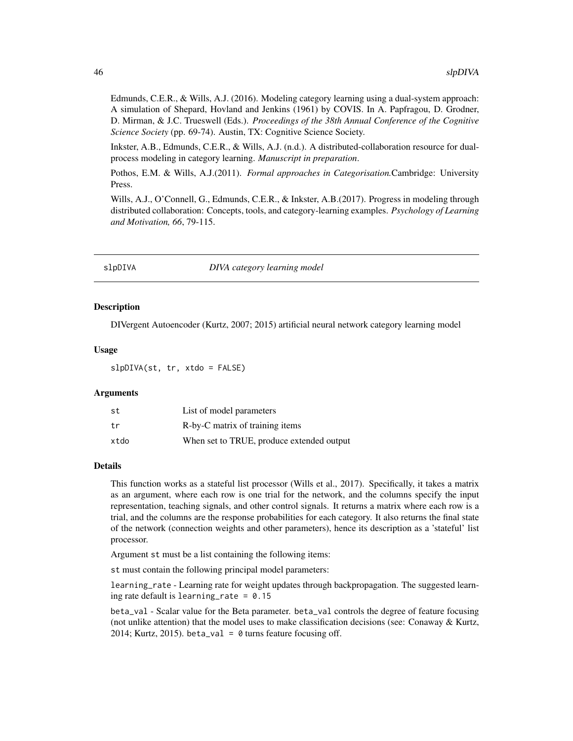Edmunds, C.E.R., & Wills, A.J. (2016). Modeling category learning using a dual-system approach: A simulation of Shepard, Hovland and Jenkins (1961) by COVIS. In A. Papfragou, D. Grodner, D. Mirman, & J.C. Trueswell (Eds.). *Proceedings of the 38th Annual Conference of the Cognitive Science Society* (pp. 69-74). Austin, TX: Cognitive Science Society.

Inkster, A.B., Edmunds, C.E.R., & Wills, A.J. (n.d.). A distributed-collaboration resource for dual-process modeling in category learning. *Manuscript in preparation*.

Pothos, E.M. & Wills, A.J.(2011). *Formal approaches in Categorisation.*Cambridge: University Press.

Wills, A.J., O'Connell, G., Edmunds, C.E.R., & Inkster, A.B.(2017). Progress in modeling through distributed collaboration: Concepts, tools, and category-learning examples. *Psychology of Learning and Motivation, 66*, 79-115.

## slpDIVA — *DIVA category learning model*

### Description

DIVergent Autoencoder (Kurtz, 2007; 2015) artificial neural network category learning model

### Usage

```
slpDIVA(st, tr, xtdo = FALSE)
```

### Arguments

| | |
|---|---|
| st | List of model parameters |
| tr | R-by-C matrix of training items |
| xtdo | When set to TRUE, produce extended output |

### Details

This function works as a stateful list processor (Wills et al., 2017). Specifically, it takes a matrix as an argument, where each row is one trial for the network, and the columns specify the input representation, teaching signals, and other control signals. It returns a matrix where each row is a trial, and the columns are the response probabilities for each category. It also returns the final state of the network (connection weights and other parameters), hence its description as a 'stateful' list processor.

Argument `st` must be a list containing the following items:

`st` must contain the following principal model parameters:

`learning_rate` - Learning rate for weight updates through backpropagation. The suggested learning rate default is `learning_rate = 0.15`

`beta_val` - Scalar value for the Beta parameter. `beta_val` controls the degree of feature focusing (not unlike attention) that the model uses to make classification decisions (see: Conaway & Kurtz, 2014; Kurtz, 2015). `beta_val = 0` turns feature focusing off.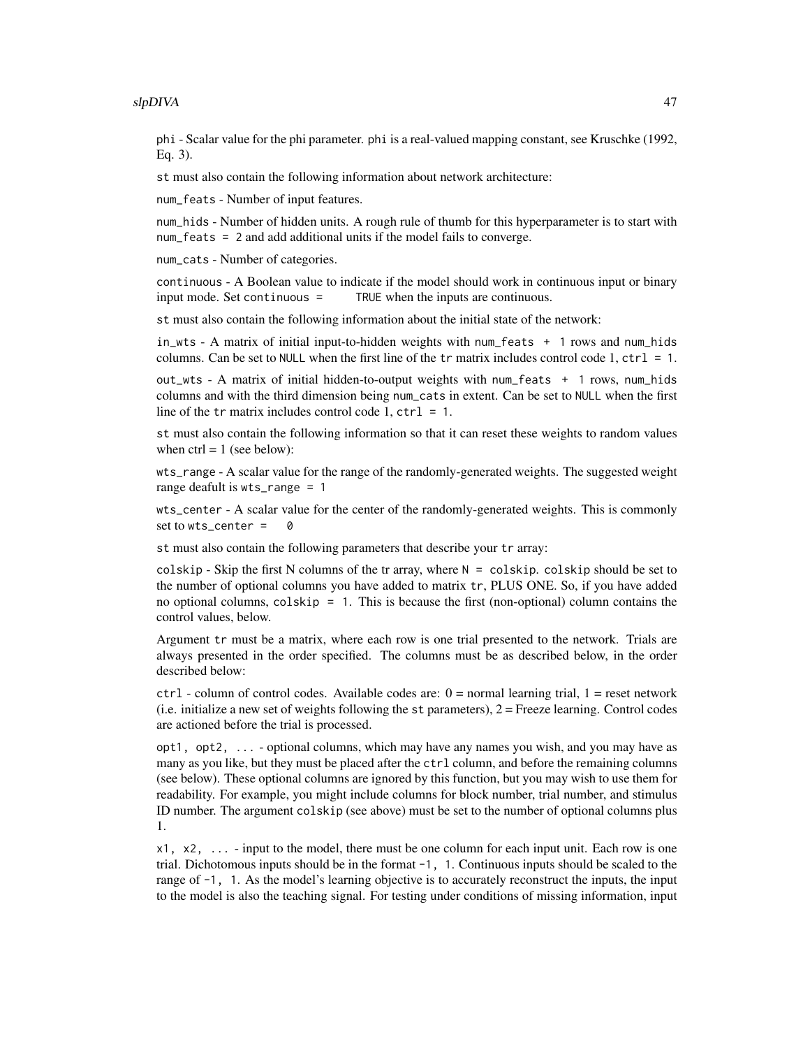`phi` - Scalar value for the phi parameter. `phi` is a real-valued mapping constant, see Kruschke (1992, Eq. 3).

`st` must also contain the following information about network architecture:

`num_feats` - Number of input features.

`num_hids` - Number of hidden units. A rough rule of thumb for this hyperparameter is to start with `num_feats = 2` and add additional units if the model fails to converge.

`num_cats` - Number of categories.

`continuous` - A Boolean value to indicate if the model should work in continuous input or binary input mode. Set `continuous = TRUE` when the inputs are continuous.

`st` must also contain the following information about the initial state of the network:

`in_wts` - A matrix of initial input-to-hidden weights with `num_feats + 1` rows and `num_hids` columns. Can be set to `NULL` when the first line of the `tr` matrix includes control code 1, `ctrl = 1`.

`out_wts` - A matrix of initial hidden-to-output weights with `num_feats + 1` rows, `num_hids` columns and with the third dimension being `num_cats` in extent. Can be set to `NULL` when the first line of the `tr` matrix includes control code 1, `ctrl = 1`.

`st` must also contain the following information so that it can reset these weights to random values when ctrl = 1 (see below):

`wts_range` - A scalar value for the range of the randomly-generated weights. The suggested weight range deafult is `wts_range = 1`

`wts_center` - A scalar value for the center of the randomly-generated weights. This is commonly set to `wts_center = 0`

`st` must also contain the following parameters that describe your `tr` array:

`colskip` - Skip the first N columns of the tr array, where `N = colskip`. `colskip` should be set to the number of optional columns you have added to matrix `tr`, PLUS ONE. So, if you have added no optional columns, `colskip = 1`. This is because the first (non-optional) column contains the control values, below.

Argument `tr` must be a matrix, where each row is one trial presented to the network. Trials are always presented in the order specified. The columns must be as described below, in the order described below:

`ctrl` - column of control codes. Available codes are: 0 = normal learning trial, 1 = reset network (i.e. initialize a new set of weights following the `st` parameters), 2 = Freeze learning. Control codes are actioned before the trial is processed.

`opt1, opt2, ...` - optional columns, which may have any names you wish, and you may have as many as you like, but they must be placed after the `ctrl` column, and before the remaining columns (see below). These optional columns are ignored by this function, but you may wish to use them for readability. For example, you might include columns for block number, trial number, and stimulus ID number. The argument `colskip` (see above) must be set to the number of optional columns plus 1.

`x1, x2, ...` - input to the model, there must be one column for each input unit. Each row is one trial. Dichotomous inputs should be in the format `-1, 1`. Continuous inputs should be scaled to the range of `-1, 1`. As the model's learning objective is to accurately reconstruct the inputs, the input to the model is also the teaching signal. For testing under conditions of missing information, input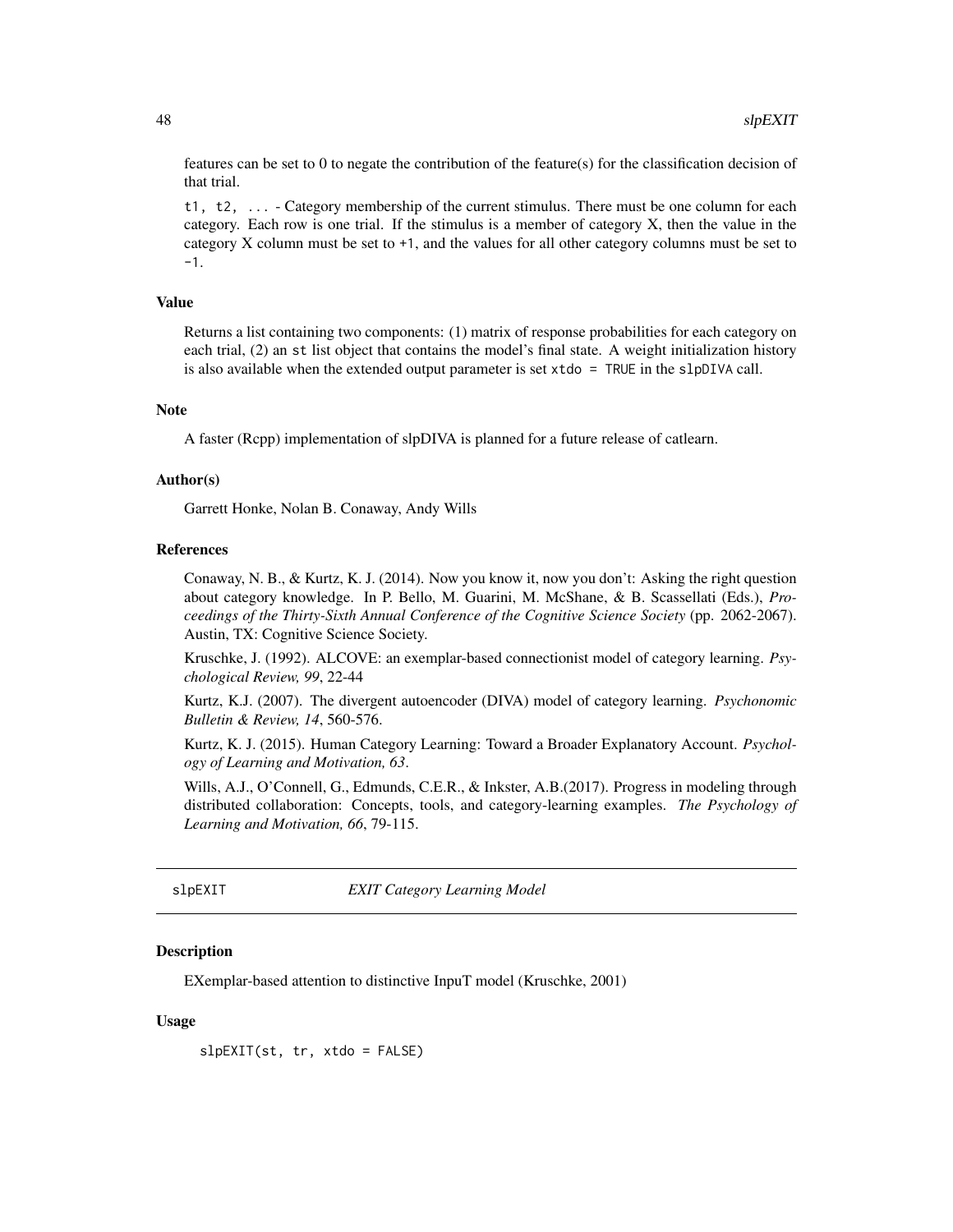features can be set to 0 to negate the contribution of the feature(s) for the classification decision of that trial.

`t1, t2, ...` - Category membership of the current stimulus. There must be one column for each category. Each row is one trial. If the stimulus is a member of category X, then the value in the category X column must be set to `+1`, and the values for all other category columns must be set to `-1`.

### Value

Returns a list containing two components: (1) matrix of response probabilities for each category on each trial, (2) an `st` list object that contains the model's final state. A weight initialization history is also available when the extended output parameter is set `xtdo = TRUE` in the `slpDIVA` call.

### Note

A faster (Rcpp) implementation of slpDIVA is planned for a future release of catlearn.

### Author(s)

Garrett Honke, Nolan B. Conaway, Andy Wills

### References

Conaway, N. B., & Kurtz, K. J. (2014). Now you know it, now you don't: Asking the right question about category knowledge. In P. Bello, M. Guarini, M. McShane, & B. Scassellati (Eds.), *Proceedings of the Thirty-Sixth Annual Conference of the Cognitive Science Society* (pp. 2062-2067). Austin, TX: Cognitive Science Society.

Kruschke, J. (1992). ALCOVE: an exemplar-based connectionist model of category learning. *Psychological Review, 99*, 22-44

Kurtz, K.J. (2007). The divergent autoencoder (DIVA) model of category learning. *Psychonomic Bulletin & Review, 14*, 560-576.

Kurtz, K. J. (2015). Human Category Learning: Toward a Broader Explanatory Account. *Psychology of Learning and Motivation, 63*.

Wills, A.J., O'Connell, G., Edmunds, C.E.R., & Inkster, A.B.(2017). Progress in modeling through distributed collaboration: Concepts, tools, and category-learning examples. *The Psychology of Learning and Motivation, 66*, 79-115.

---

## slpEXIT    *EXIT Category Learning Model*

---

### Description

EXemplar-based attention to distinctive InpuT model (Kruschke, 2001)

### Usage

```
slpEXIT(st, tr, xtdo = FALSE)
```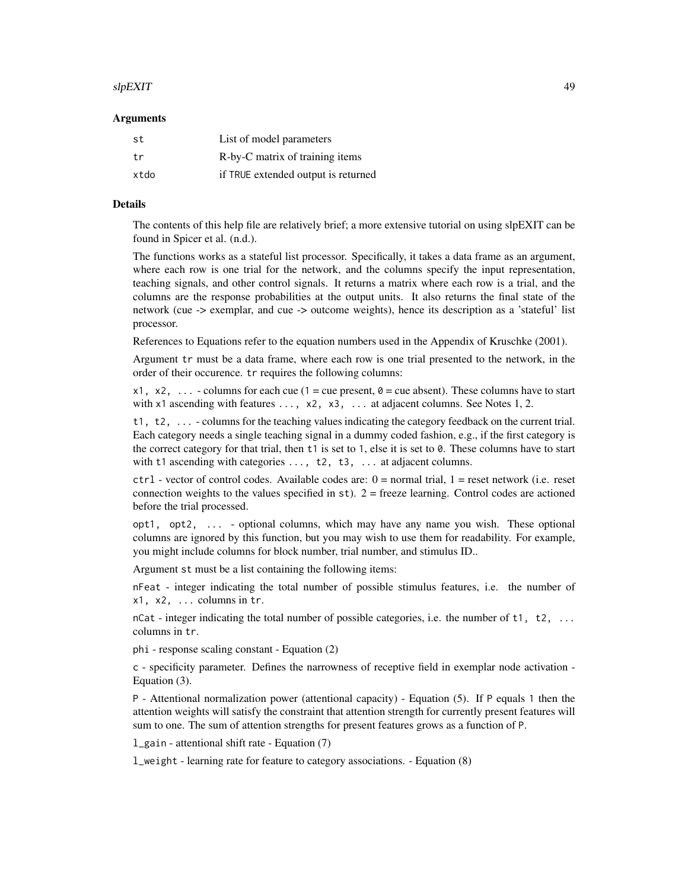### Arguments

| | |
|---|---|
| `st` | List of model parameters |
| `tr` | R-by-C matrix of training items |
| `xtdo` | if `TRUE` extended output is returned |

### Details

The contents of this help file are relatively brief; a more extensive tutorial on using slpEXIT can be found in Spicer et al. (n.d.).

The functions works as a stateful list processor. Specifically, it takes a data frame as an argument, where each row is one trial for the network, and the columns specify the input representation, teaching signals, and other control signals. It returns a matrix where each row is a trial, and the columns are the response probabilities at the output units. It also returns the final state of the network (cue -> exemplar, and cue -> outcome weights), hence its description as a 'stateful' list processor.

References to Equations refer to the equation numbers used in the Appendix of Kruschke (2001).

Argument `tr` must be a data frame, where each row is one trial presented to the network, in the order of their occurence. `tr` requires the following columns:

`x1, x2, ...` - columns for each cue (`1` = cue present, `0` = cue absent). These columns have to start with `x1` ascending with features `..., x2, x3, ...` at adjacent columns. See Notes 1, 2.

`t1, t2, ...` - columns for the teaching values indicating the category feedback on the current trial. Each category needs a single teaching signal in a dummy coded fashion, e.g., if the first category is the correct category for that trial, then `t1` is set to `1`, else it is set to `0`. These columns have to start with `t1` ascending with categories `..., t2, t3, ...` at adjacent columns.

`ctrl` - vector of control codes. Available codes are: 0 = normal trial, 1 = reset network (i.e. reset connection weights to the values specified in `st`). 2 = freeze learning. Control codes are actioned before the trial processed.

`opt1, opt2, ...` - optional columns, which may have any name you wish. These optional columns are ignored by this function, but you may wish to use them for readability. For example, you might include columns for block number, trial number, and stimulus ID..

Argument `st` must be a list containing the following items:

`nFeat` - integer indicating the total number of possible stimulus features, i.e. the number of `x1, x2, ...` columns in `tr`.

`nCat` - integer indicating the total number of possible categories, i.e. the number of `t1, t2, ...` columns in `tr`.

`phi` - response scaling constant - Equation (2)

`c` - specificity parameter. Defines the narrowness of receptive field in exemplar node activation - Equation (3).

`P` - Attentional normalization power (attentional capacity) - Equation (5). If `P` equals `1` then the attention weights will satisfy the constraint that attention strength for currently present features will sum to one. The sum of attention strengths for present features grows as a function of `P`.

`l_gain` - attentional shift rate - Equation (7)

`l_weight` - learning rate for feature to category associations. - Equation (8)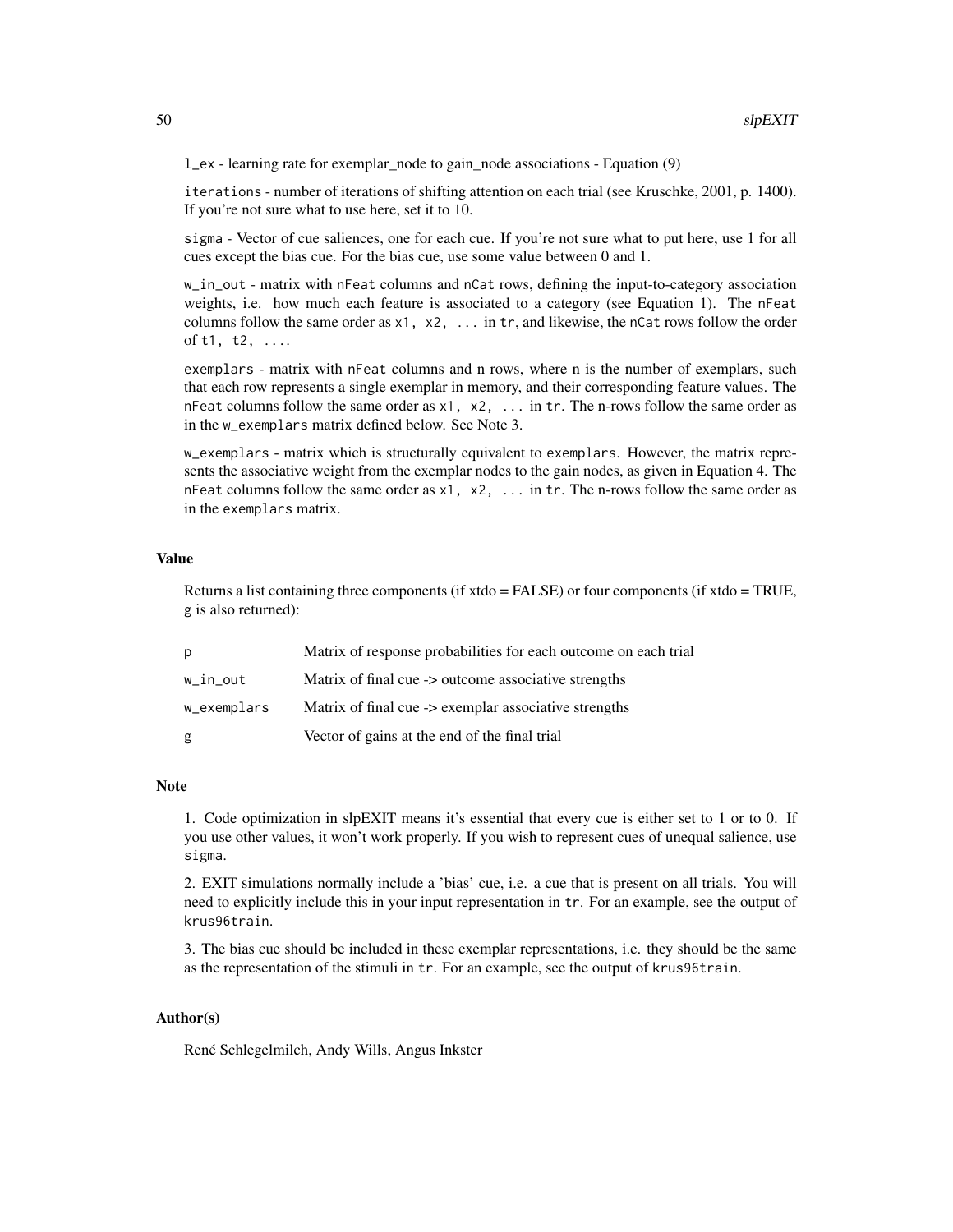`l_ex` - learning rate for exemplar_node to gain_node associations - Equation (9)

`iterations` - number of iterations of shifting attention on each trial (see Kruschke, 2001, p. 1400). If you're not sure what to use here, set it to 10.

`sigma` - Vector of cue saliences, one for each cue. If you're not sure what to put here, use 1 for all cues except the bias cue. For the bias cue, use some value between 0 and 1.

`w_in_out` - matrix with `nFeat` columns and `nCat` rows, defining the input-to-category association weights, i.e. how much each feature is associated to a category (see Equation 1). The `nFeat` columns follow the same order as `x1, x2, ...` in `tr`, and likewise, the `nCat` rows follow the order of `t1, t2, ...`.

`exemplars` - matrix with `nFeat` columns and n rows, where n is the number of exemplars, such that each row represents a single exemplar in memory, and their corresponding feature values. The `nFeat` columns follow the same order as `x1, x2, ...` in `tr`. The n-rows follow the same order as in the `w_exemplars` matrix defined below. See Note 3.

`w_exemplars` - matrix which is structurally equivalent to `exemplars`. However, the matrix represents the associative weight from the exemplar nodes to the gain nodes, as given in Equation 4. The `nFeat` columns follow the same order as `x1, x2, ...` in `tr`. The n-rows follow the same order as in the `exemplars` matrix.

### Value

Returns a list containing three components (if xtdo = FALSE) or four components (if xtdo = TRUE, g is also returned):

| | |
|---|---|
| `p` | Matrix of response probabilities for each outcome on each trial |
| `w_in_out` | Matrix of final cue -> outcome associative strengths |
| `w_exemplars` | Matrix of final cue -> exemplar associative strengths |
| `g` | Vector of gains at the end of the final trial |

### Note

1. Code optimization in slpEXIT means it's essential that every cue is either set to 1 or to 0. If you use other values, it won't work properly. If you wish to represent cues of unequal salience, use `sigma`.

2. EXIT simulations normally include a 'bias' cue, i.e. a cue that is present on all trials. You will need to explicitly include this in your input representation in `tr`. For an example, see the output of `krus96train`.

3. The bias cue should be included in these exemplar representations, i.e. they should be the same as the representation of the stimuli in `tr`. For an example, see the output of `krus96train`.

### Author(s)

René Schlegelmilch, Andy Wills, Angus Inkster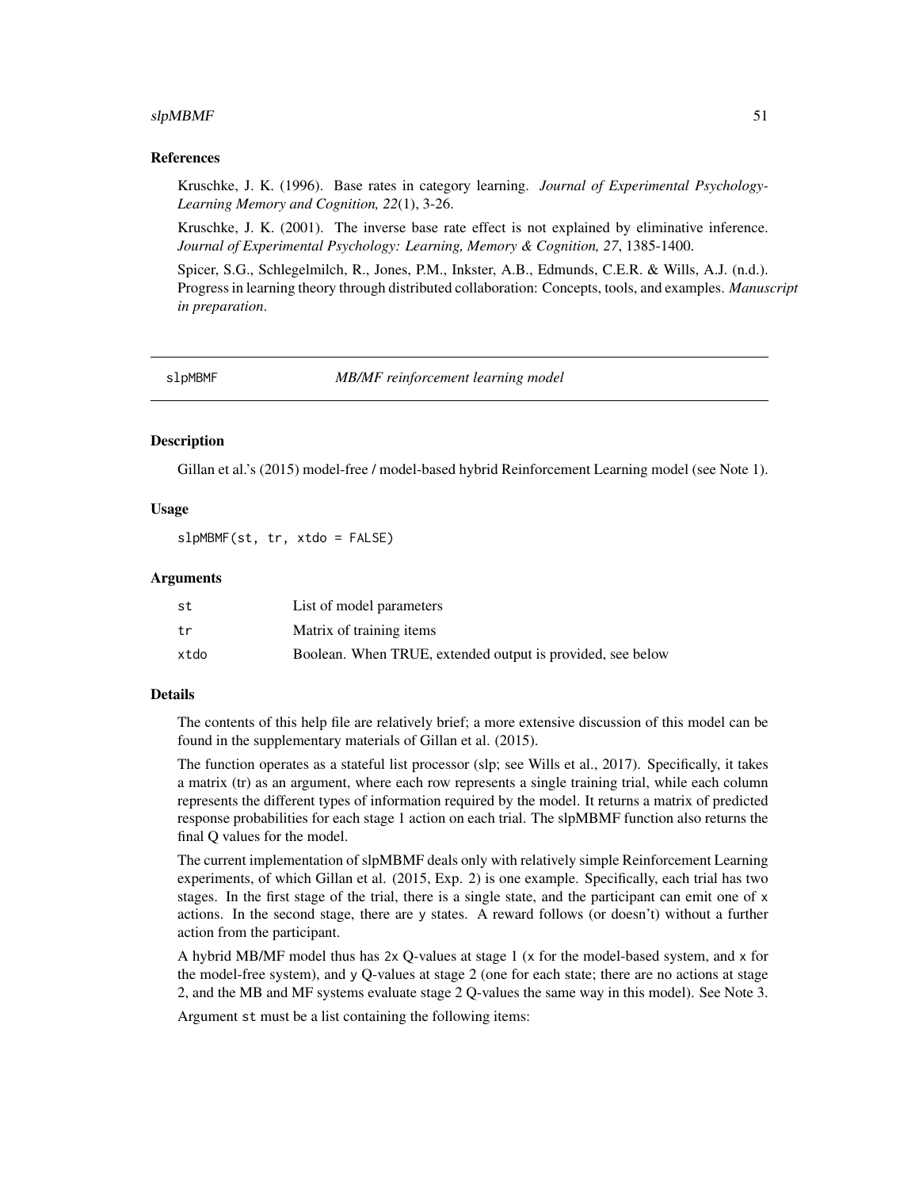## References

Kruschke, J. K. (1996). Base rates in category learning. *Journal of Experimental Psychology-Learning Memory and Cognition, 22*(1), 3-26.

Kruschke, J. K. (2001). The inverse base rate effect is not explained by eliminative inference. *Journal of Experimental Psychology: Learning, Memory & Cognition, 27*, 1385-1400.

Spicer, S.G., Schlegelmilch, R., Jones, P.M., Inkster, A.B., Edmunds, C.E.R. & Wills, A.J. (n.d.). Progress in learning theory through distributed collaboration: Concepts, tools, and examples. *Manuscript in preparation*.

---

# slpMBMF — *MB/MF reinforcement learning model*

## Description

Gillan et al.'s (2015) model-free / model-based hybrid Reinforcement Learning model (see Note 1).

## Usage

```
slpMBMF(st, tr, xtdo = FALSE)
```

## Arguments

| | |
|---|---|
| st | List of model parameters |
| tr | Matrix of training items |
| xtdo | Boolean. When TRUE, extended output is provided, see below |

## Details

The contents of this help file are relatively brief; a more extensive discussion of this model can be found in the supplementary materials of Gillan et al. (2015).

The function operates as a stateful list processor (slp; see Wills et al., 2017). Specifically, it takes a matrix (tr) as an argument, where each row represents a single training trial, while each column represents the different types of information required by the model. It returns a matrix of predicted response probabilities for each stage 1 action on each trial. The slpMBMF function also returns the final Q values for the model.

The current implementation of slpMBMF deals only with relatively simple Reinforcement Learning experiments, of which Gillan et al. (2015, Exp. 2) is one example. Specifically, each trial has two stages. In the first stage of the trial, there is a single state, and the participant can emit one of `x` actions. In the second stage, there are `y` states. A reward follows (or doesn't) without a further action from the participant.

A hybrid MB/MF model thus has `2x` Q-values at stage 1 (`x` for the model-based system, and `x` for the model-free system), and `y` Q-values at stage 2 (one for each state; there are no actions at stage 2, and the MB and MF systems evaluate stage 2 Q-values the same way in this model). See Note 3.

Argument `st` must be a list containing the following items: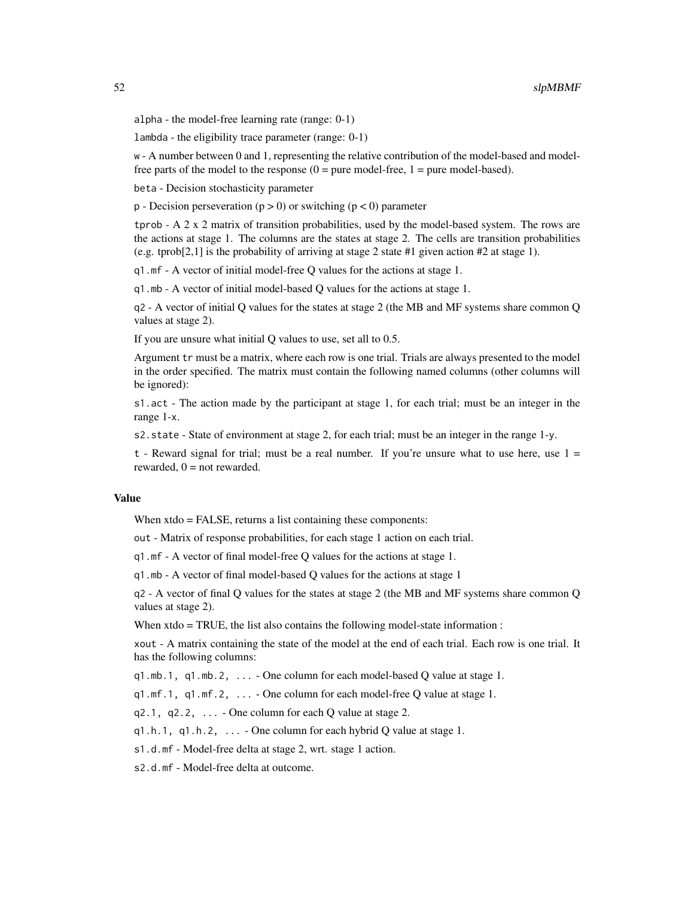`alpha` - the model-free learning rate (range: 0-1)

`lambda` - the eligibility trace parameter (range: 0-1)

`w` - A number between 0 and 1, representing the relative contribution of the model-based and model-free parts of the model to the response (0 = pure model-free, 1 = pure model-based).

`beta` - Decision stochasticity parameter

`p` - Decision perseveration ($p > 0$) or switching ($p < 0$) parameter

`tprob` - A 2 x 2 matrix of transition probabilities, used by the model-based system. The rows are the actions at stage 1. The columns are the states at stage 2. The cells are transition probabilities (e.g. tprob[2,1] is the probability of arriving at stage 2 state #1 given action #2 at stage 1).

`q1.mf` - A vector of initial model-free Q values for the actions at stage 1.

`q1.mb` - A vector of initial model-based Q values for the actions at stage 1.

`q2` - A vector of initial Q values for the states at stage 2 (the MB and MF systems share common Q values at stage 2).

If you are unsure what initial Q values to use, set all to 0.5.

Argument `tr` must be a matrix, where each row is one trial. Trials are always presented to the model in the order specified. The matrix must contain the following named columns (other columns will be ignored):

`s1.act` - The action made by the participant at stage 1, for each trial; must be an integer in the range 1-`x`.

`s2.state` - State of environment at stage 2, for each trial; must be an integer in the range 1-`y`.

`t` - Reward signal for trial; must be a real number. If you're unsure what to use here, use 1 = rewarded, 0 = not rewarded.

## Value

When xtdo = FALSE, returns a list containing these components:

`out` - Matrix of response probabilities, for each stage 1 action on each trial.

`q1.mf` - A vector of final model-free Q values for the actions at stage 1.

`q1.mb` - A vector of final model-based Q values for the actions at stage 1

`q2` - A vector of final Q values for the states at stage 2 (the MB and MF systems share common Q values at stage 2).

When xtdo = TRUE, the list also contains the following model-state information :

`xout` - A matrix containing the state of the model at the end of each trial. Each row is one trial. It has the following columns:

`q1.mb.1, q1.mb.2, ...` - One column for each model-based Q value at stage 1.

`q1.mf.1, q1.mf.2, ...` - One column for each model-free Q value at stage 1.

`q2.1, q2.2, ...` - One column for each Q value at stage 2.

`q1.h.1, q1.h.2, ...` - One column for each hybrid Q value at stage 1.

`s1.d.mf` - Model-free delta at stage 2, wrt. stage 1 action.

`s2.d.mf` - Model-free delta at outcome.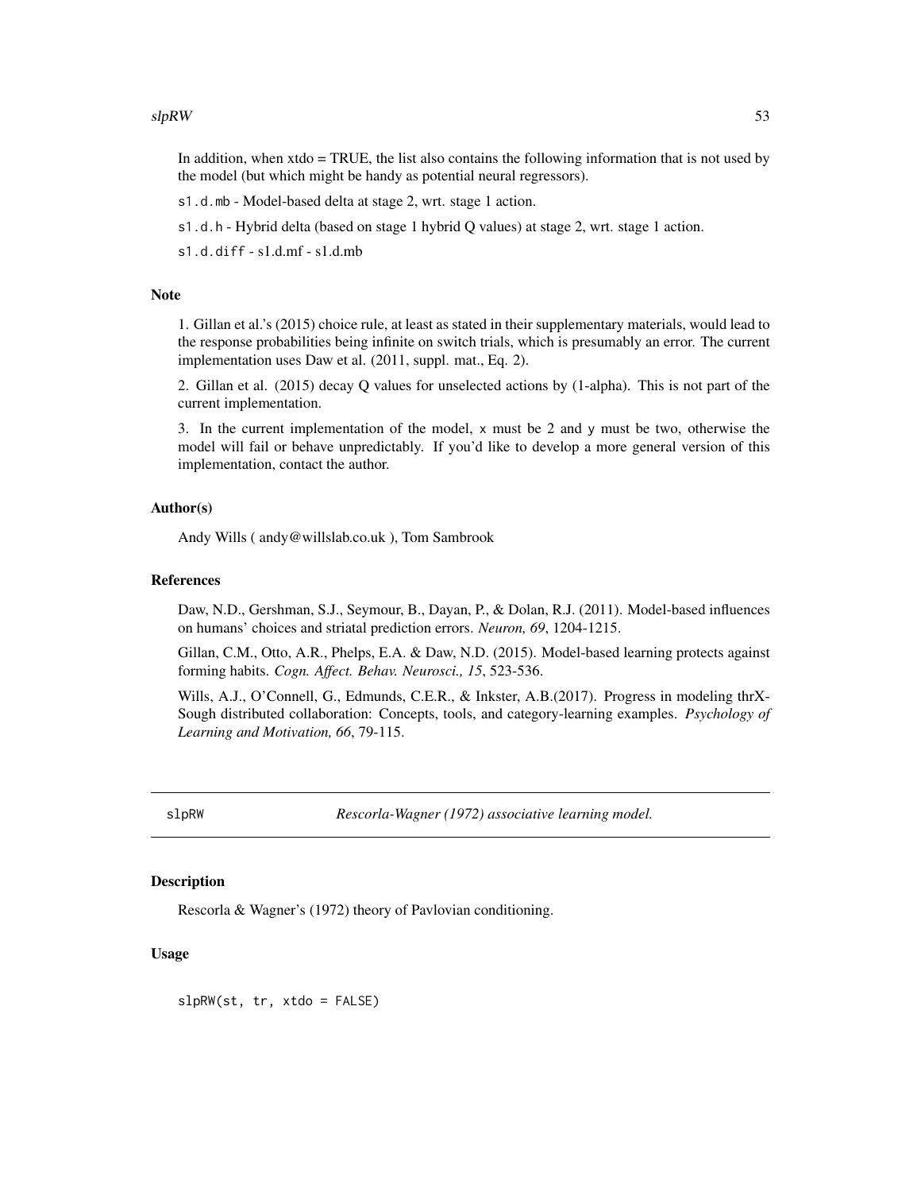In addition, when xtdo = TRUE, the list also contains the following information that is not used by the model (but which might be handy as potential neural regressors).

`s1.d.mb` - Model-based delta at stage 2, wrt. stage 1 action.

`s1.d.h` - Hybrid delta (based on stage 1 hybrid Q values) at stage 2, wrt. stage 1 action.

`s1.d.diff` - s1.d.mf - s1.d.mb

### Note

1. Gillan et al.'s (2015) choice rule, at least as stated in their supplementary materials, would lead to the response probabilities being infinite on switch trials, which is presumably an error. The current implementation uses Daw et al. (2011, suppl. mat., Eq. 2).

2. Gillan et al. (2015) decay Q values for unselected actions by (1-alpha). This is not part of the current implementation.

3. In the current implementation of the model, `x` must be 2 and `y` must be two, otherwise the model will fail or behave unpredictably. If you'd like to develop a more general version of this implementation, contact the author.

### Author(s)

Andy Wills ( andy@willslab.co.uk ), Tom Sambrook

### References

Daw, N.D., Gershman, S.J., Seymour, B., Dayan, P., & Dolan, R.J. (2011). Model-based influences on humans' choices and striatal prediction errors. *Neuron, 69*, 1204-1215.

Gillan, C.M., Otto, A.R., Phelps, E.A. & Daw, N.D. (2015). Model-based learning protects against forming habits. *Cogn. Affect. Behav. Neurosci., 15*, 523-536.

Wills, A.J., O'Connell, G., Edmunds, C.E.R., & Inkster, A.B.(2017). Progress in modeling thrX-Sough distributed collaboration: Concepts, tools, and category-learning examples. *Psychology of Learning and Motivation, 66*, 79-115.

---

## slpRW — *Rescorla-Wagner (1972) associative learning model.*

### Description

Rescorla & Wagner's (1972) theory of Pavlovian conditioning.

### Usage

```
slpRW(st, tr, xtdo = FALSE)
```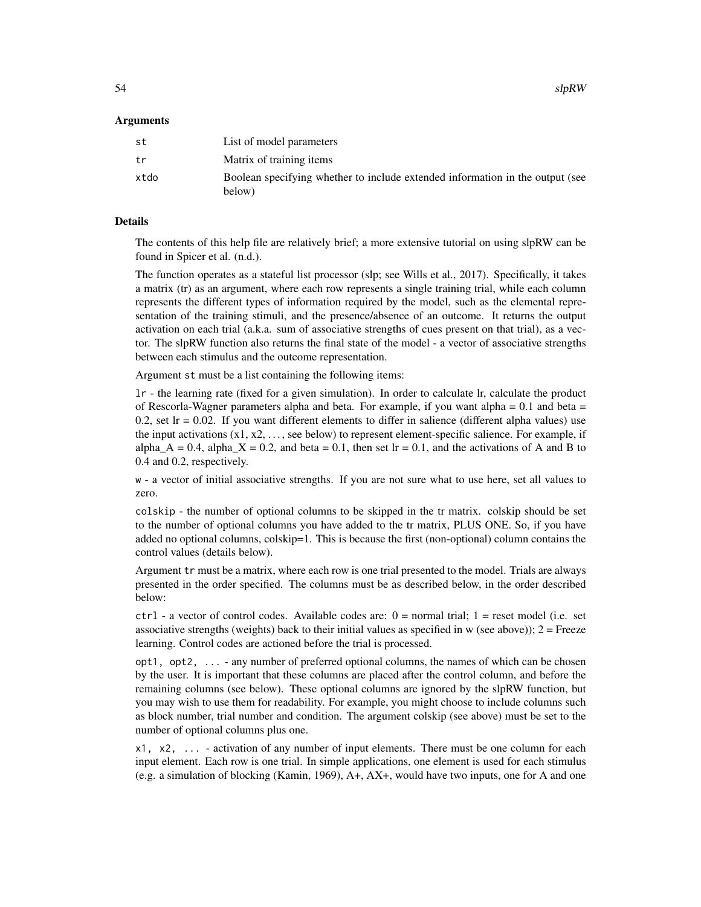### Arguments

| | |
|---|---|
| `st` | List of model parameters |
| `tr` | Matrix of training items |
| `xtdo` | Boolean specifying whether to include extended information in the output (see below) |

### Details

The contents of this help file are relatively brief; a more extensive tutorial on using slpRW can be found in Spicer et al. (n.d.).

The function operates as a stateful list processor (slp; see Wills et al., 2017). Specifically, it takes a matrix (tr) as an argument, where each row represents a single training trial, while each column represents the different types of information required by the model, such as the elemental representation of the training stimuli, and the presence/absence of an outcome. It returns the output activation on each trial (a.k.a. sum of associative strengths of cues present on that trial), as a vector. The slpRW function also returns the final state of the model - a vector of associative strengths between each stimulus and the outcome representation.

Argument `st` must be a list containing the following items:

`lr` - the learning rate (fixed for a given simulation). In order to calculate lr, calculate the product of Rescorla-Wagner parameters alpha and beta. For example, if you want alpha = 0.1 and beta = 0.2, set lr = 0.02. If you want different elements to differ in salience (different alpha values) use the input activations (x1, x2, ..., see below) to represent element-specific salience. For example, if $alpha_A = 0.4$, $alpha_X = 0.2$, and beta = 0.1, then set lr = 0.1, and the activations of A and B to 0.4 and 0.2, respectively.

`w` - a vector of initial associative strengths. If you are not sure what to use here, set all values to zero.

`colskip` - the number of optional columns to be skipped in the tr matrix. colskip should be set to the number of optional columns you have added to the tr matrix, PLUS ONE. So, if you have added no optional columns, colskip=1. This is because the first (non-optional) column contains the control values (details below).

Argument `tr` must be a matrix, where each row is one trial presented to the model. Trials are always presented in the order specified. The columns must be as described below, in the order described below:

`ctrl` - a vector of control codes. Available codes are: 0 = normal trial; 1 = reset model (i.e. set associative strengths (weights) back to their initial values as specified in w (see above)); 2 = Freeze learning. Control codes are actioned before the trial is processed.

`opt1, opt2, ...` - any number of preferred optional columns, the names of which can be chosen by the user. It is important that these columns are placed after the control column, and before the remaining columns (see below). These optional columns are ignored by the slpRW function, but you may wish to use them for readability. For example, you might choose to include columns such as block number, trial number and condition. The argument colskip (see above) must be set to the number of optional columns plus one.

`x1, x2, ...` - activation of any number of input elements. There must be one column for each input element. Each row is one trial. In simple applications, one element is used for each stimulus (e.g. a simulation of blocking (Kamin, 1969), A+, AX+, would have two inputs, one for A and one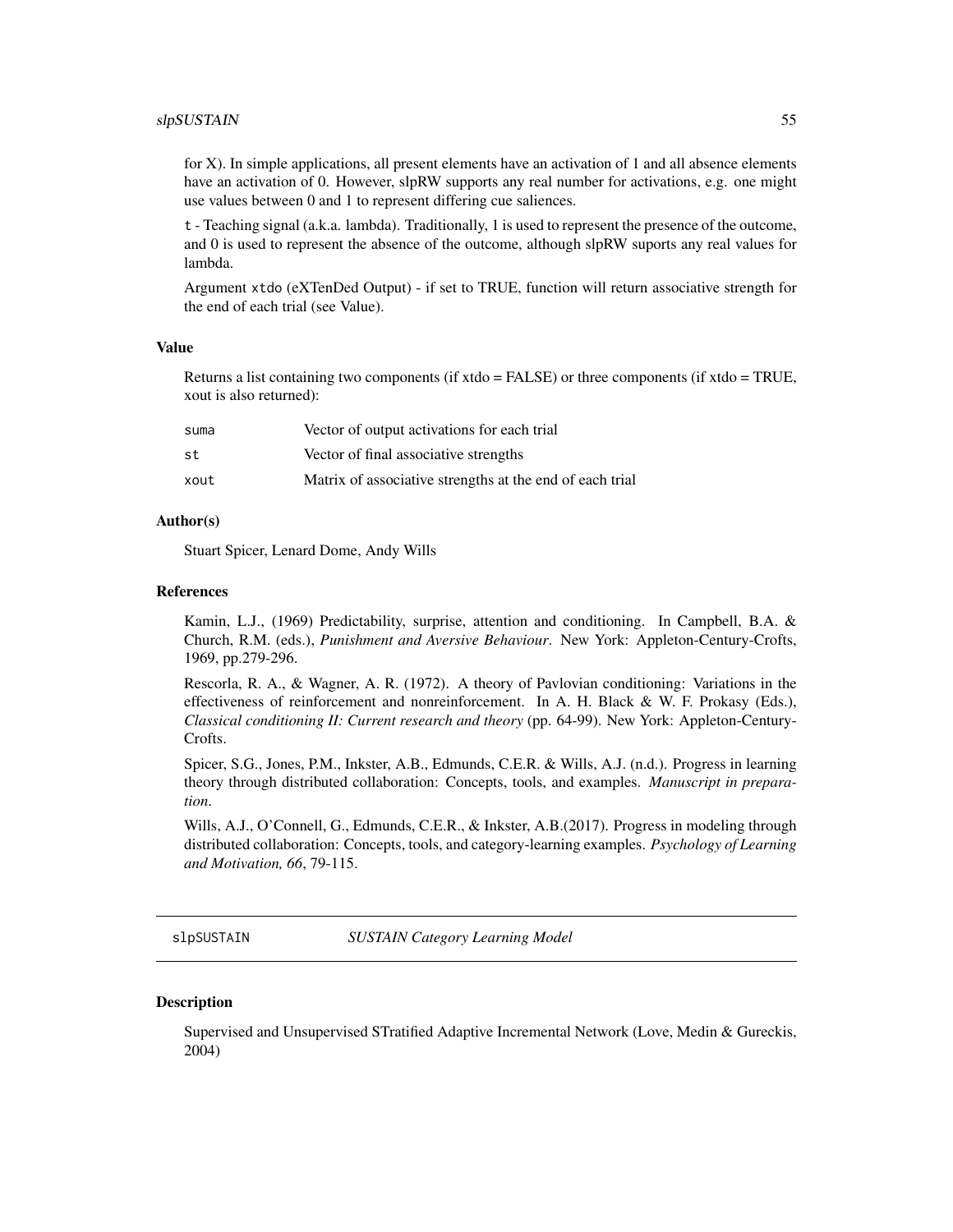for X). In simple applications, all present elements have an activation of 1 and all absence elements have an activation of 0. However, slpRW supports any real number for activations, e.g. one might use values between 0 and 1 to represent differing cue saliences.

`t` - Teaching signal (a.k.a. lambda). Traditionally, 1 is used to represent the presence of the outcome, and 0 is used to represent the absence of the outcome, although slpRW suports any real values for lambda.

Argument `xtdo` (eXTenDed Output) - if set to TRUE, function will return associative strength for the end of each trial (see Value).

### Value

Returns a list containing two components (if xtdo = FALSE) or three components (if xtdo = TRUE, xout is also returned):

| | |
|---|---|
| `suma` | Vector of output activations for each trial |
| `st` | Vector of final associative strengths |
| `xout` | Matrix of associative strengths at the end of each trial |

### Author(s)

Stuart Spicer, Lenard Dome, Andy Wills

### References

Kamin, L.J., (1969) Predictability, surprise, attention and conditioning. In Campbell, B.A. & Church, R.M. (eds.), *Punishment and Aversive Behaviour*. New York: Appleton-Century-Crofts, 1969, pp.279-296.

Rescorla, R. A., & Wagner, A. R. (1972). A theory of Pavlovian conditioning: Variations in the effectiveness of reinforcement and nonreinforcement. In A. H. Black & W. F. Prokasy (Eds.), *Classical conditioning II: Current research and theory* (pp. 64-99). New York: Appleton-Century-Crofts.

Spicer, S.G., Jones, P.M., Inkster, A.B., Edmunds, C.E.R. & Wills, A.J. (n.d.). Progress in learning theory through distributed collaboration: Concepts, tools, and examples. *Manuscript in preparation*.

Wills, A.J., O'Connell, G., Edmunds, C.E.R., & Inkster, A.B.(2017). Progress in modeling through distributed collaboration: Concepts, tools, and category-learning examples. *Psychology of Learning and Motivation, 66*, 79-115.

---

## slpSUSTAIN *SUSTAIN Category Learning Model*

### Description

Supervised and Unsupervised STratified Adaptive Incremental Network (Love, Medin & Gureckis, 2004)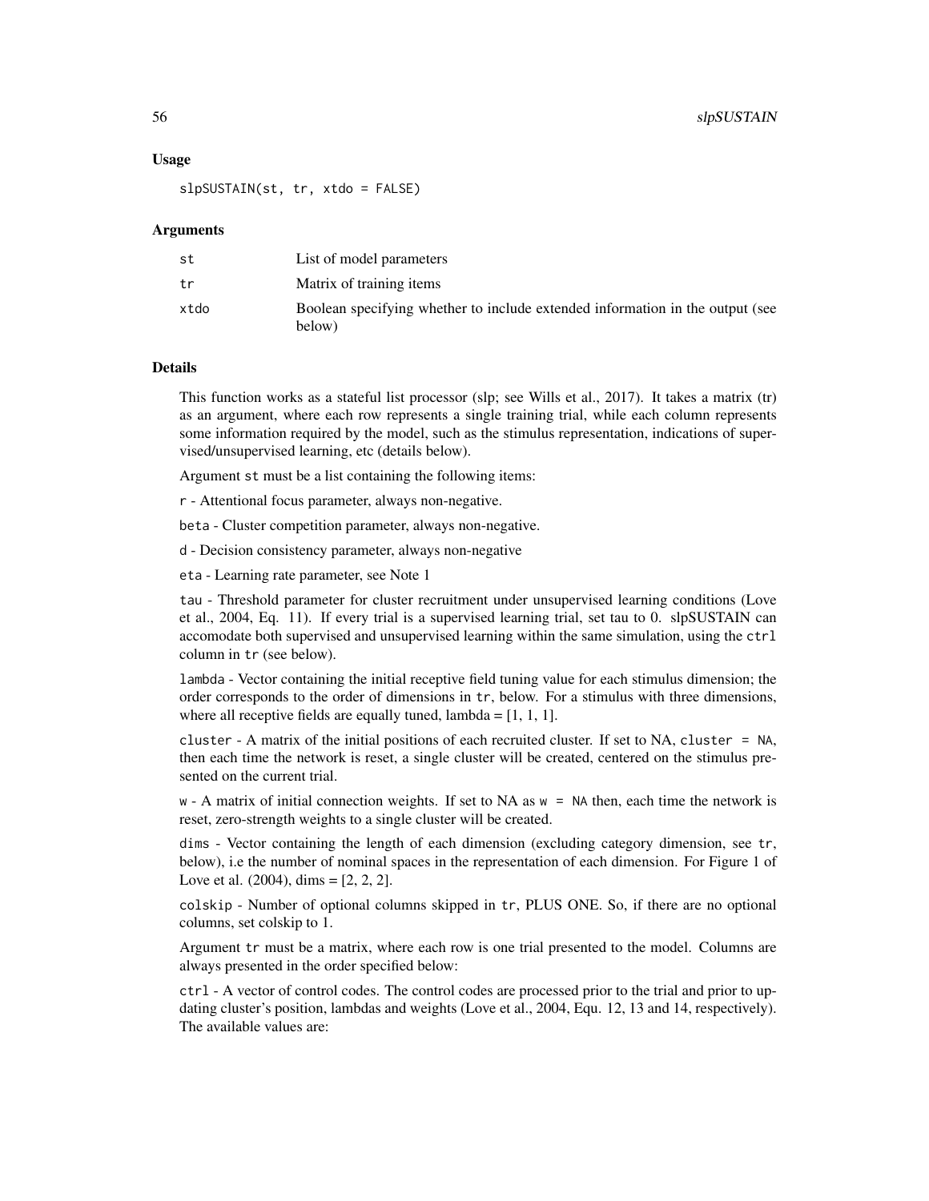## Usage

```
slpSUSTAIN(st, tr, xtdo = FALSE)
```

## Arguments

| | |
|---|---|
| st | List of model parameters |
| tr | Matrix of training items |
| xtdo | Boolean specifying whether to include extended information in the output (see below) |

## Details

This function works as a stateful list processor (slp; see Wills et al., 2017). It takes a matrix (tr) as an argument, where each row represents a single training trial, while each column represents some information required by the model, such as the stimulus representation, indications of supervised/unsupervised learning, etc (details below).

Argument st must be a list containing the following items:

r - Attentional focus parameter, always non-negative.

beta - Cluster competition parameter, always non-negative.

d - Decision consistency parameter, always non-negative

eta - Learning rate parameter, see Note 1

tau - Threshold parameter for cluster recruitment under unsupervised learning conditions (Love et al., 2004, Eq. 11). If every trial is a supervised learning trial, set tau to 0. slpSUSTAIN can accomodate both supervised and unsupervised learning within the same simulation, using the ctrl column in tr (see below).

lambda - Vector containing the initial receptive field tuning value for each stimulus dimension; the order corresponds to the order of dimensions in tr, below. For a stimulus with three dimensions, where all receptive fields are equally tuned, lambda = [1, 1, 1].

cluster - A matrix of the initial positions of each recruited cluster. If set to NA, cluster = NA, then each time the network is reset, a single cluster will be created, centered on the stimulus presented on the current trial.

w - A matrix of initial connection weights. If set to NA as w = NA then, each time the network is reset, zero-strength weights to a single cluster will be created.

dims - Vector containing the length of each dimension (excluding category dimension, see tr, below), i.e the number of nominal spaces in the representation of each dimension. For Figure 1 of Love et al. (2004), dims = [2, 2, 2].

colskip - Number of optional columns skipped in tr, PLUS ONE. So, if there are no optional columns, set colskip to 1.

Argument tr must be a matrix, where each row is one trial presented to the model. Columns are always presented in the order specified below:

ctrl - A vector of control codes. The control codes are processed prior to the trial and prior to updating cluster's position, lambdas and weights (Love et al., 2004, Equ. 12, 13 and 14, respectively). The available values are: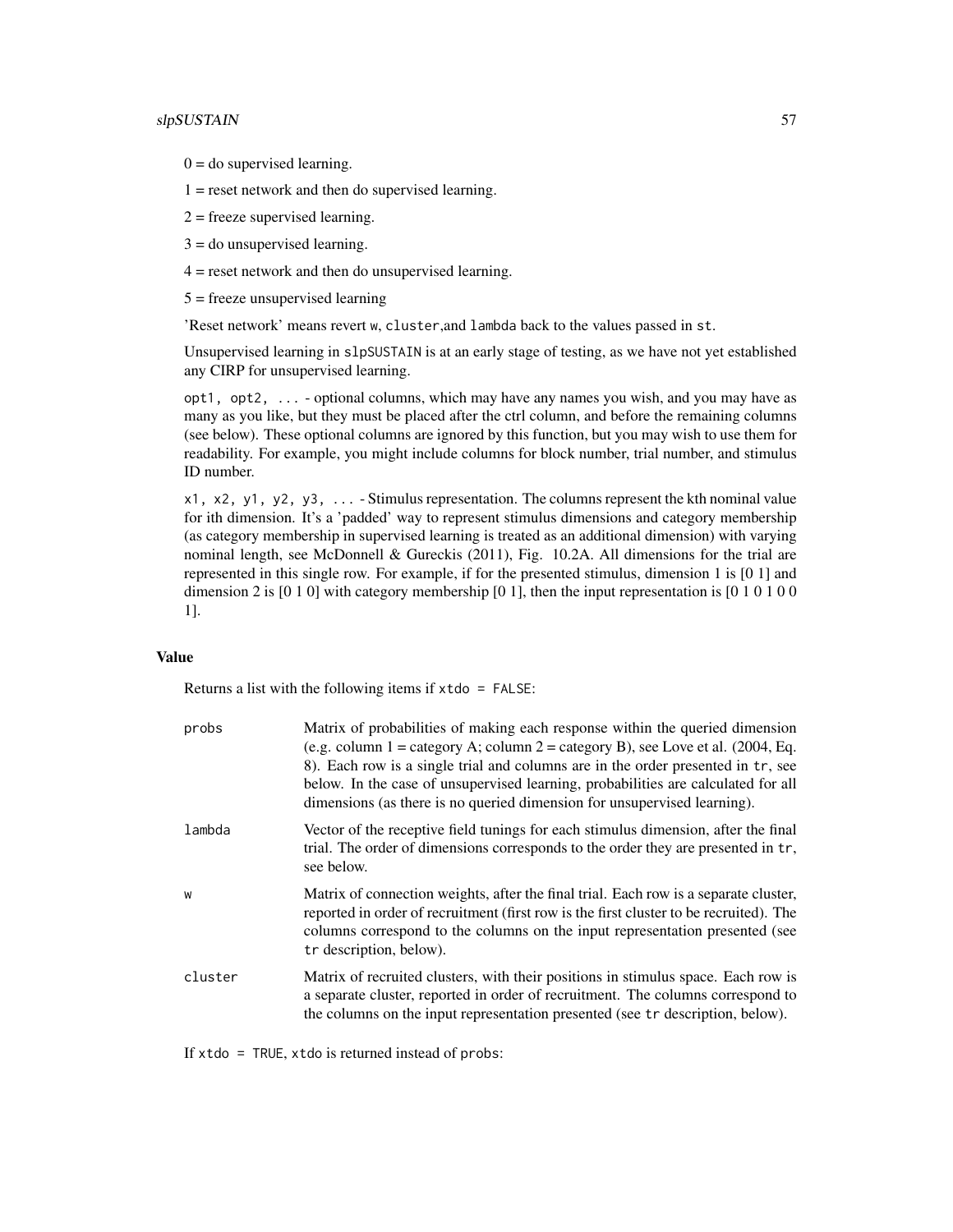0 = do supervised learning.

1 = reset network and then do supervised learning.

2 = freeze supervised learning.

3 = do unsupervised learning.

4 = reset network and then do unsupervised learning.

5 = freeze unsupervised learning

'Reset network' means revert `w`, `cluster`,and `lambda` back to the values passed in `st`.

Unsupervised learning in `slpSUSTAIN` is at an early stage of testing, as we have not yet established any CIRP for unsupervised learning.

`opt1, opt2, ...` - optional columns, which may have any names you wish, and you may have as many as you like, but they must be placed after the ctrl column, and before the remaining columns (see below). These optional columns are ignored by this function, but you may wish to use them for readability. For example, you might include columns for block number, trial number, and stimulus ID number.

`x1, x2, y1, y2, y3, ...` - Stimulus representation. The columns represent the kth nominal value for ith dimension. It's a 'padded' way to represent stimulus dimensions and category membership (as category membership in supervised learning is treated as an additional dimension) with varying nominal length, see McDonnell & Gureckis (2011), Fig. 10.2A. All dimensions for the trial are represented in this single row. For example, if for the presented stimulus, dimension 1 is [0 1] and dimension 2 is [0 1 0] with category membership [0 1], then the input representation is [0 1 0 1 0 0 1].

## Value

Returns a list with the following items if `xtdo = FALSE`:

| | |
|---|---|
| `probs` | Matrix of probabilities of making each response within the queried dimension (e.g. column 1 = category A; column 2 = category B), see Love et al. (2004, Eq. 8). Each row is a single trial and columns are in the order presented in `tr`, see below. In the case of unsupervised learning, probabilities are calculated for all dimensions (as there is no queried dimension for unsupervised learning). |
| `lambda` | Vector of the receptive field tunings for each stimulus dimension, after the final trial. The order of dimensions corresponds to the order they are presented in `tr`, see below. |
| `w` | Matrix of connection weights, after the final trial. Each row is a separate cluster, reported in order of recruitment (first row is the first cluster to be recruited). The columns correspond to the columns on the input representation presented (see `tr` description, below). |
| `cluster` | Matrix of recruited clusters, with their positions in stimulus space. Each row is a separate cluster, reported in order of recruitment. The columns correspond to the columns on the input representation presented (see `tr` description, below). |

If `xtdo = TRUE`, `xtdo` is returned instead of `probs`: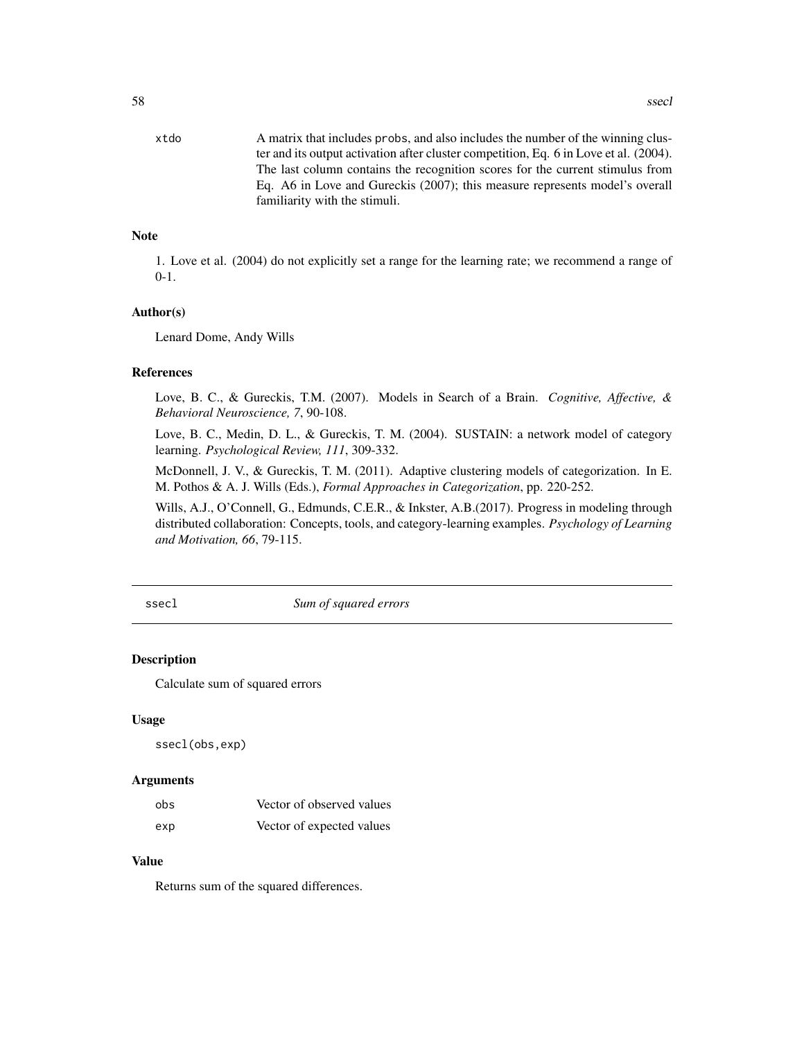xtdo — A matrix that includes `probs`, and also includes the number of the winning cluster and its output activation after cluster competition, Eq. 6 in Love et al. (2004). The last column contains the recognition scores for the current stimulus from Eq. A6 in Love and Gureckis (2007); this measure represents model's overall familiarity with the stimuli.

### Note

1. Love et al. (2004) do not explicitly set a range for the learning rate; we recommend a range of 0-1.

### Author(s)

Lenard Dome, Andy Wills

### References

Love, B. C., & Gureckis, T.M. (2007). Models in Search of a Brain. *Cognitive, Affective, & Behavioral Neuroscience, 7*, 90-108.

Love, B. C., Medin, D. L., & Gureckis, T. M. (2004). SUSTAIN: a network model of category learning. *Psychological Review, 111*, 309-332.

McDonnell, J. V., & Gureckis, T. M. (2011). Adaptive clustering models of categorization. In E. M. Pothos & A. J. Wills (Eds.), *Formal Approaches in Categorization*, pp. 220-252.

Wills, A.J., O'Connell, G., Edmunds, C.E.R., & Inkster, A.B.(2017). Progress in modeling through distributed collaboration: Concepts, tools, and category-learning examples. *Psychology of Learning and Motivation, 66*, 79-115.

---

## ssecl — *Sum of squared errors*

### Description

Calculate sum of squared errors

### Usage

```
ssecl(obs,exp)
```

### Arguments

| | |
|---|---|
| obs | Vector of observed values |
| exp | Vector of expected values |

### Value

Returns sum of the squared differences.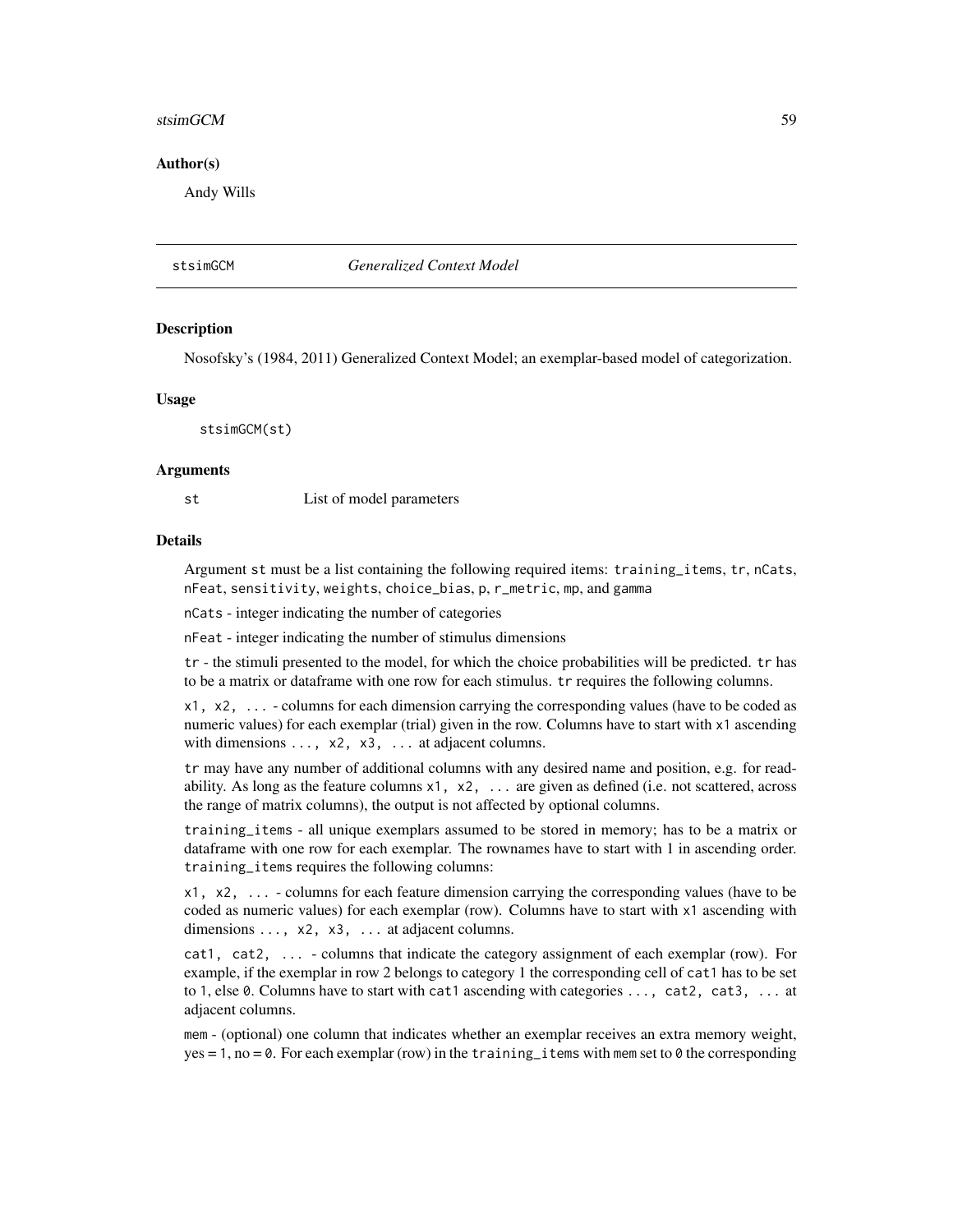## Author(s)

Andy Wills

---

stsimGCM *Generalized Context Model*

---

## Description

Nosofsky's (1984, 2011) Generalized Context Model; an exemplar-based model of categorization.

## Usage

```
stsimGCM(st)
```

## Arguments

st List of model parameters

## Details

Argument `st` must be a list containing the following required items: `training_items`, `tr`, `nCats`, `nFeat`, `sensitivity`, `weights`, `choice_bias`, `p`, `r_metric`, `mp`, and `gamma`

`nCats` - integer indicating the number of categories

`nFeat` - integer indicating the number of stimulus dimensions

`tr` - the stimuli presented to the model, for which the choice probabilities will be predicted. `tr` has to be a matrix or dataframe with one row for each stimulus. `tr` requires the following columns.

`x1, x2, ...` - columns for each dimension carrying the corresponding values (have to be coded as numeric values) for each exemplar (trial) given in the row. Columns have to start with `x1` ascending with dimensions `..., x2, x3, ...` at adjacent columns.

`tr` may have any number of additional columns with any desired name and position, e.g. for readability. As long as the feature columns `x1, x2, ...` are given as defined (i.e. not scattered, across the range of matrix columns), the output is not affected by optional columns.

`training_items` - all unique exemplars assumed to be stored in memory; has to be a matrix or dataframe with one row for each exemplar. The rownames have to start with 1 in ascending order. `training_items` requires the following columns:

`x1, x2, ...` - columns for each feature dimension carrying the corresponding values (have to be coded as numeric values) for each exemplar (row). Columns have to start with `x1` ascending with dimensions `..., x2, x3, ...` at adjacent columns.

`cat1, cat2, ...` - columns that indicate the category assignment of each exemplar (row). For example, if the exemplar in row 2 belongs to category 1 the corresponding cell of `cat1` has to be set to `1`, else `0`. Columns have to start with `cat1` ascending with categories `..., cat2, cat3, ...` at adjacent columns.

`mem` - (optional) one column that indicates whether an exemplar receives an extra memory weight, yes = `1`, no = `0`. For each exemplar (row) in the `training_items` with `mem` set to `0` the corresponding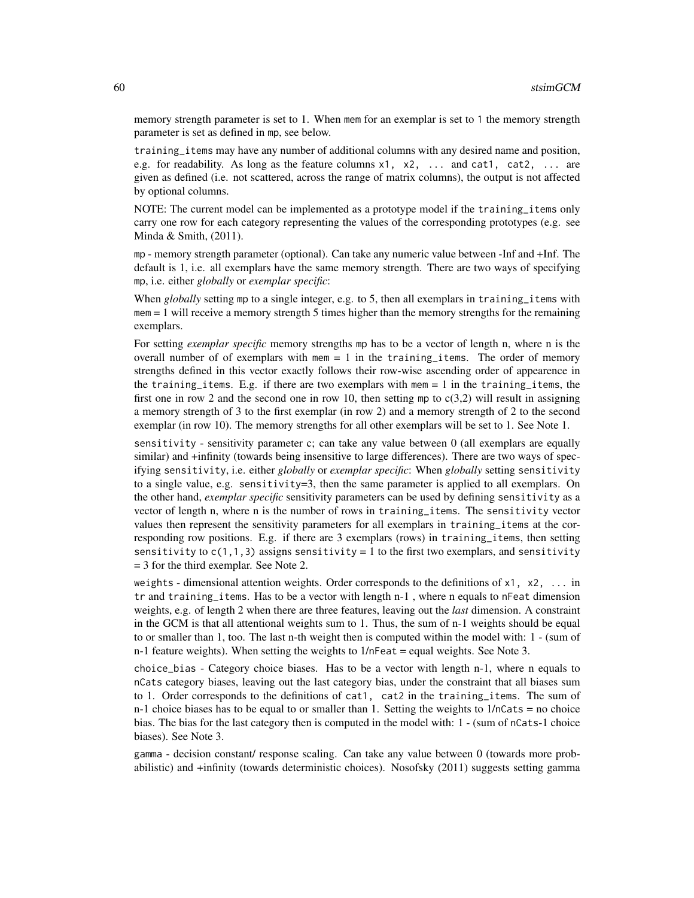memory strength parameter is set to 1. When `mem` for an exemplar is set to 1 the memory strength parameter is set as defined in `mp`, see below.

`training_items` may have any number of additional columns with any desired name and position, e.g. for readability. As long as the feature columns `x1, x2, ...` and `cat1, cat2, ...` are given as defined (i.e. not scattered, across the range of matrix columns), the output is not affected by optional columns.

NOTE: The current model can be implemented as a prototype model if the `training_items` only carry one row for each category representing the values of the corresponding prototypes (e.g. see Minda & Smith, (2011).

`mp` - memory strength parameter (optional). Can take any numeric value between -Inf and +Inf. The default is 1, i.e. all exemplars have the same memory strength. There are two ways of specifying `mp`, i.e. either *globally* or *exemplar specific*:

When *globally* setting `mp` to a single integer, e.g. to 5, then all exemplars in `training_items` with `mem` = 1 will receive a memory strength 5 times higher than the memory strengths for the remaining exemplars.

For setting *exemplar specific* memory strengths `mp` has to be a vector of length n, where n is the overall number of of exemplars with `mem = 1` in the `training_items`. The order of memory strengths defined in this vector exactly follows their row-wise ascending order of appearence in the `training_items`. E.g. if there are two exemplars with `mem = 1` in the `training_items`, the first one in row 2 and the second one in row 10, then setting `mp` to c(3,2) will result in assigning a memory strength of 3 to the first exemplar (in row 2) and a memory strength of 2 to the second exemplar (in row 10). The memory strengths for all other exemplars will be set to 1. See Note 1.

`sensitivity` - sensitivity parameter c; can take any value between 0 (all exemplars are equally similar) and +infinity (towards being insensitive to large differences). There are two ways of specifying `sensitivity`, i.e. either *globally* or *exemplar specific*: When *globally* setting `sensitivity` to a single value, e.g. `sensitivity`=3, then the same parameter is applied to all exemplars. On the other hand, *exemplar specific* sensitivity parameters can be used by defining `sensitivity` as a vector of length n, where n is the number of rows in `training_items`. The `sensitivity` vector values then represent the sensitivity parameters for all exemplars in `training_items` at the corresponding row positions. E.g. if there are 3 exemplars (rows) in `training_items`, then setting `sensitivity` to `c(1,1,3)` assigns `sensitivity` = 1 to the first two exemplars, and `sensitivity` = 3 for the third exemplar. See Note 2.

`weights` - dimensional attention weights. Order corresponds to the definitions of `x1, x2, ...` in `tr` and `training_items`. Has to be a vector with length n-1 , where n equals to `nFeat` dimension weights, e.g. of length 2 when there are three features, leaving out the *last* dimension. A constraint in the GCM is that all attentional weights sum to 1. Thus, the sum of n-1 weights should be equal to or smaller than 1, too. The last n-th weight then is computed within the model with: 1 - (sum of n-1 feature weights). When setting the weights to 1/`nFeat` = equal weights. See Note 3.

`choice_bias` - Category choice biases. Has to be a vector with length n-1, where n equals to `nCats` category biases, leaving out the last category bias, under the constraint that all biases sum to 1. Order corresponds to the definitions of `cat1, cat2` in the `training_items`. The sum of n-1 choice biases has to be equal to or smaller than 1. Setting the weights to 1/`nCats` = no choice bias. The bias for the last category then is computed in the model with: 1 - (sum of `nCats`-1 choice biases). See Note 3.

`gamma` - decision constant/ response scaling. Can take any value between 0 (towards more probabilistic) and +infinity (towards deterministic choices). Nosofsky (2011) suggests setting gamma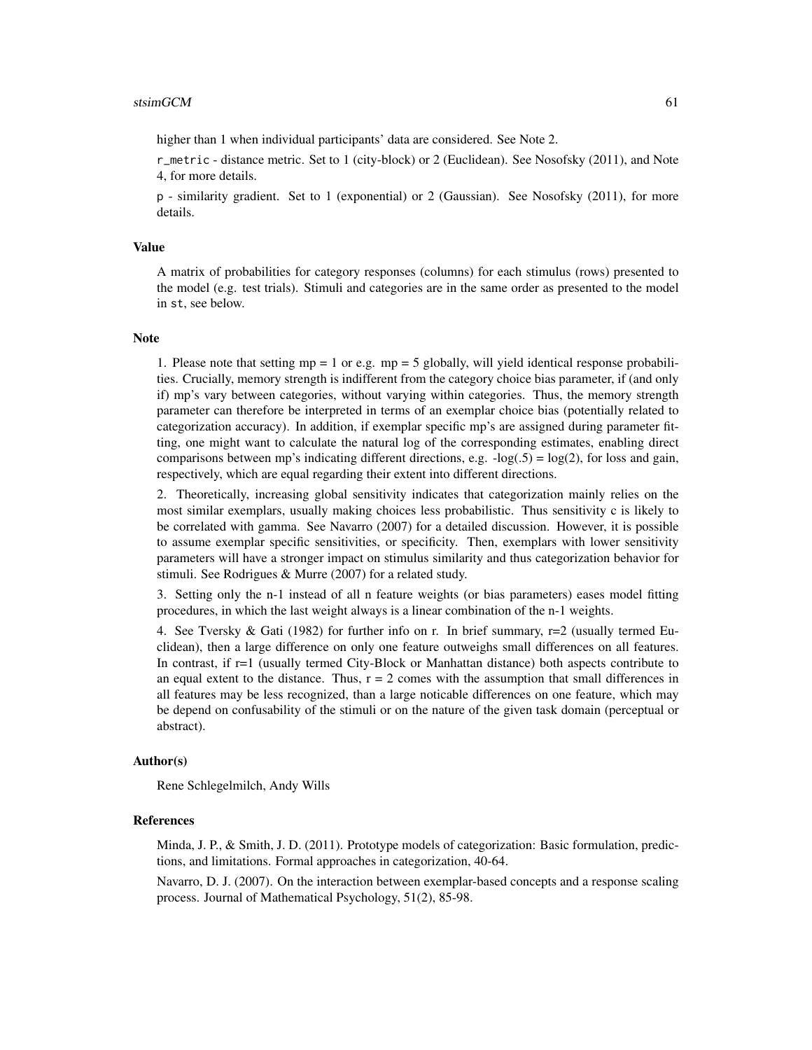higher than 1 when individual participants' data are considered. See Note 2.

`r_metric` - distance metric. Set to 1 (city-block) or 2 (Euclidean). See Nosofsky (2011), and Note 4, for more details.

`p` - similarity gradient. Set to 1 (exponential) or 2 (Gaussian). See Nosofsky (2011), for more details.

### Value

A matrix of probabilities for category responses (columns) for each stimulus (rows) presented to the model (e.g. test trials). Stimuli and categories are in the same order as presented to the model in `st`, see below.

### Note

1. Please note that setting mp = 1 or e.g. mp = 5 globally, will yield identical response probabilities. Crucially, memory strength is indifferent from the category choice bias parameter, if (and only if) mp's vary between categories, without varying within categories. Thus, the memory strength parameter can therefore be interpreted in terms of an exemplar choice bias (potentially related to categorization accuracy). In addition, if exemplar specific mp's are assigned during parameter fitting, one might want to calculate the natural log of the corresponding estimates, enabling direct comparisons between mp's indicating different directions, e.g. $-\log(.5) = \log(2)$, for loss and gain, respectively, which are equal regarding their extent into different directions.

2. Theoretically, increasing global sensitivity indicates that categorization mainly relies on the most similar exemplars, usually making choices less probabilistic. Thus sensitivity c is likely to be correlated with gamma. See Navarro (2007) for a detailed discussion. However, it is possible to assume exemplar specific sensitivities, or specificity. Then, exemplars with lower sensitivity parameters will have a stronger impact on stimulus similarity and thus categorization behavior for stimuli. See Rodrigues & Murre (2007) for a related study.

3. Setting only the n-1 instead of all n feature weights (or bias parameters) eases model fitting procedures, in which the last weight always is a linear combination of the n-1 weights.

4. See Tversky & Gati (1982) for further info on r. In brief summary, r=2 (usually termed Euclidean), then a large difference on only one feature outweighs small differences on all features. In contrast, if r=1 (usually termed City-Block or Manhattan distance) both aspects contribute to an equal extent to the distance. Thus, r = 2 comes with the assumption that small differences in all features may be less recognized, than a large noticable differences on one feature, which may be depend on confusability of the stimuli or on the nature of the given task domain (perceptual or abstract).

### Author(s)

Rene Schlegelmilch, Andy Wills

### References

Minda, J. P., & Smith, J. D. (2011). Prototype models of categorization: Basic formulation, predictions, and limitations. Formal approaches in categorization, 40-64.

Navarro, D. J. (2007). On the interaction between exemplar-based concepts and a response scaling process. Journal of Mathematical Psychology, 51(2), 85-98.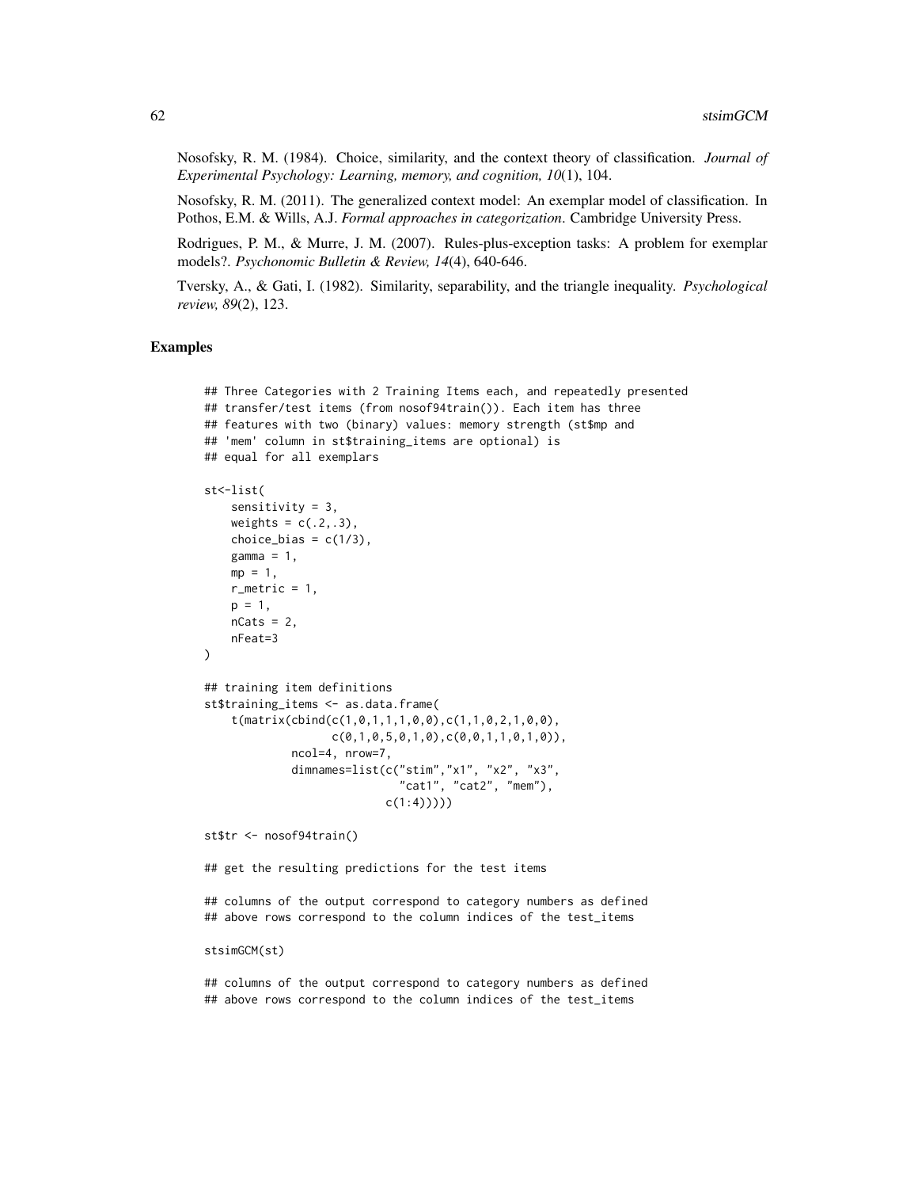Nosofsky, R. M. (1984). Choice, similarity, and the context theory of classification. *Journal of Experimental Psychology: Learning, memory, and cognition, 10*(1), 104.

Nosofsky, R. M. (2011). The generalized context model: An exemplar model of classification. In Pothos, E.M. & Wills, A.J. *Formal approaches in categorization*. Cambridge University Press.

Rodrigues, P. M., & Murre, J. M. (2007). Rules-plus-exception tasks: A problem for exemplar models?. *Psychonomic Bulletin & Review, 14*(4), 640-646.

Tversky, A., & Gati, I. (1982). Similarity, separability, and the triangle inequality. *Psychological review, 89*(2), 123.

## Examples

```
## Three Categories with 2 Training Items each, and repeatedly presented
## transfer/test items (from nosof94train()). Each item has three
## features with two (binary) values: memory strength (st$mp and
## 'mem' column in st$training_items are optional) is
## equal for all exemplars

st<-list(
    sensitivity = 3,
    weights = c(.2,.3),
    choice_bias = c(1/3),
    gamma = 1,
    mp = 1,
    r_metric = 1,
    p = 1,
    nCats = 2,
    nFeat=3
)

## training item definitions
st$training_items <- as.data.frame(
    t(matrix(cbind(c(1,0,1,1,1,0,0),c(1,1,0,2,1,0,0),
                   c(0,1,0,5,0,1,0),c(0,0,1,1,0,1,0)),
             ncol=4, nrow=7,
             dimnames=list(c("stim","x1", "x2", "x3",
                             "cat1", "cat2", "mem"),
                           c(1:4)))))

st$tr <- nosof94train()

## get the resulting predictions for the test items

## columns of the output correspond to category numbers as defined
## above rows correspond to the column indices of the test_items

stsimGCM(st)

## columns of the output correspond to category numbers as defined
## above rows correspond to the column indices of the test_items
```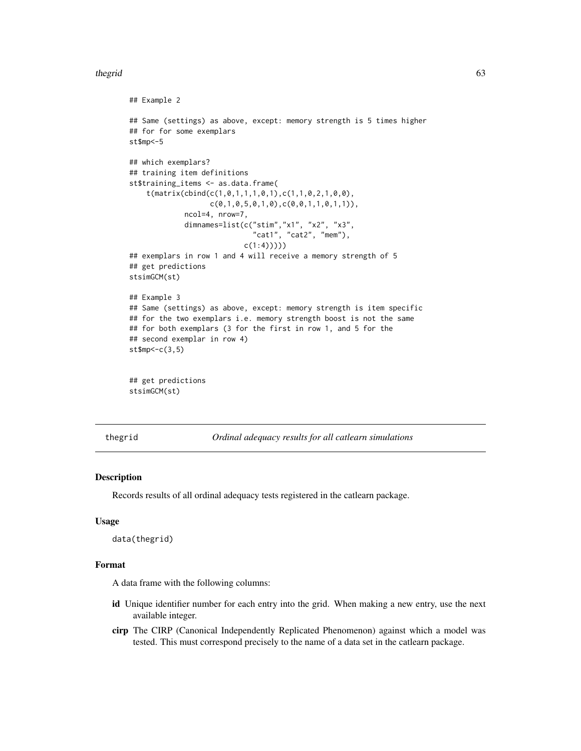```
## Example 2

## Same (settings) as above, except: memory strength is 5 times higher
## for for some exemplars
st$mp<-5

## which exemplars?
## training item definitions
st$training_items <- as.data.frame(
    t(matrix(cbind(c(1,0,1,1,1,0,1),c(1,1,0,2,1,0,0),
                   c(0,1,0,5,0,1,0),c(0,0,1,1,0,1,1)),
             ncol=4, nrow=7,
             dimnames=list(c("stim","x1", "x2", "x3",
                             "cat1", "cat2", "mem"),
                           c(1:4)))))
## exemplars in row 1 and 4 will receive a memory strength of 5
## get predictions
stsimGCM(st)

## Example 3
## Same (settings) as above, except: memory strength is item specific
## for the two exemplars i.e. memory strength boost is not the same
## for both exemplars (3 for the first in row 1, and 5 for the
## second exemplar in row 4)
st$mp<-c(3,5)


## get predictions
stsimGCM(st)
```

---

thegrid *Ordinal adequacy results for all catlearn simulations*

---

### Description

Records results of all ordinal adequacy tests registered in the catlearn package.

### Usage

```
data(thegrid)
```

### Format

A data frame with the following columns:

- **id** Unique identifier number for each entry into the grid. When making a new entry, use the next available integer.
- **cirp** The CIRP (Canonical Independently Replicated Phenomenon) against which a model was tested. This must correspond precisely to the name of a data set in the catlearn package.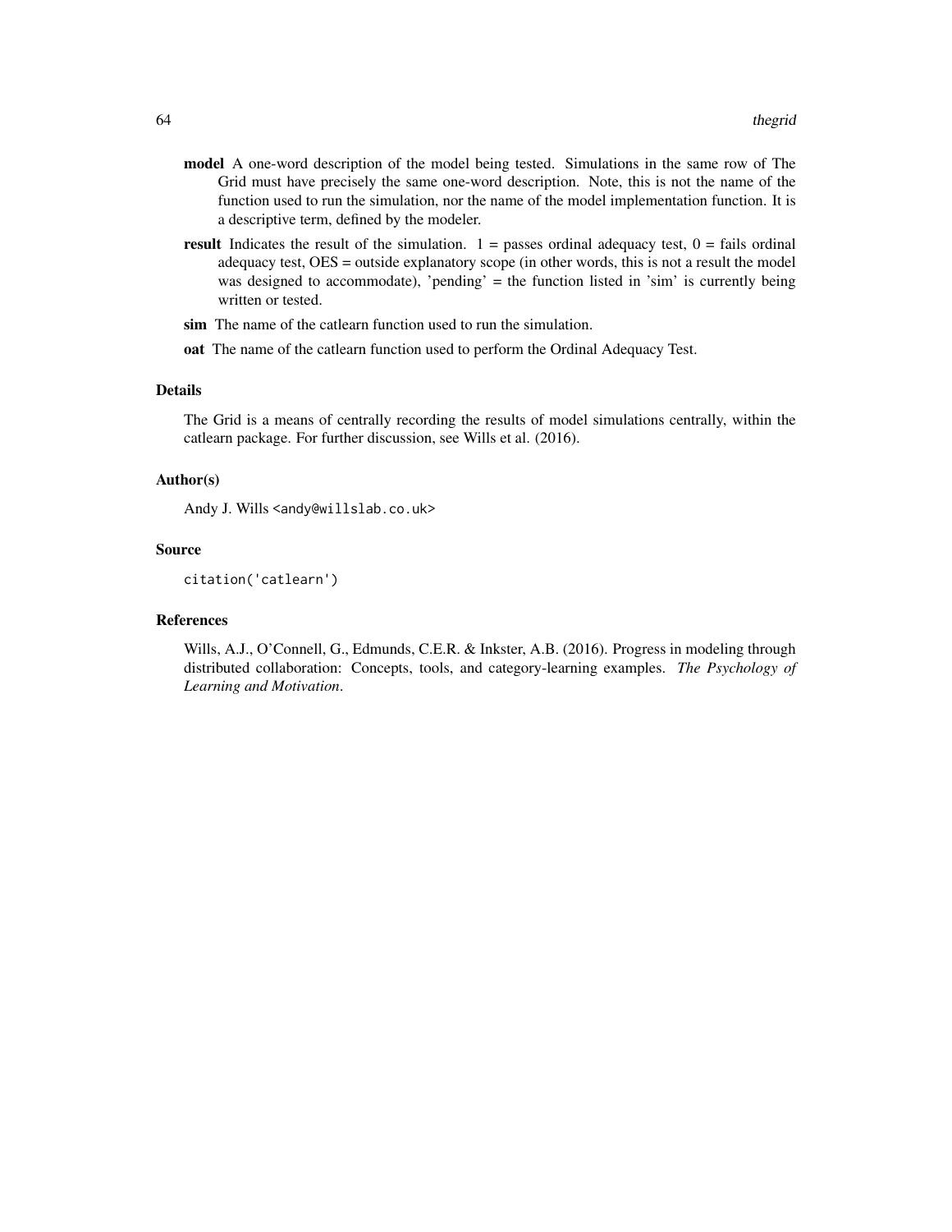**model** A one-word description of the model being tested. Simulations in the same row of The Grid must have precisely the same one-word description. Note, this is not the name of the function used to run the simulation, nor the name of the model implementation function. It is a descriptive term, defined by the modeler.

**result** Indicates the result of the simulation. 1 = passes ordinal adequacy test, 0 = fails ordinal adequacy test, OES = outside explanatory scope (in other words, this is not a result the model was designed to accommodate), 'pending' = the function listed in 'sim' is currently being written or tested.

**sim** The name of the catlearn function used to run the simulation.

**oat** The name of the catlearn function used to perform the Ordinal Adequacy Test.

### Details

The Grid is a means of centrally recording the results of model simulations centrally, within the catlearn package. For further discussion, see Wills et al. (2016).

### Author(s)

Andy J. Wills `<andy@willslab.co.uk>`

### Source

```
citation('catlearn')
```

### References

Wills, A.J., O'Connell, G., Edmunds, C.E.R. & Inkster, A.B. (2016). Progress in modeling through distributed collaboration: Concepts, tools, and category-learning examples. *The Psychology of Learning and Motivation*.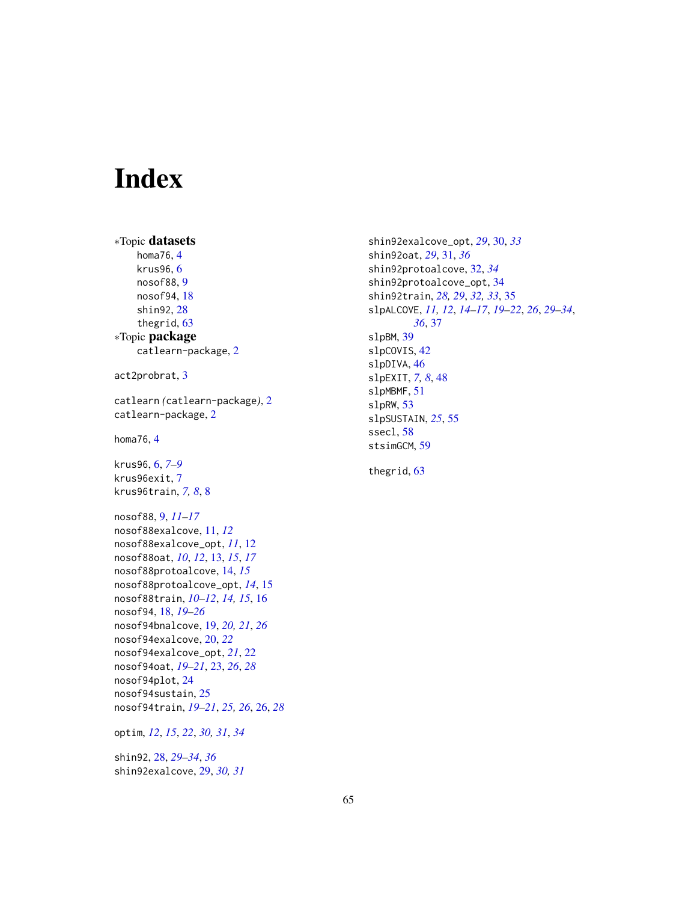# Index

∗Topic **datasets**

- homa76, 4
- krus96, 6
- nosof88, 9
- nosof94, 18
- shin92, 28
- thegrid, 63

∗Topic **package**

- catlearn-package, 2

act2probrat, 3

catlearn (catlearn-package), 2
catlearn-package, 2

homa76, 4

krus96, 6, *7–9*
krus96exit, 7
krus96train, *7, 8*, 8

nosof88, 9, *11–17*
nosof88exalcove, 11, *12*
nosof88exalcove_opt, *11*, 12
nosof88oat, *10*, *12*, 13, *15*, *17*
nosof88protoalcove, 14, *15*
nosof88protoalcove_opt, *14*, 15
nosof88train, *10–12*, *14, 15*, 16
nosof94, 18, *19–26*
nosof94bnalcove, 19, *20, 21*, *26*
nosof94exalcove, 20, *22*
nosof94exalcove_opt, *21*, 22
nosof94oat, *19–21*, 23, *26*, *28*
nosof94plot, 24
nosof94sustain, 25
nosof94train, *19–21*, *25, 26*, 26, *28*

optim, *12*, *15*, *22*, *30, 31*, *34*

shin92, 28, *29–34*, *36*
shin92exalcove, 29, *30, 31*
shin92exalcove_opt, *29*, 30, *33*
shin92oat, *29*, 31, *36*
shin92protoalcove, 32, *34*
shin92protoalcove_opt, 34
shin92train, *28, 29*, *32, 33*, 35
slpALCOVE, *11, 12*, *14–17*, *19–22*, *26*, *29–34*, *36*, 37
slpBM, 39
slpCOVIS, 42
slpDIVA, 46
slpEXIT, *7, 8*, 48
slpMBMF, 51
slpRW, 53
slpSUSTAIN, *25*, 55
ssecl, 58
stsimGCM, 59

thegrid, 63